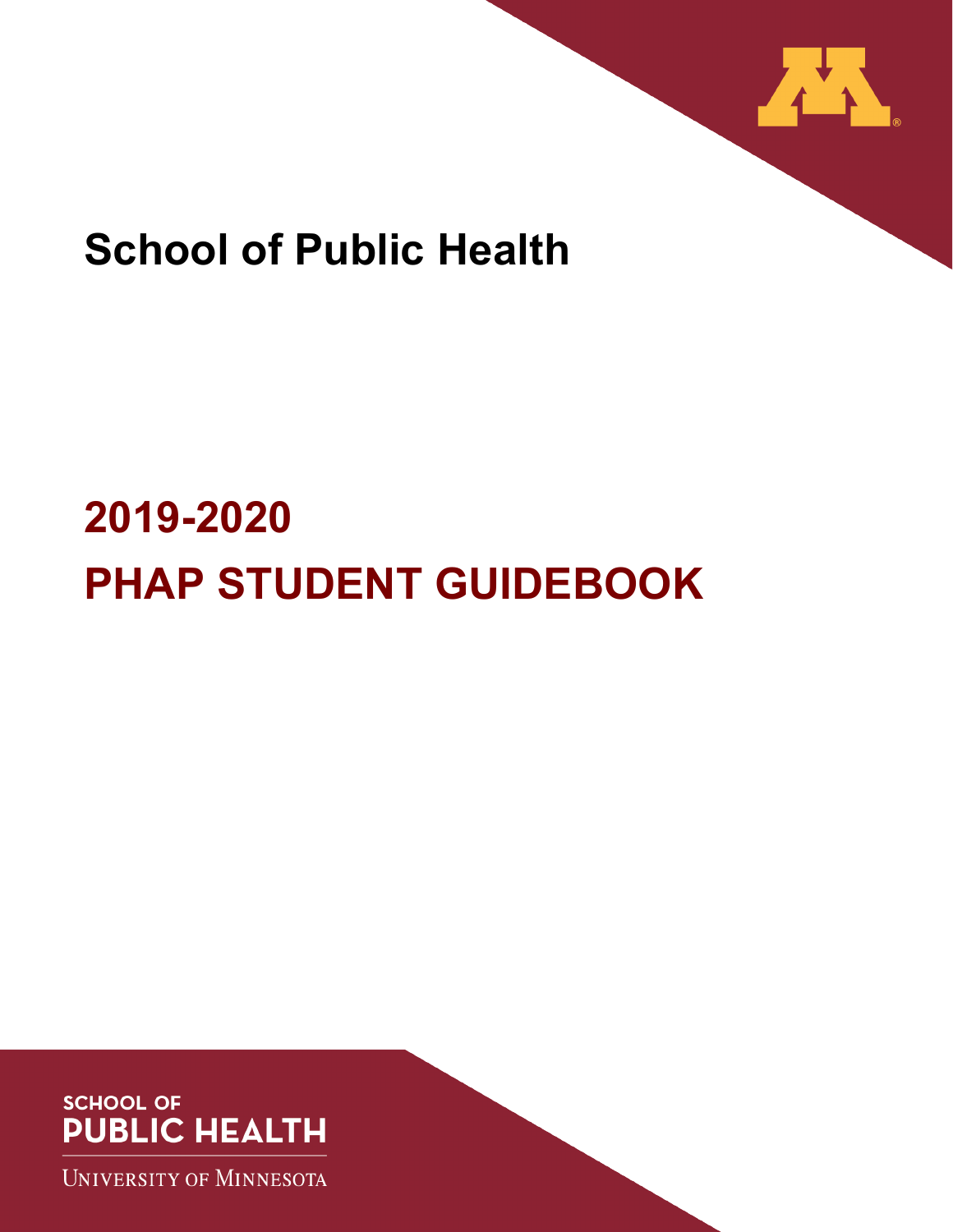# School of Public Health

# 2019-2020
# PHAP STUDENT GUIDEBOOK

SCHOOL OF
PUBLIC HEALTH

UNIVERSITY OF MINNESOTA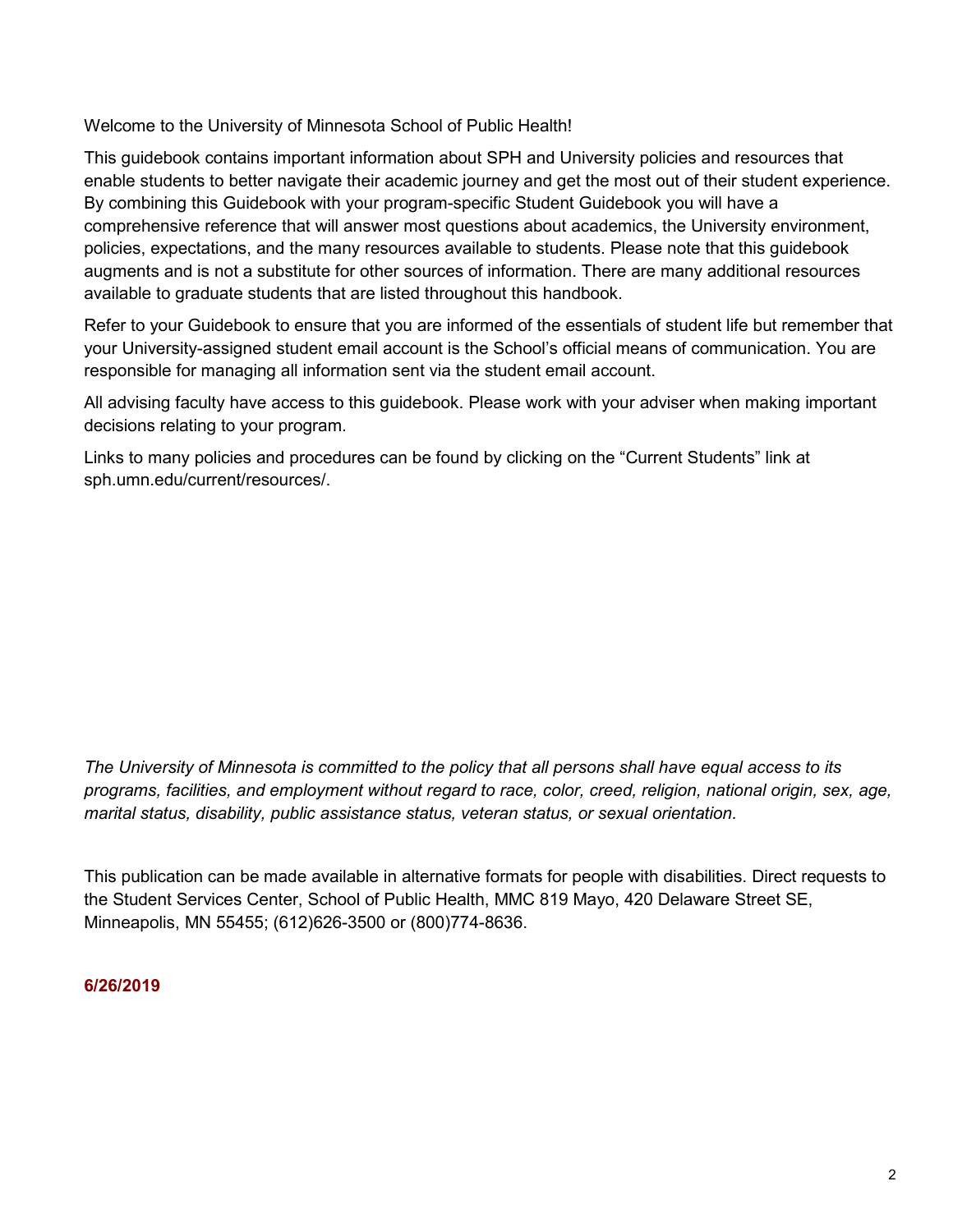Welcome to the University of Minnesota School of Public Health!

This guidebook contains important information about SPH and University policies and resources that enable students to better navigate their academic journey and get the most out of their student experience. By combining this Guidebook with your program-specific Student Guidebook you will have a comprehensive reference that will answer most questions about academics, the University environment, policies, expectations, and the many resources available to students. Please note that this guidebook augments and is not a substitute for other sources of information. There are many additional resources available to graduate students that are listed throughout this handbook.

Refer to your Guidebook to ensure that you are informed of the essentials of student life but remember that your University-assigned student email account is the School's official means of communication. You are responsible for managing all information sent via the student email account.

All advising faculty have access to this guidebook. Please work with your adviser when making important decisions relating to your program.

Links to many policies and procedures can be found by clicking on the "Current Students" link at sph.umn.edu/current/resources/.

*The University of Minnesota is committed to the policy that all persons shall have equal access to its programs, facilities, and employment without regard to race, color, creed, religion, national origin, sex, age, marital status, disability, public assistance status, veteran status, or sexual orientation.*

This publication can be made available in alternative formats for people with disabilities. Direct requests to the Student Services Center, School of Public Health, MMC 819 Mayo, 420 Delaware Street SE, Minneapolis, MN 55455; (612)626-3500 or (800)774-8636.

**6/26/2019**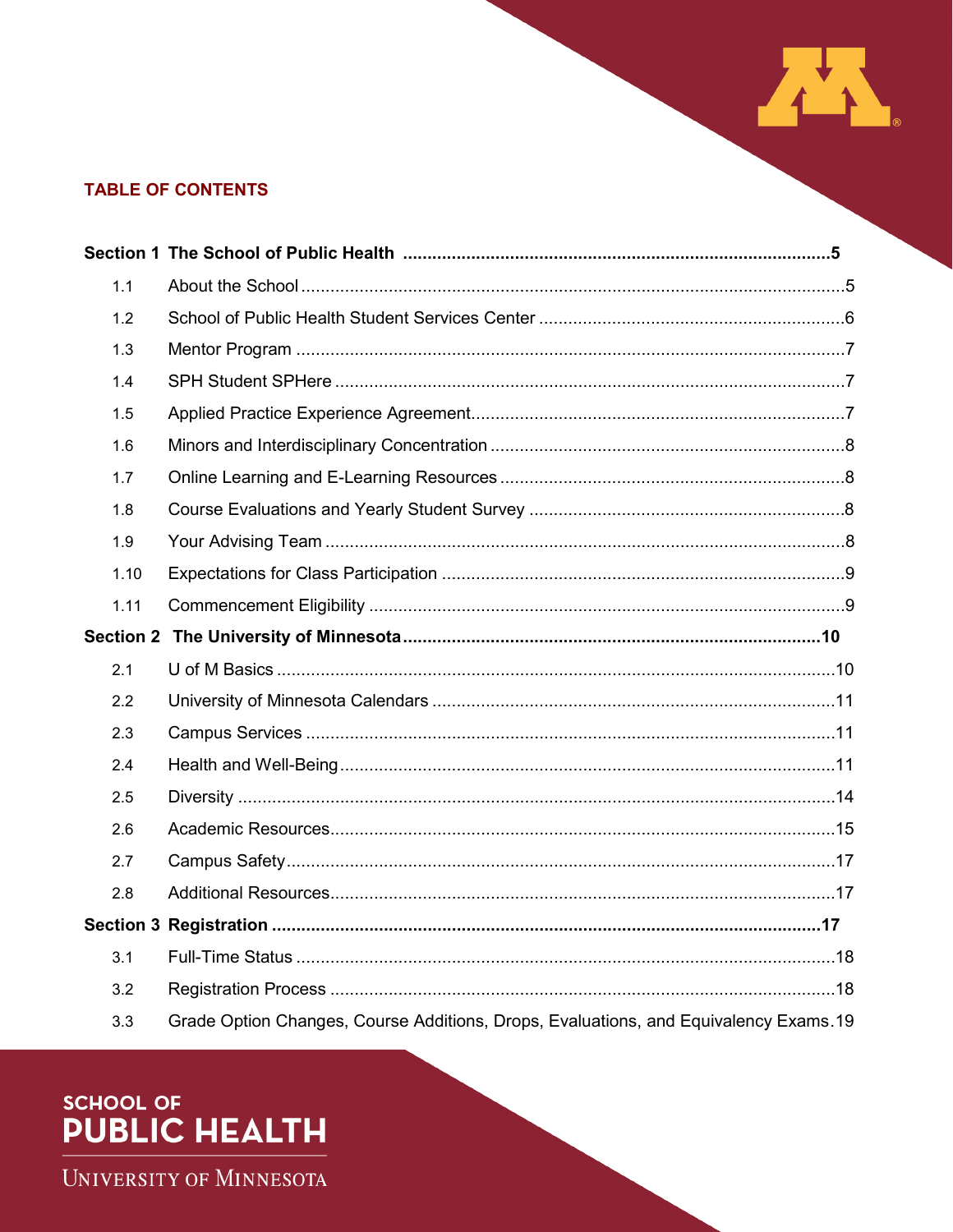## TABLE OF CONTENTS

**Section 1 The School of Public Health** .......................................................................................**5**

1.1 About the School ..............................................................................................................5

1.2 School of Public Health Student Services Center ..............................................................6

1.3 Mentor Program ................................................................................................................7

1.4 SPH Student SPHere .........................................................................................................7

1.5 Applied Practice Experience Agreement............................................................................7

1.6 Minors and Interdisciplinary Concentration ........................................................................8

1.7 Online Learning and E-Learning Resources ......................................................................8

1.8 Course Evaluations and Yearly Student Survey ................................................................8

1.9 Your Advising Team .........................................................................................................8

1.10 Expectations for Class Participation ..................................................................................9

1.11 Commencement Eligibility .................................................................................................9

**Section 2 The University of Minnesota** .....................................................................................**10**

2.1 U of M Basics ..................................................................................................................10

2.2 University of Minnesota Calendars ..................................................................................11

2.3 Campus Services ............................................................................................................11

2.4 Health and Well-Being .....................................................................................................11

2.5 Diversity ..........................................................................................................................14

2.6 Academic Resources.......................................................................................................15

2.7 Campus Safety................................................................................................................17

2.8 Additional Resources.......................................................................................................17

**Section 3 Registration** .................................................................................................................**17**

3.1 Full-Time Status ..............................................................................................................18

3.2 Registration Process .......................................................................................................18

3.3 Grade Option Changes, Course Additions, Drops, Evaluations, and Equivalency Exams.19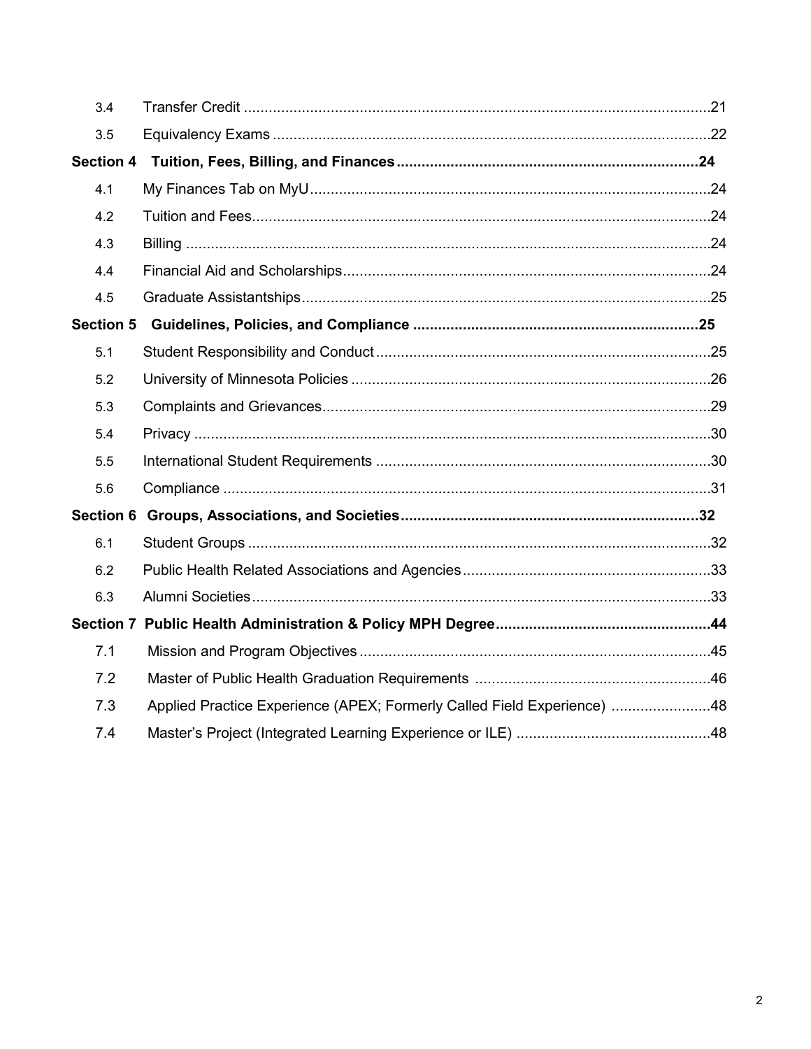| | | |
|---|---|---|
| 3.4 | Transfer Credit | 21 |
| 3.5 | Equivalency Exams | 22 |
| **Section 4** | **Tuition, Fees, Billing, and Finances** | **24** |
| 4.1 | My Finances Tab on MyU | 24 |
| 4.2 | Tuition and Fees | 24 |
| 4.3 | Billing | 24 |
| 4.4 | Financial Aid and Scholarships | 24 |
| 4.5 | Graduate Assistantships | 25 |
| **Section 5** | **Guidelines, Policies, and Compliance** | **25** |
| 5.1 | Student Responsibility and Conduct | 25 |
| 5.2 | University of Minnesota Policies | 26 |
| 5.3 | Complaints and Grievances | 29 |
| 5.4 | Privacy | 30 |
| 5.5 | International Student Requirements | 30 |
| 5.6 | Compliance | 31 |
| **Section 6** | **Groups, Associations, and Societies** | **32** |
| 6.1 | Student Groups | 32 |
| 6.2 | Public Health Related Associations and Agencies | 33 |
| 6.3 | Alumni Societies | 33 |
| **Section 7** | **Public Health Administration & Policy MPH Degree** | **44** |
| 7.1 | Mission and Program Objectives | 45 |
| 7.2 | Master of Public Health Graduation Requirements | 46 |
| 7.3 | Applied Practice Experience (APEX; Formerly Called Field Experience) | 48 |
| 7.4 | Master's Project (Integrated Learning Experience or ILE) | 48 |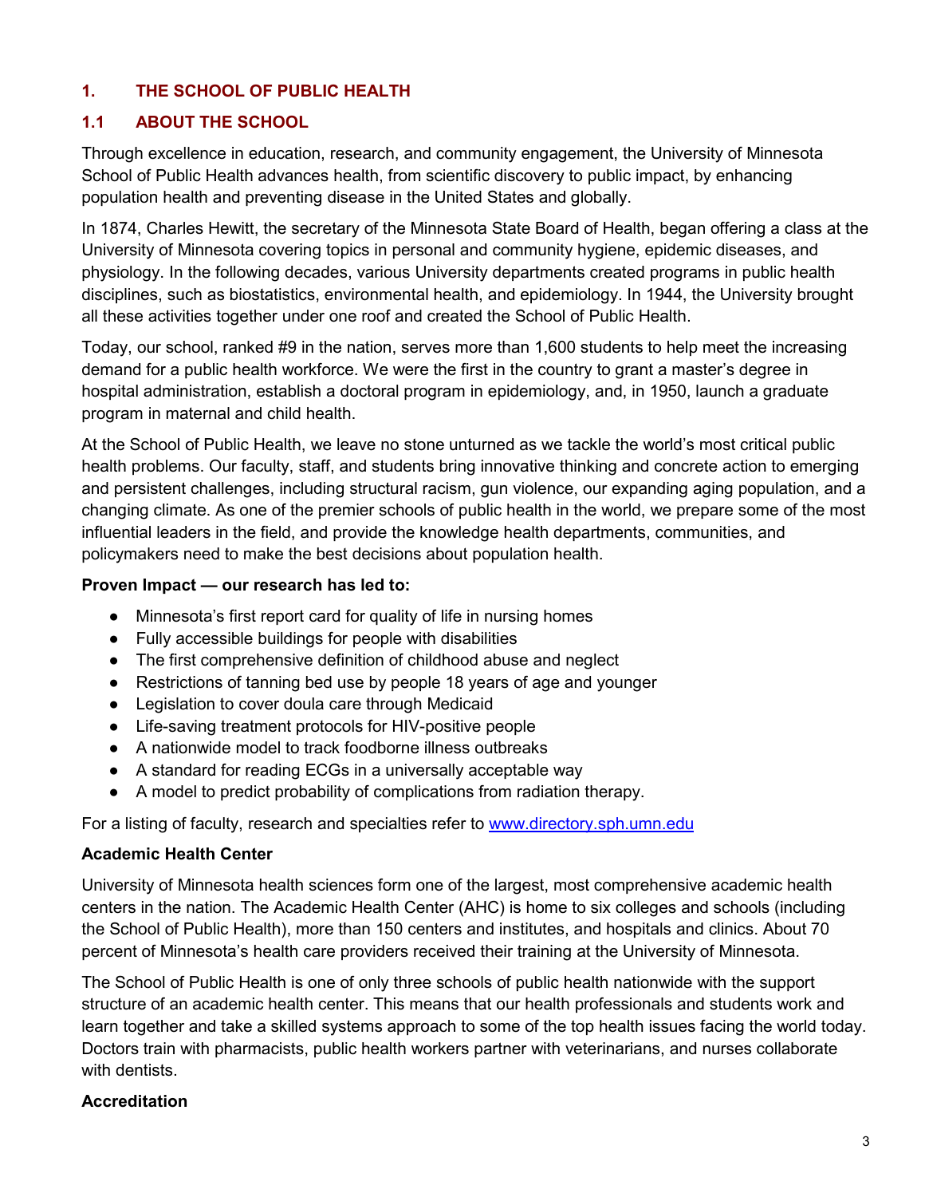## 1. THE SCHOOL OF PUBLIC HEALTH

### 1.1 ABOUT THE SCHOOL

Through excellence in education, research, and community engagement, the University of Minnesota School of Public Health advances health, from scientific discovery to public impact, by enhancing population health and preventing disease in the United States and globally.

In 1874, Charles Hewitt, the secretary of the Minnesota State Board of Health, began offering a class at the University of Minnesota covering topics in personal and community hygiene, epidemic diseases, and physiology. In the following decades, various University departments created programs in public health disciplines, such as biostatistics, environmental health, and epidemiology. In 1944, the University brought all these activities together under one roof and created the School of Public Health.

Today, our school, ranked #9 in the nation, serves more than 1,600 students to help meet the increasing demand for a public health workforce. We were the first in the country to grant a master's degree in hospital administration, establish a doctoral program in epidemiology, and, in 1950, launch a graduate program in maternal and child health.

At the School of Public Health, we leave no stone unturned as we tackle the world's most critical public health problems. Our faculty, staff, and students bring innovative thinking and concrete action to emerging and persistent challenges, including structural racism, gun violence, our expanding aging population, and a changing climate. As one of the premier schools of public health in the world, we prepare some of the most influential leaders in the field, and provide the knowledge health departments, communities, and policymakers need to make the best decisions about population health.

**Proven Impact — our research has led to:**

- Minnesota's first report card for quality of life in nursing homes
- Fully accessible buildings for people with disabilities
- The first comprehensive definition of childhood abuse and neglect
- Restrictions of tanning bed use by people 18 years of age and younger
- Legislation to cover doula care through Medicaid
- Life-saving treatment protocols for HIV-positive people
- A nationwide model to track foodborne illness outbreaks
- A standard for reading ECGs in a universally acceptable way
- A model to predict probability of complications from radiation therapy.

For a listing of faculty, research and specialties refer to [www.directory.sph.umn.edu](www.directory.sph.umn.edu)

**Academic Health Center**

University of Minnesota health sciences form one of the largest, most comprehensive academic health centers in the nation. The Academic Health Center (AHC) is home to six colleges and schools (including the School of Public Health), more than 150 centers and institutes, and hospitals and clinics. About 70 percent of Minnesota's health care providers received their training at the University of Minnesota.

The School of Public Health is one of only three schools of public health nationwide with the support structure of an academic health center. This means that our health professionals and students work and learn together and take a skilled systems approach to some of the top health issues facing the world today. Doctors train with pharmacists, public health workers partner with veterinarians, and nurses collaborate with dentists.

**Accreditation**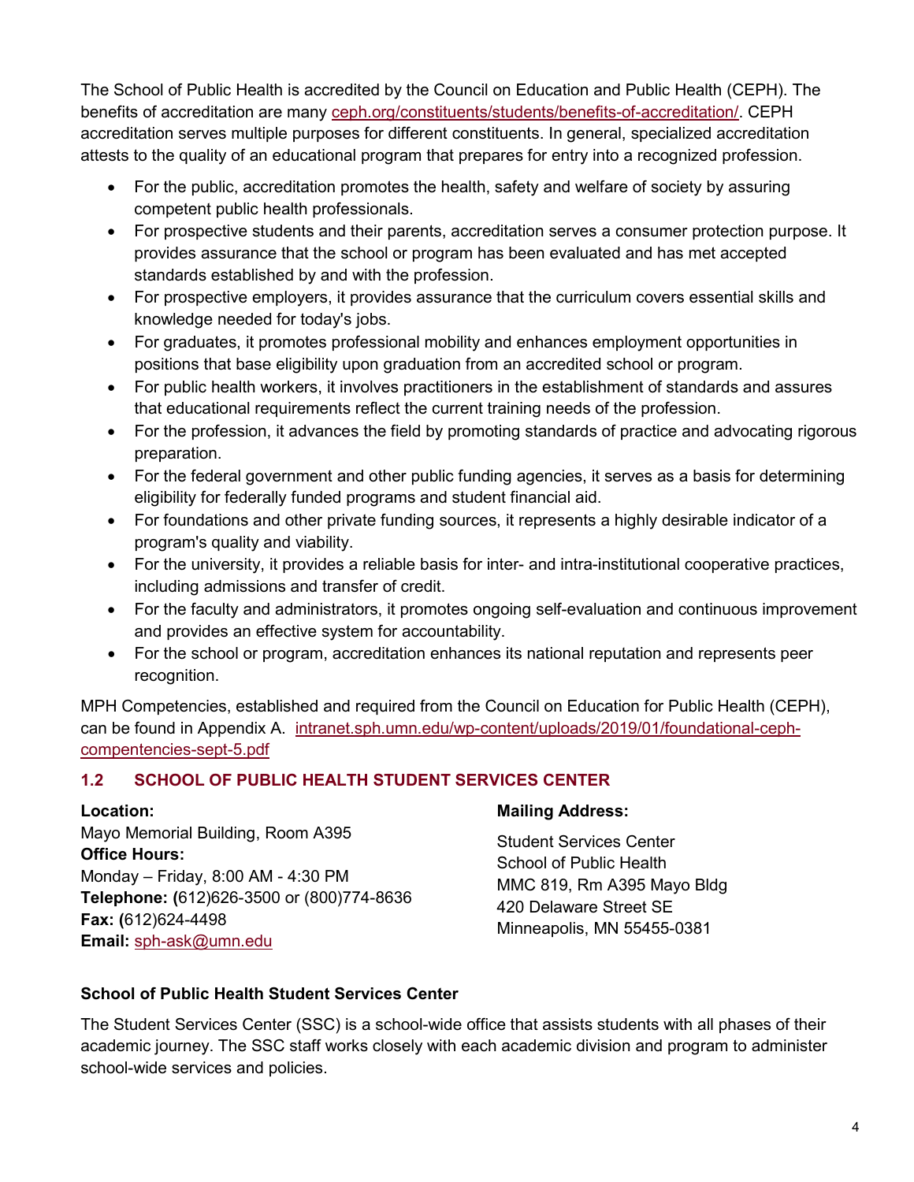The School of Public Health is accredited by the Council on Education and Public Health (CEPH). The benefits of accreditation are many [ceph.org/constituents/students/benefits-of-accreditation/](ceph.org/constituents/students/benefits-of-accreditation/). CEPH accreditation serves multiple purposes for different constituents. In general, specialized accreditation attests to the quality of an educational program that prepares for entry into a recognized profession.

- For the public, accreditation promotes the health, safety and welfare of society by assuring competent public health professionals.
- For prospective students and their parents, accreditation serves a consumer protection purpose. It provides assurance that the school or program has been evaluated and has met accepted standards established by and with the profession.
- For prospective employers, it provides assurance that the curriculum covers essential skills and knowledge needed for today's jobs.
- For graduates, it promotes professional mobility and enhances employment opportunities in positions that base eligibility upon graduation from an accredited school or program.
- For public health workers, it involves practitioners in the establishment of standards and assures that educational requirements reflect the current training needs of the profession.
- For the profession, it advances the field by promoting standards of practice and advocating rigorous preparation.
- For the federal government and other public funding agencies, it serves as a basis for determining eligibility for federally funded programs and student financial aid.
- For foundations and other private funding sources, it represents a highly desirable indicator of a program's quality and viability.
- For the university, it provides a reliable basis for inter- and intra-institutional cooperative practices, including admissions and transfer of credit.
- For the faculty and administrators, it promotes ongoing self-evaluation and continuous improvement and provides an effective system for accountability.
- For the school or program, accreditation enhances its national reputation and represents peer recognition.

MPH Competencies, established and required from the Council on Education for Public Health (CEPH), can be found in Appendix A. [intranet.sph.umn.edu/wp-content/uploads/2019/01/foundational-ceph-compentencies-sept-5.pdf](intranet.sph.umn.edu/wp-content/uploads/2019/01/foundational-ceph-compentencies-sept-5.pdf)

## 1.2 SCHOOL OF PUBLIC HEALTH STUDENT SERVICES CENTER

**Location:**
Mayo Memorial Building, Room A395
**Office Hours:**
Monday – Friday, 8:00 AM - 4:30 PM
**Telephone: (**612)626-3500 or (800)774-8636
**Fax: (**612)624-4498
**Email:** [sph-ask@umn.edu](mailto:sph-ask@umn.edu)

**Mailing Address:**

Student Services Center
School of Public Health
MMC 819, Rm A395 Mayo Bldg
420 Delaware Street SE
Minneapolis, MN 55455-0381

**School of Public Health Student Services Center**

The Student Services Center (SSC) is a school-wide office that assists students with all phases of their academic journey. The SSC staff works closely with each academic division and program to administer school-wide services and policies.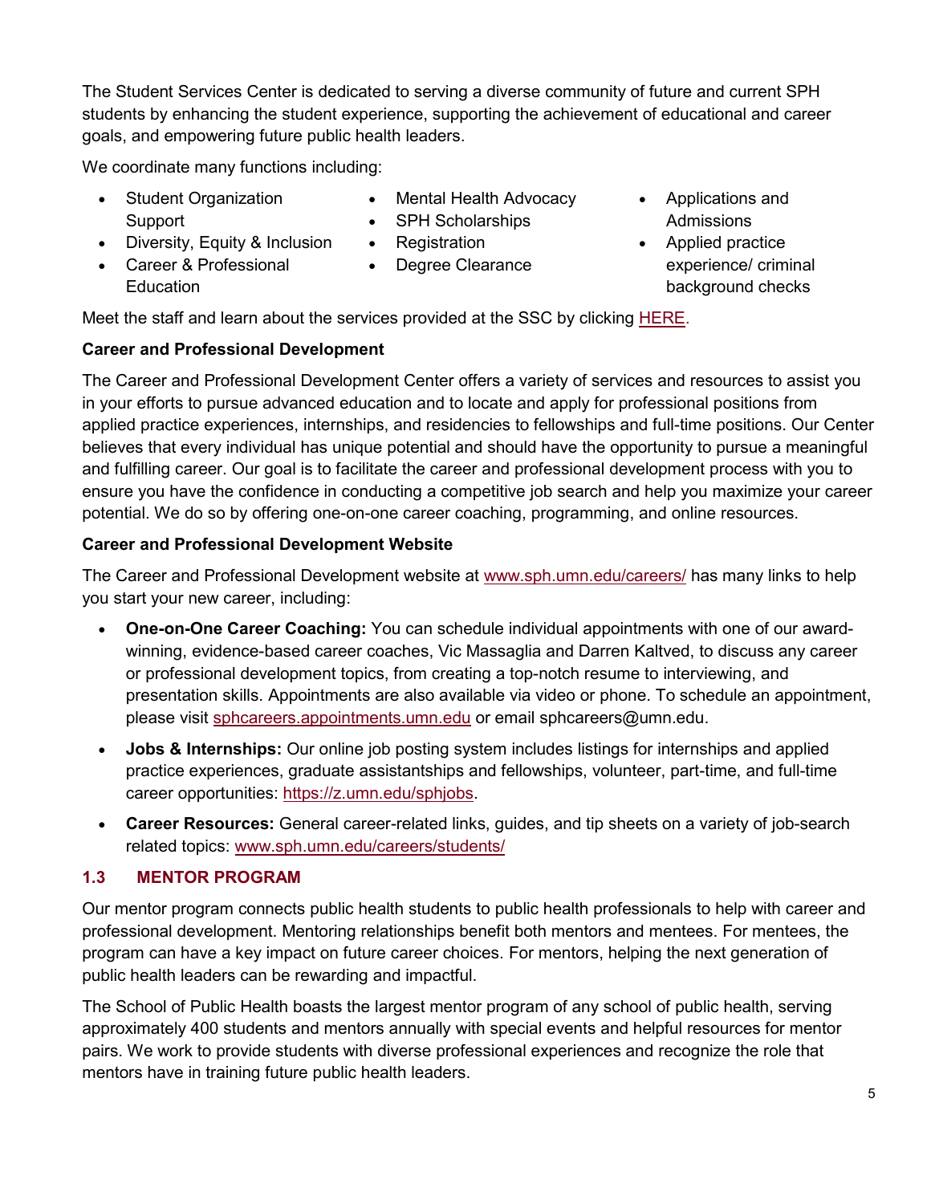The Student Services Center is dedicated to serving a diverse community of future and current SPH students by enhancing the student experience, supporting the achievement of educational and career goals, and empowering future public health leaders.

We coordinate many functions including:

- Student Organization Support
- Diversity, Equity & Inclusion
- Career & Professional Education
- Mental Health Advocacy
- SPH Scholarships
- Registration
- Degree Clearance
- Applications and Admissions
- Applied practice experience/ criminal background checks

Meet the staff and learn about the services provided at the SSC by clicking HERE.

**Career and Professional Development**

The Career and Professional Development Center offers a variety of services and resources to assist you in your efforts to pursue advanced education and to locate and apply for professional positions from applied practice experiences, internships, and residencies to fellowships and full-time positions. Our Center believes that every individual has unique potential and should have the opportunity to pursue a meaningful and fulfilling career. Our goal is to facilitate the career and professional development process with you to ensure you have the confidence in conducting a competitive job search and help you maximize your career potential. We do so by offering one-on-one career coaching, programming, and online resources.

**Career and Professional Development Website**

The Career and Professional Development website at www.sph.umn.edu/careers/ has many links to help you start your new career, including:

- **One-on-One Career Coaching:** You can schedule individual appointments with one of our award-winning, evidence-based career coaches, Vic Massaglia and Darren Kaltved, to discuss any career or professional development topics, from creating a top-notch resume to interviewing, and presentation skills. Appointments are also available via video or phone. To schedule an appointment, please visit sphcareers.appointments.umn.edu or email sphcareers@umn.edu.
- **Jobs & Internships:** Our online job posting system includes listings for internships and applied practice experiences, graduate assistantships and fellowships, volunteer, part-time, and full-time career opportunities: https://z.umn.edu/sphjobs.
- **Career Resources:** General career-related links, guides, and tip sheets on a variety of job-search related topics: www.sph.umn.edu/careers/students/

## 1.3 MENTOR PROGRAM

Our mentor program connects public health students to public health professionals to help with career and professional development. Mentoring relationships benefit both mentors and mentees. For mentees, the program can have a key impact on future career choices. For mentors, helping the next generation of public health leaders can be rewarding and impactful.

The School of Public Health boasts the largest mentor program of any school of public health, serving approximately 400 students and mentors annually with special events and helpful resources for mentor pairs. We work to provide students with diverse professional experiences and recognize the role that mentors have in training future public health leaders.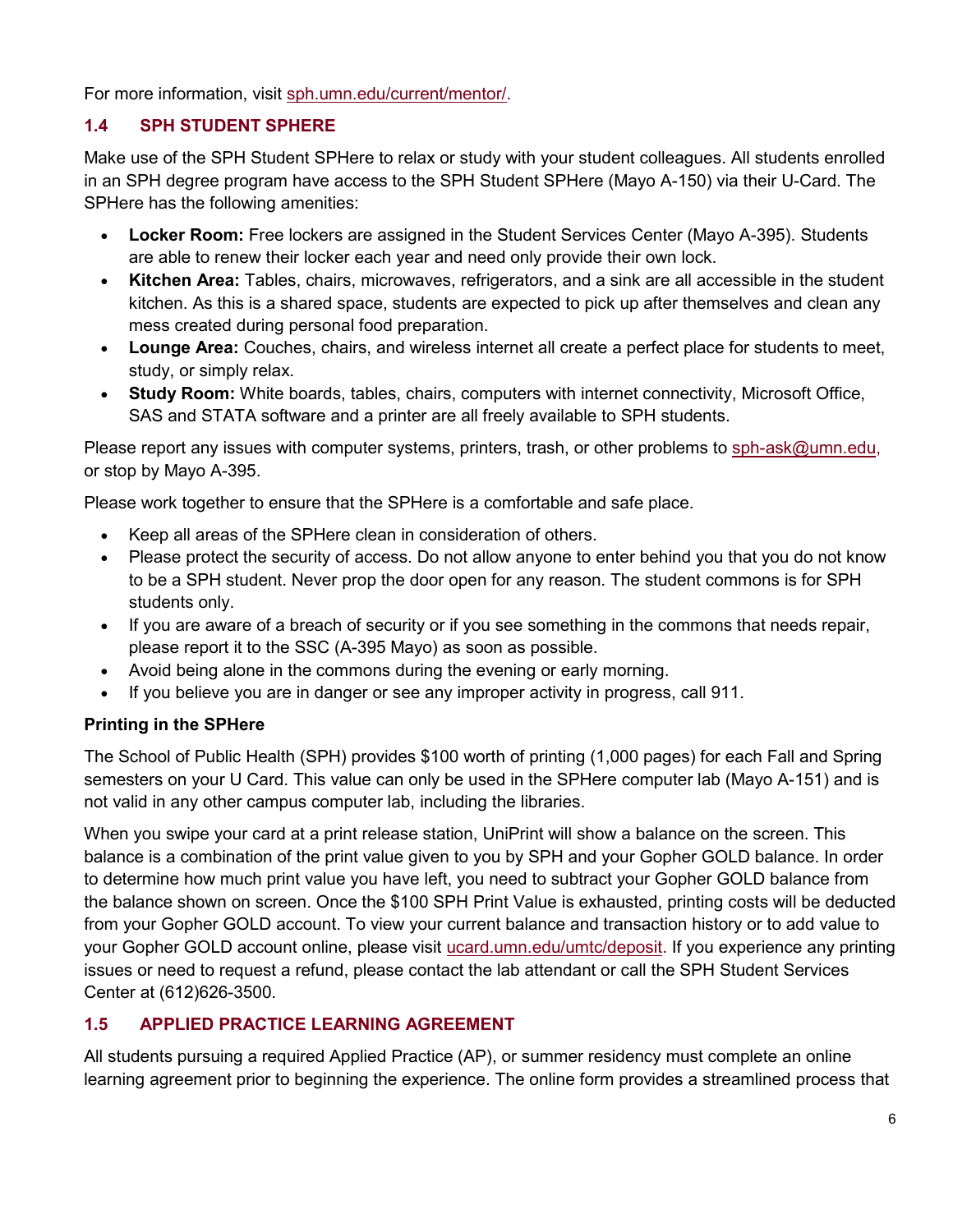For more information, visit sph.umn.edu/current/mentor/.

## 1.4 SPH STUDENT SPHERE

Make use of the SPH Student SPHere to relax or study with your student colleagues. All students enrolled in an SPH degree program have access to the SPH Student SPHere (Mayo A-150) via their U-Card. The SPHere has the following amenities:

- **Locker Room:** Free lockers are assigned in the Student Services Center (Mayo A-395). Students are able to renew their locker each year and need only provide their own lock.
- **Kitchen Area:** Tables, chairs, microwaves, refrigerators, and a sink are all accessible in the student kitchen. As this is a shared space, students are expected to pick up after themselves and clean any mess created during personal food preparation.
- **Lounge Area:** Couches, chairs, and wireless internet all create a perfect place for students to meet, study, or simply relax.
- **Study Room:** White boards, tables, chairs, computers with internet connectivity, Microsoft Office, SAS and STATA software and a printer are all freely available to SPH students.

Please report any issues with computer systems, printers, trash, or other problems to sph-ask@umn.edu, or stop by Mayo A-395.

Please work together to ensure that the SPHere is a comfortable and safe place.

- Keep all areas of the SPHere clean in consideration of others.
- Please protect the security of access. Do not allow anyone to enter behind you that you do not know to be a SPH student. Never prop the door open for any reason. The student commons is for SPH students only.
- If you are aware of a breach of security or if you see something in the commons that needs repair, please report it to the SSC (A-395 Mayo) as soon as possible.
- Avoid being alone in the commons during the evening or early morning.
- If you believe you are in danger or see any improper activity in progress, call 911.

**Printing in the SPHere**

The School of Public Health (SPH) provides $100 worth of printing (1,000 pages) for each Fall and Spring semesters on your U Card. This value can only be used in the SPHere computer lab (Mayo A-151) and is not valid in any other campus computer lab, including the libraries.

When you swipe your card at a print release station, UniPrint will show a balance on the screen. This balance is a combination of the print value given to you by SPH and your Gopher GOLD balance. In order to determine how much print value you have left, you need to subtract your Gopher GOLD balance from the balance shown on screen. Once the $100 SPH Print Value is exhausted, printing costs will be deducted from your Gopher GOLD account. To view your current balance and transaction history or to add value to your Gopher GOLD account online, please visit ucard.umn.edu/umtc/deposit. If you experience any printing issues or need to request a refund, please contact the lab attendant or call the SPH Student Services Center at (612)626-3500.

## 1.5 APPLIED PRACTICE LEARNING AGREEMENT

All students pursuing a required Applied Practice (AP), or summer residency must complete an online learning agreement prior to beginning the experience. The online form provides a streamlined process that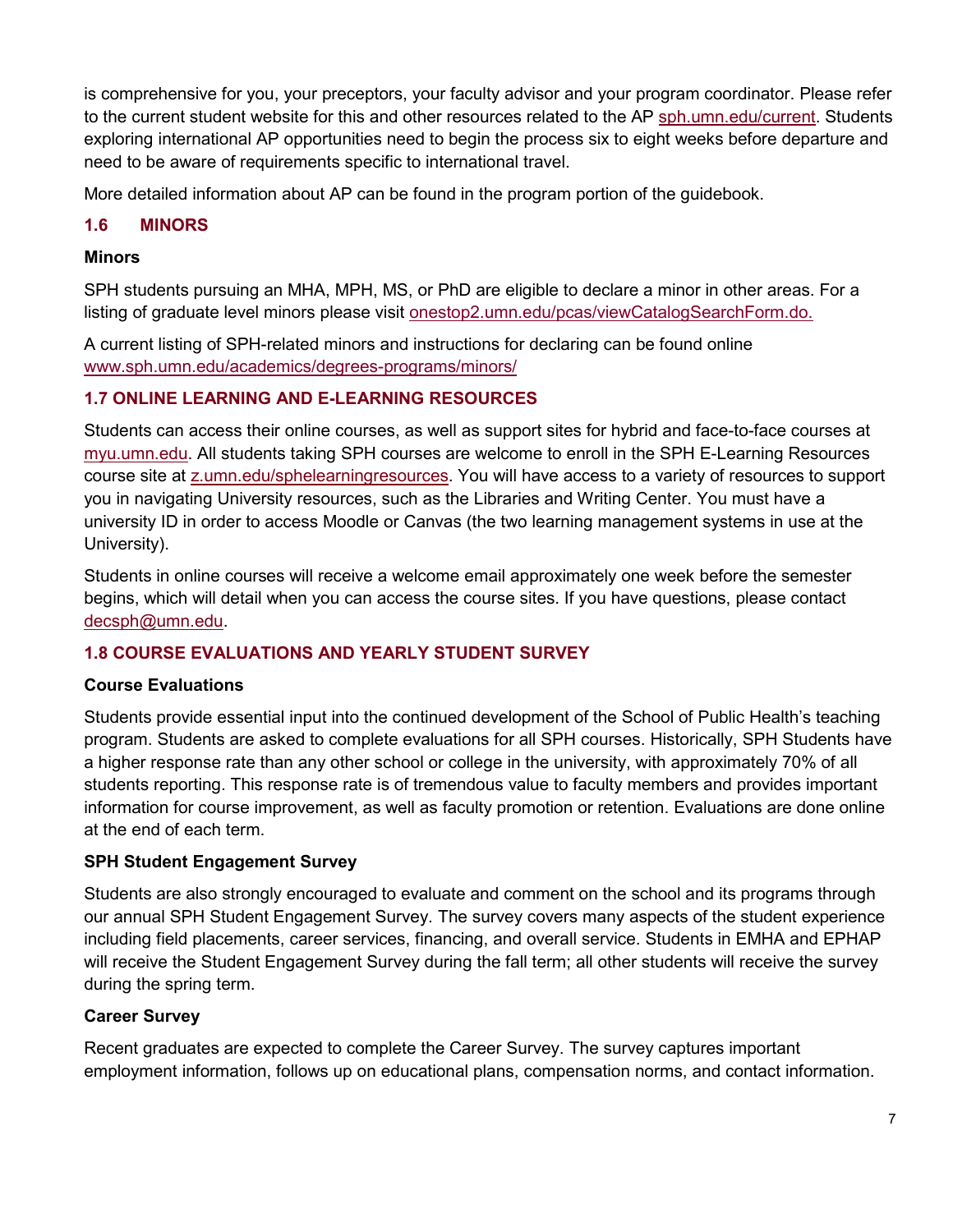is comprehensive for you, your preceptors, your faculty advisor and your program coordinator. Please refer to the current student website for this and other resources related to the AP sph.umn.edu/current. Students exploring international AP opportunities need to begin the process six to eight weeks before departure and need to be aware of requirements specific to international travel.

More detailed information about AP can be found in the program portion of the guidebook.

## 1.6 MINORS

### Minors

SPH students pursuing an MHA, MPH, MS, or PhD are eligible to declare a minor in other areas. For a listing of graduate level minors please visit onestop2.umn.edu/pcas/viewCatalogSearchForm.do.

A current listing of SPH-related minors and instructions for declaring can be found online www.sph.umn.edu/academics/degrees-programs/minors/

## 1.7 ONLINE LEARNING AND E-LEARNING RESOURCES

Students can access their online courses, as well as support sites for hybrid and face-to-face courses at myu.umn.edu. All students taking SPH courses are welcome to enroll in the SPH E-Learning Resources course site at z.umn.edu/sphelearningresources. You will have access to a variety of resources to support you in navigating University resources, such as the Libraries and Writing Center. You must have a university ID in order to access Moodle or Canvas (the two learning management systems in use at the University).

Students in online courses will receive a welcome email approximately one week before the semester begins, which will detail when you can access the course sites. If you have questions, please contact decsph@umn.edu.

## 1.8 COURSE EVALUATIONS AND YEARLY STUDENT SURVEY

### Course Evaluations

Students provide essential input into the continued development of the School of Public Health's teaching program. Students are asked to complete evaluations for all SPH courses. Historically, SPH Students have a higher response rate than any other school or college in the university, with approximately 70% of all students reporting. This response rate is of tremendous value to faculty members and provides important information for course improvement, as well as faculty promotion or retention. Evaluations are done online at the end of each term.

### SPH Student Engagement Survey

Students are also strongly encouraged to evaluate and comment on the school and its programs through our annual SPH Student Engagement Survey. The survey covers many aspects of the student experience including field placements, career services, financing, and overall service. Students in EMHA and EPHAP will receive the Student Engagement Survey during the fall term; all other students will receive the survey during the spring term.

### Career Survey

Recent graduates are expected to complete the Career Survey. The survey captures important employment information, follows up on educational plans, compensation norms, and contact information.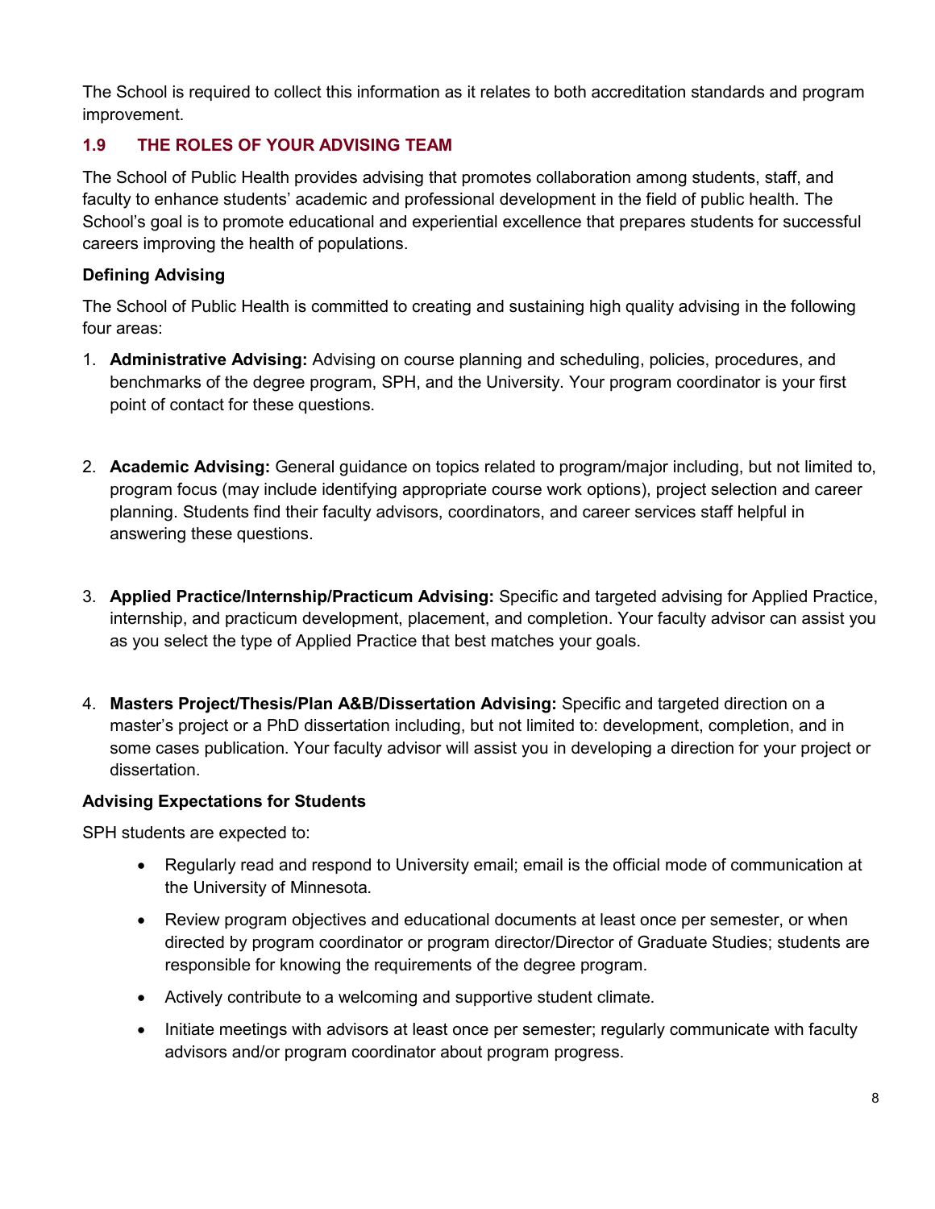The School is required to collect this information as it relates to both accreditation standards and program improvement.

## 1.9 THE ROLES OF YOUR ADVISING TEAM

The School of Public Health provides advising that promotes collaboration among students, staff, and faculty to enhance students' academic and professional development in the field of public health. The School's goal is to promote educational and experiential excellence that prepares students for successful careers improving the health of populations.

### Defining Advising

The School of Public Health is committed to creating and sustaining high quality advising in the following four areas:

1. **Administrative Advising:** Advising on course planning and scheduling, policies, procedures, and benchmarks of the degree program, SPH, and the University. Your program coordinator is your first point of contact for these questions.

2. **Academic Advising:** General guidance on topics related to program/major including, but not limited to, program focus (may include identifying appropriate course work options), project selection and career planning. Students find their faculty advisors, coordinators, and career services staff helpful in answering these questions.

3. **Applied Practice/Internship/Practicum Advising:** Specific and targeted advising for Applied Practice, internship, and practicum development, placement, and completion. Your faculty advisor can assist you as you select the type of Applied Practice that best matches your goals.

4. **Masters Project/Thesis/Plan A&B/Dissertation Advising:** Specific and targeted direction on a master's project or a PhD dissertation including, but not limited to: development, completion, and in some cases publication. Your faculty advisor will assist you in developing a direction for your project or dissertation.

### Advising Expectations for Students

SPH students are expected to:

- Regularly read and respond to University email; email is the official mode of communication at the University of Minnesota.
- Review program objectives and educational documents at least once per semester, or when directed by program coordinator or program director/Director of Graduate Studies; students are responsible for knowing the requirements of the degree program.
- Actively contribute to a welcoming and supportive student climate.
- Initiate meetings with advisors at least once per semester; regularly communicate with faculty advisors and/or program coordinator about program progress.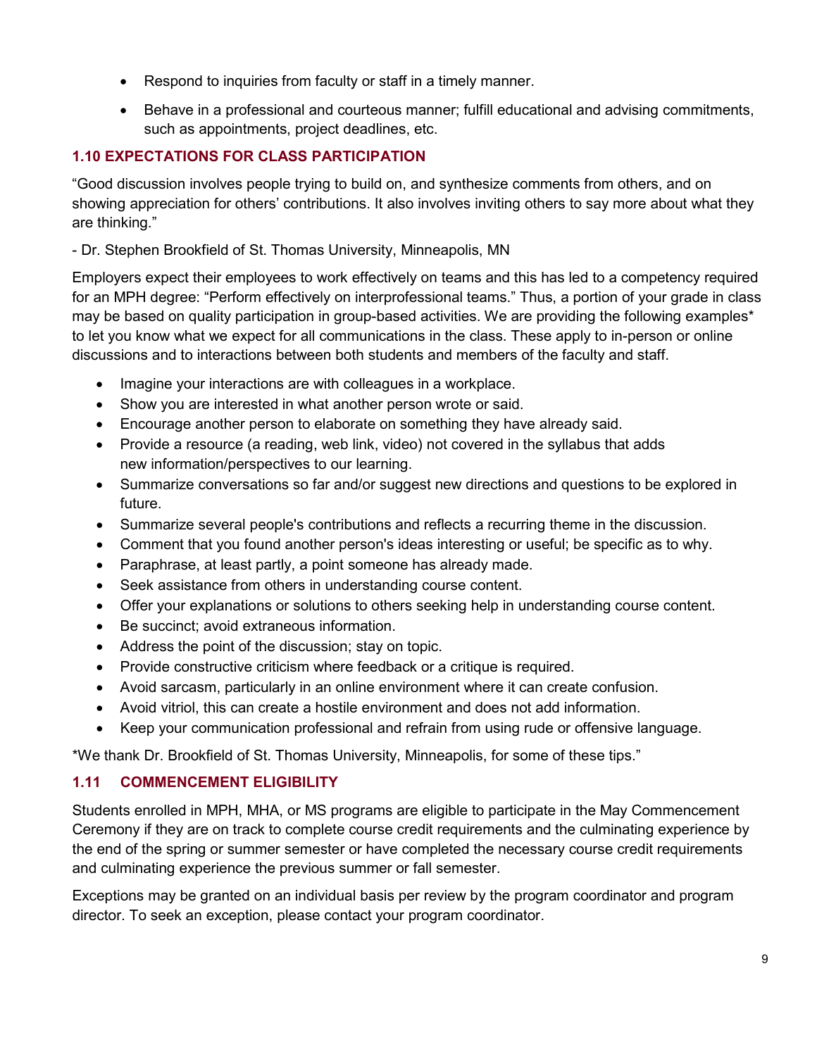- Respond to inquiries from faculty or staff in a timely manner.
- Behave in a professional and courteous manner; fulfill educational and advising commitments, such as appointments, project deadlines, etc.

### 1.10 EXPECTATIONS FOR CLASS PARTICIPATION

"Good discussion involves people trying to build on, and synthesize comments from others, and on showing appreciation for others' contributions. It also involves inviting others to say more about what they are thinking."

- Dr. Stephen Brookfield of St. Thomas University, Minneapolis, MN

Employers expect their employees to work effectively on teams and this has led to a competency required for an MPH degree: "Perform effectively on interprofessional teams." Thus, a portion of your grade in class may be based on quality participation in group-based activities. We are providing the following examples* to let you know what we expect for all communications in the class. These apply to in-person or online discussions and to interactions between both students and members of the faculty and staff.

- Imagine your interactions are with colleagues in a workplace.
- Show you are interested in what another person wrote or said.
- Encourage another person to elaborate on something they have already said.
- Provide a resource (a reading, web link, video) not covered in the syllabus that adds new information/perspectives to our learning.
- Summarize conversations so far and/or suggest new directions and questions to be explored in future.
- Summarize several people's contributions and reflects a recurring theme in the discussion.
- Comment that you found another person's ideas interesting or useful; be specific as to why.
- Paraphrase, at least partly, a point someone has already made.
- Seek assistance from others in understanding course content.
- Offer your explanations or solutions to others seeking help in understanding course content.
- Be succinct; avoid extraneous information.
- Address the point of the discussion; stay on topic.
- Provide constructive criticism where feedback or a critique is required.
- Avoid sarcasm, particularly in an online environment where it can create confusion.
- Avoid vitriol, this can create a hostile environment and does not add information.
- Keep your communication professional and refrain from using rude or offensive language.

*We thank Dr. Brookfield of St. Thomas University, Minneapolis, for some of these tips."

### 1.11 COMMENCEMENT ELIGIBILITY

Students enrolled in MPH, MHA, or MS programs are eligible to participate in the May Commencement Ceremony if they are on track to complete course credit requirements and the culminating experience by the end of the spring or summer semester or have completed the necessary course credit requirements and culminating experience the previous summer or fall semester.

Exceptions may be granted on an individual basis per review by the program coordinator and program director. To seek an exception, please contact your program coordinator.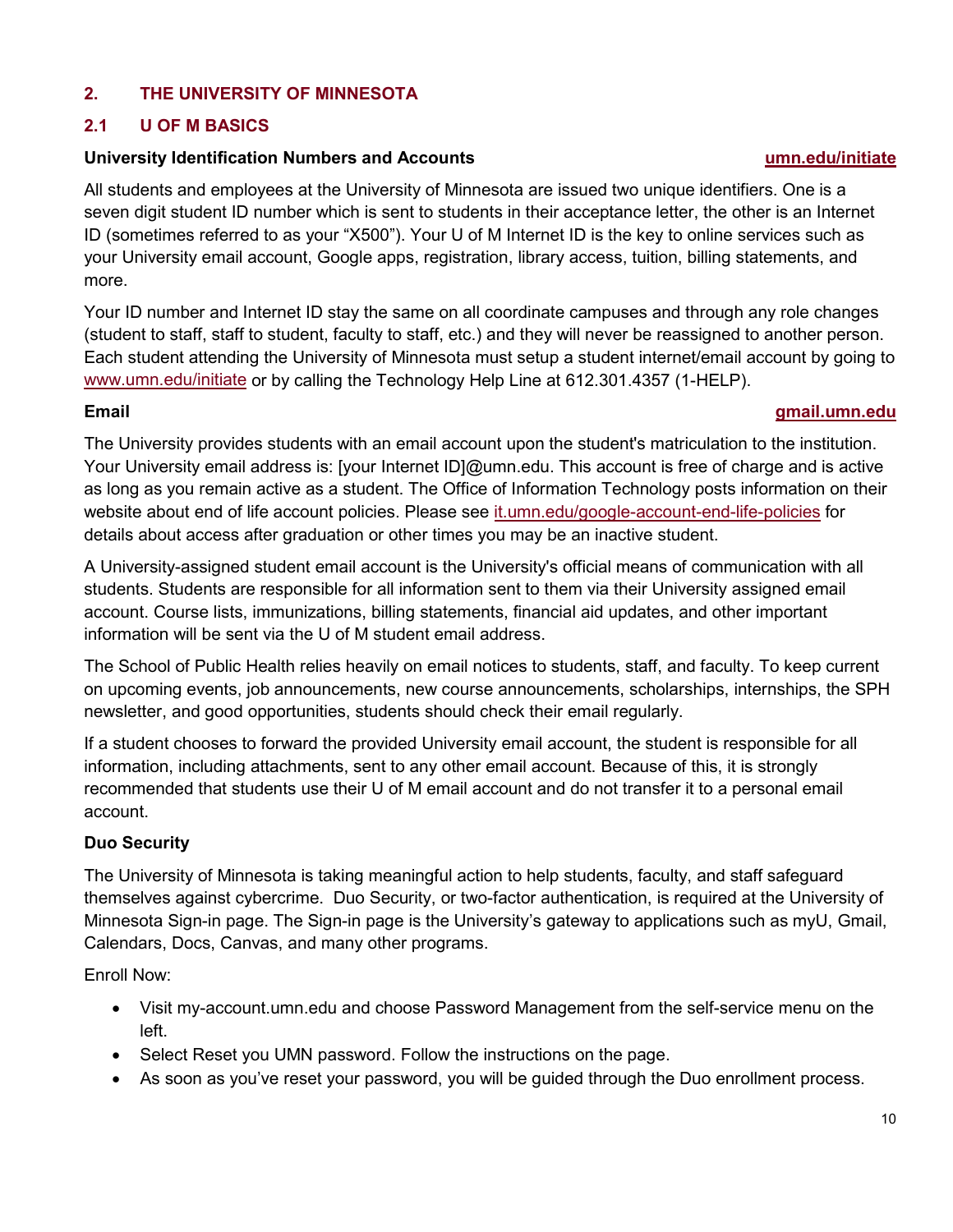## 2. THE UNIVERSITY OF MINNESOTA

### 2.1 U OF M BASICS

**University Identification Numbers and Accounts** **umn.edu/initiate**

All students and employees at the University of Minnesota are issued two unique identifiers. One is a seven digit student ID number which is sent to students in their acceptance letter, the other is an Internet ID (sometimes referred to as your "X500"). Your U of M Internet ID is the key to online services such as your University email account, Google apps, registration, library access, tuition, billing statements, and more.

Your ID number and Internet ID stay the same on all coordinate campuses and through any role changes (student to staff, staff to student, faculty to staff, etc.) and they will never be reassigned to another person. Each student attending the University of Minnesota must setup a student internet/email account by going to www.umn.edu/initiate or by calling the Technology Help Line at 612.301.4357 (1-HELP).

**Email** **gmail.umn.edu**

The University provides students with an email account upon the student's matriculation to the institution. Your University email address is: [your Internet ID]@umn.edu. This account is free of charge and is active as long as you remain active as a student. The Office of Information Technology posts information on their website about end of life account policies. Please see it.umn.edu/google-account-end-life-policies for details about access after graduation or other times you may be an inactive student.

A University-assigned student email account is the University's official means of communication with all students. Students are responsible for all information sent to them via their University assigned email account. Course lists, immunizations, billing statements, financial aid updates, and other important information will be sent via the U of M student email address.

The School of Public Health relies heavily on email notices to students, staff, and faculty. To keep current on upcoming events, job announcements, new course announcements, scholarships, internships, the SPH newsletter, and good opportunities, students should check their email regularly.

If a student chooses to forward the provided University email account, the student is responsible for all information, including attachments, sent to any other email account. Because of this, it is strongly recommended that students use their U of M email account and do not transfer it to a personal email account.

**Duo Security**

The University of Minnesota is taking meaningful action to help students, faculty, and staff safeguard themselves against cybercrime. Duo Security, or two-factor authentication, is required at the University of Minnesota Sign-in page. The Sign-in page is the University's gateway to applications such as myU, Gmail, Calendars, Docs, Canvas, and many other programs.

Enroll Now:

- Visit my-account.umn.edu and choose Password Management from the self-service menu on the left.
- Select Reset you UMN password. Follow the instructions on the page.
- As soon as you've reset your password, you will be guided through the Duo enrollment process.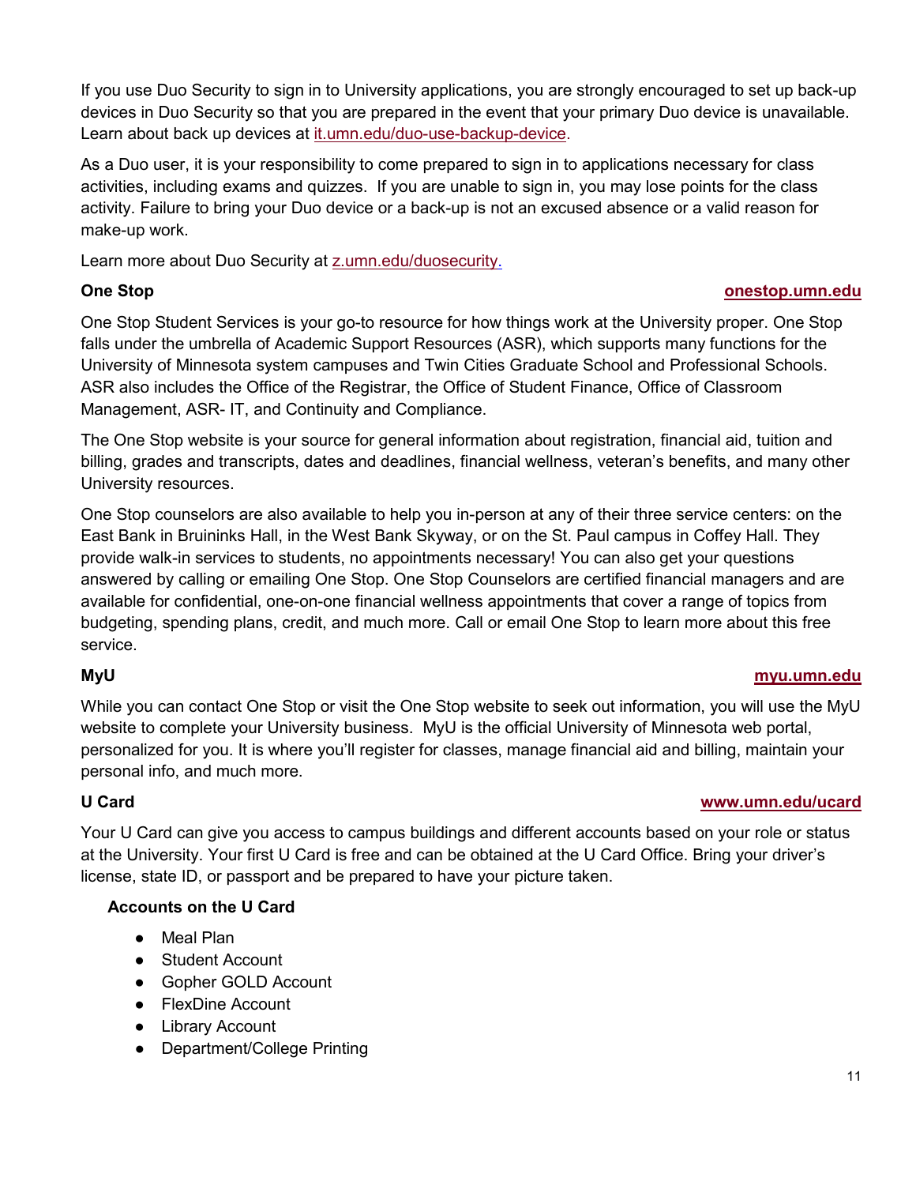If you use Duo Security to sign in to University applications, you are strongly encouraged to set up back-up devices in Duo Security so that you are prepared in the event that your primary Duo device is unavailable. Learn about back up devices at it.umn.edu/duo-use-backup-device.

As a Duo user, it is your responsibility to come prepared to sign in to applications necessary for class activities, including exams and quizzes. If you are unable to sign in, you may lose points for the class activity. Failure to bring your Duo device or a back-up is not an excused absence or a valid reason for make-up work.

Learn more about Duo Security at z.umn.edu/duosecurity.

**One Stop** **onestop.umn.edu**

One Stop Student Services is your go-to resource for how things work at the University proper. One Stop falls under the umbrella of Academic Support Resources (ASR), which supports many functions for the University of Minnesota system campuses and Twin Cities Graduate School and Professional Schools. ASR also includes the Office of the Registrar, the Office of Student Finance, Office of Classroom Management, ASR- IT, and Continuity and Compliance.

The One Stop website is your source for general information about registration, financial aid, tuition and billing, grades and transcripts, dates and deadlines, financial wellness, veteran's benefits, and many other University resources.

One Stop counselors are also available to help you in-person at any of their three service centers: on the East Bank in Bruininks Hall, in the West Bank Skyway, or on the St. Paul campus in Coffey Hall. They provide walk-in services to students, no appointments necessary! You can also get your questions answered by calling or emailing One Stop. One Stop Counselors are certified financial managers and are available for confidential, one-on-one financial wellness appointments that cover a range of topics from budgeting, spending plans, credit, and much more. Call or email One Stop to learn more about this free service.

**MyU** **myu.umn.edu**

While you can contact One Stop or visit the One Stop website to seek out information, you will use the MyU website to complete your University business. MyU is the official University of Minnesota web portal, personalized for you. It is where you'll register for classes, manage financial aid and billing, maintain your personal info, and much more.

**U Card** **www.umn.edu/ucard**

Your U Card can give you access to campus buildings and different accounts based on your role or status at the University. Your first U Card is free and can be obtained at the U Card Office. Bring your driver's license, state ID, or passport and be prepared to have your picture taken.

**Accounts on the U Card**

- Meal Plan
- Student Account
- Gopher GOLD Account
- FlexDine Account
- Library Account
- Department/College Printing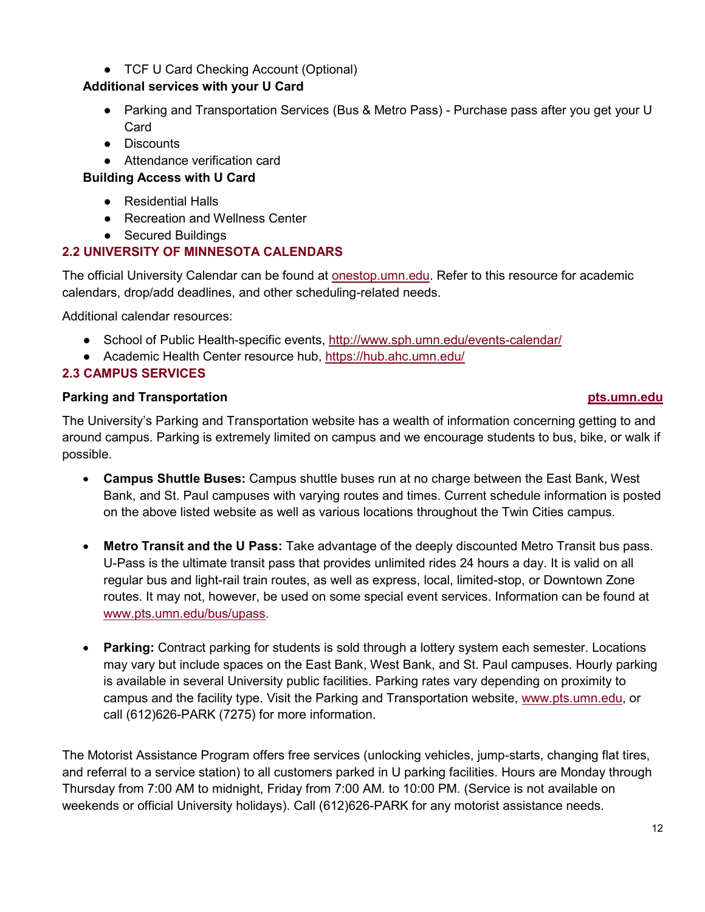- TCF U Card Checking Account (Optional)

**Additional services with your U Card**

- Parking and Transportation Services (Bus & Metro Pass) - Purchase pass after you get your U Card
- Discounts
- Attendance verification card

**Building Access with U Card**

- Residential Halls
- Recreation and Wellness Center
- Secured Buildings

## 2.2 UNIVERSITY OF MINNESOTA CALENDARS

The official University Calendar can be found at onestop.umn.edu. Refer to this resource for academic calendars, drop/add deadlines, and other scheduling-related needs.

Additional calendar resources:

- School of Public Health-specific events, http://www.sph.umn.edu/events-calendar/
- Academic Health Center resource hub, https://hub.ahc.umn.edu/

## 2.3 CAMPUS SERVICES

**Parking and Transportation** **pts.umn.edu**

The University's Parking and Transportation website has a wealth of information concerning getting to and around campus. Parking is extremely limited on campus and we encourage students to bus, bike, or walk if possible.

- **Campus Shuttle Buses:** Campus shuttle buses run at no charge between the East Bank, West Bank, and St. Paul campuses with varying routes and times. Current schedule information is posted on the above listed website as well as various locations throughout the Twin Cities campus.

- **Metro Transit and the U Pass:** Take advantage of the deeply discounted Metro Transit bus pass. U-Pass is the ultimate transit pass that provides unlimited rides 24 hours a day. It is valid on all regular bus and light-rail train routes, as well as express, local, limited-stop, or Downtown Zone routes. It may not, however, be used on some special event services. Information can be found at www.pts.umn.edu/bus/upass.

- **Parking:** Contract parking for students is sold through a lottery system each semester. Locations may vary but include spaces on the East Bank, West Bank, and St. Paul campuses. Hourly parking is available in several University public facilities. Parking rates vary depending on proximity to campus and the facility type. Visit the Parking and Transportation website, www.pts.umn.edu, or call (612)626-PARK (7275) for more information.

The Motorist Assistance Program offers free services (unlocking vehicles, jump-starts, changing flat tires, and referral to a service station) to all customers parked in U parking facilities. Hours are Monday through Thursday from 7:00 AM to midnight, Friday from 7:00 AM. to 10:00 PM. (Service is not available on weekends or official University holidays). Call (612)626-PARK for any motorist assistance needs.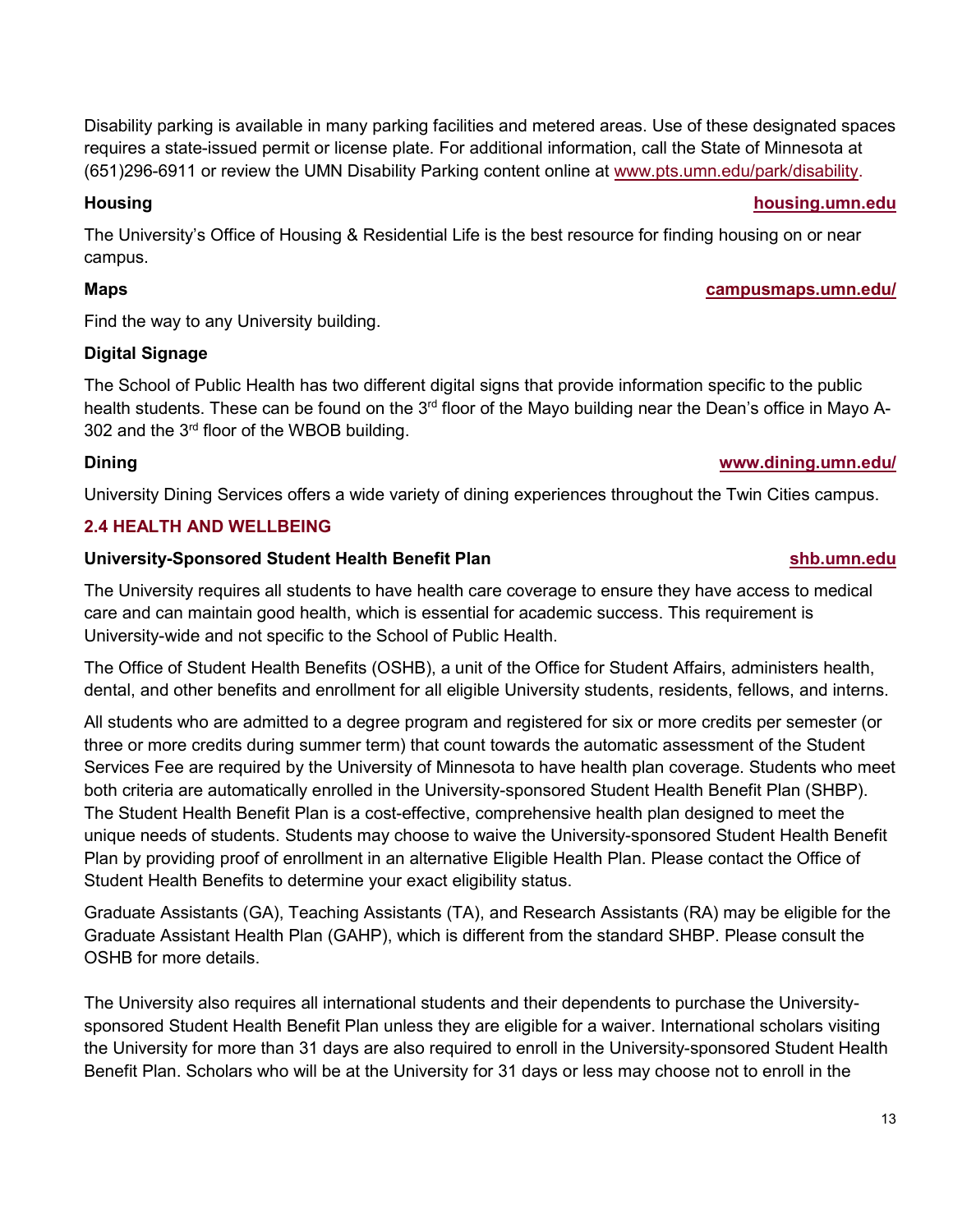Disability parking is available in many parking facilities and metered areas. Use of these designated spaces requires a state-issued permit or license plate. For additional information, call the State of Minnesota at (651)296-6911 or review the UMN Disability Parking content online at www.pts.umn.edu/park/disability.

**Housing** **housing.umn.edu**

The University's Office of Housing & Residential Life is the best resource for finding housing on or near campus.

**Maps** **campusmaps.umn.edu/**

Find the way to any University building.

**Digital Signage**

The School of Public Health has two different digital signs that provide information specific to the public health students. These can be found on the 3rd floor of the Mayo building near the Dean's office in Mayo A-302 and the 3rd floor of the WBOB building.

**Dining** **www.dining.umn.edu/**

University Dining Services offers a wide variety of dining experiences throughout the Twin Cities campus.

### 2.4 HEALTH AND WELLBEING

**University-Sponsored Student Health Benefit Plan** **shb.umn.edu**

The University requires all students to have health care coverage to ensure they have access to medical care and can maintain good health, which is essential for academic success. This requirement is University-wide and not specific to the School of Public Health.

The Office of Student Health Benefits (OSHB), a unit of the Office for Student Affairs, administers health, dental, and other benefits and enrollment for all eligible University students, residents, fellows, and interns.

All students who are admitted to a degree program and registered for six or more credits per semester (or three or more credits during summer term) that count towards the automatic assessment of the Student Services Fee are required by the University of Minnesota to have health plan coverage. Students who meet both criteria are automatically enrolled in the University-sponsored Student Health Benefit Plan (SHBP). The Student Health Benefit Plan is a cost-effective, comprehensive health plan designed to meet the unique needs of students. Students may choose to waive the University-sponsored Student Health Benefit Plan by providing proof of enrollment in an alternative Eligible Health Plan. Please contact the Office of Student Health Benefits to determine your exact eligibility status.

Graduate Assistants (GA), Teaching Assistants (TA), and Research Assistants (RA) may be eligible for the Graduate Assistant Health Plan (GAHP), which is different from the standard SHBP. Please consult the OSHB for more details.

The University also requires all international students and their dependents to purchase the University-sponsored Student Health Benefit Plan unless they are eligible for a waiver. International scholars visiting the University for more than 31 days are also required to enroll in the University-sponsored Student Health Benefit Plan. Scholars who will be at the University for 31 days or less may choose not to enroll in the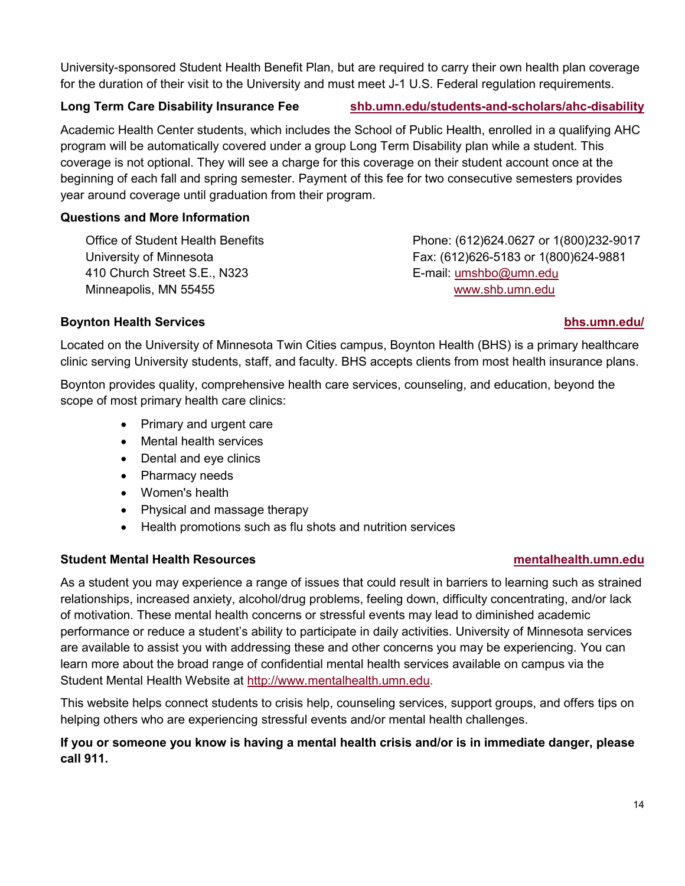University-sponsored Student Health Benefit Plan, but are required to carry their own health plan coverage for the duration of their visit to the University and must meet J-1 U.S. Federal regulation requirements.

**Long Term Care Disability Insurance Fee** [shb.umn.edu/students-and-scholars/ahc-disability](shb.umn.edu/students-and-scholars/ahc-disability)

Academic Health Center students, which includes the School of Public Health, enrolled in a qualifying AHC program will be automatically covered under a group Long Term Disability plan while a student. This coverage is not optional. They will see a charge for this coverage on their student account once at the beginning of each fall and spring semester. Payment of this fee for two consecutive semesters provides year around coverage until graduation from their program.

**Questions and More Information**

Office of Student Health Benefits
University of Minnesota
410 Church Street S.E., N323
Minneapolis, MN 55455

Phone: (612)624.0627 or 1(800)232-9017
Fax: (612)626-5183 or 1(800)624-9881
E-mail: umshbo@umn.edu
www.shb.umn.edu

**Boynton Health Services** [bhs.umn.edu/](bhs.umn.edu/)

Located on the University of Minnesota Twin Cities campus, Boynton Health (BHS) is a primary healthcare clinic serving University students, staff, and faculty. BHS accepts clients from most health insurance plans.

Boynton provides quality, comprehensive health care services, counseling, and education, beyond the scope of most primary health care clinics:

- Primary and urgent care
- Mental health services
- Dental and eye clinics
- Pharmacy needs
- Women's health
- Physical and massage therapy
- Health promotions such as flu shots and nutrition services

**Student Mental Health Resources** [mentalhealth.umn.edu](mentalhealth.umn.edu)

As a student you may experience a range of issues that could result in barriers to learning such as strained relationships, increased anxiety, alcohol/drug problems, feeling down, difficulty concentrating, and/or lack of motivation. These mental health concerns or stressful events may lead to diminished academic performance or reduce a student's ability to participate in daily activities. University of Minnesota services are available to assist you with addressing these and other concerns you may be experiencing. You can learn more about the broad range of confidential mental health services available on campus via the Student Mental Health Website at http://www.mentalhealth.umn.edu.

This website helps connect students to crisis help, counseling services, support groups, and offers tips on helping others who are experiencing stressful events and/or mental health challenges.

**If you or someone you know is having a mental health crisis and/or is in immediate danger, please call 911.**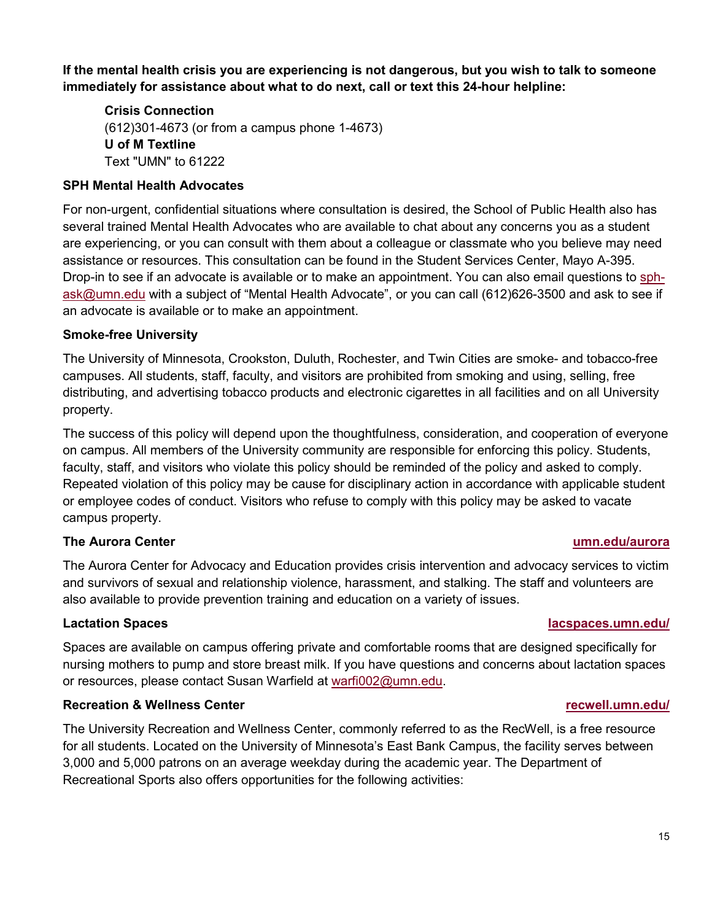**If the mental health crisis you are experiencing is not dangerous, but you wish to talk to someone immediately for assistance about what to do next, call or text this 24-hour helpline:**

**Crisis Connection**
(612)301-4673 (or from a campus phone 1-4673)
**U of M Textline**
Text "UMN" to 61222

### SPH Mental Health Advocates

For non-urgent, confidential situations where consultation is desired, the School of Public Health also has several trained Mental Health Advocates who are available to chat about any concerns you as a student are experiencing, or you can consult with them about a colleague or classmate who you believe may need assistance or resources. This consultation can be found in the Student Services Center, Mayo A-395. Drop-in to see if an advocate is available or to make an appointment. You can also email questions to sph-ask@umn.edu with a subject of "Mental Health Advocate", or you can call (612)626-3500 and ask to see if an advocate is available or to make an appointment.

### Smoke-free University

The University of Minnesota, Crookston, Duluth, Rochester, and Twin Cities are smoke- and tobacco-free campuses. All students, staff, faculty, and visitors are prohibited from smoking and using, selling, free distributing, and advertising tobacco products and electronic cigarettes in all facilities and on all University property.

The success of this policy will depend upon the thoughtfulness, consideration, and cooperation of everyone on campus. All members of the University community are responsible for enforcing this policy. Students, faculty, staff, and visitors who violate this policy should be reminded of the policy and asked to comply. Repeated violation of this policy may be cause for disciplinary action in accordance with applicable student or employee codes of conduct. Visitors who refuse to comply with this policy may be asked to vacate campus property.

### The Aurora Center — umn.edu/aurora

The Aurora Center for Advocacy and Education provides crisis intervention and advocacy services to victim and survivors of sexual and relationship violence, harassment, and stalking. The staff and volunteers are also available to provide prevention training and education on a variety of issues.

### Lactation Spaces — lacspaces.umn.edu/

Spaces are available on campus offering private and comfortable rooms that are designed specifically for nursing mothers to pump and store breast milk. If you have questions and concerns about lactation spaces or resources, please contact Susan Warfield at warfi002@umn.edu.

### Recreation & Wellness Center — recwell.umn.edu/

The University Recreation and Wellness Center, commonly referred to as the RecWell, is a free resource for all students. Located on the University of Minnesota's East Bank Campus, the facility serves between 3,000 and 5,000 patrons on an average weekday during the academic year. The Department of Recreational Sports also offers opportunities for the following activities: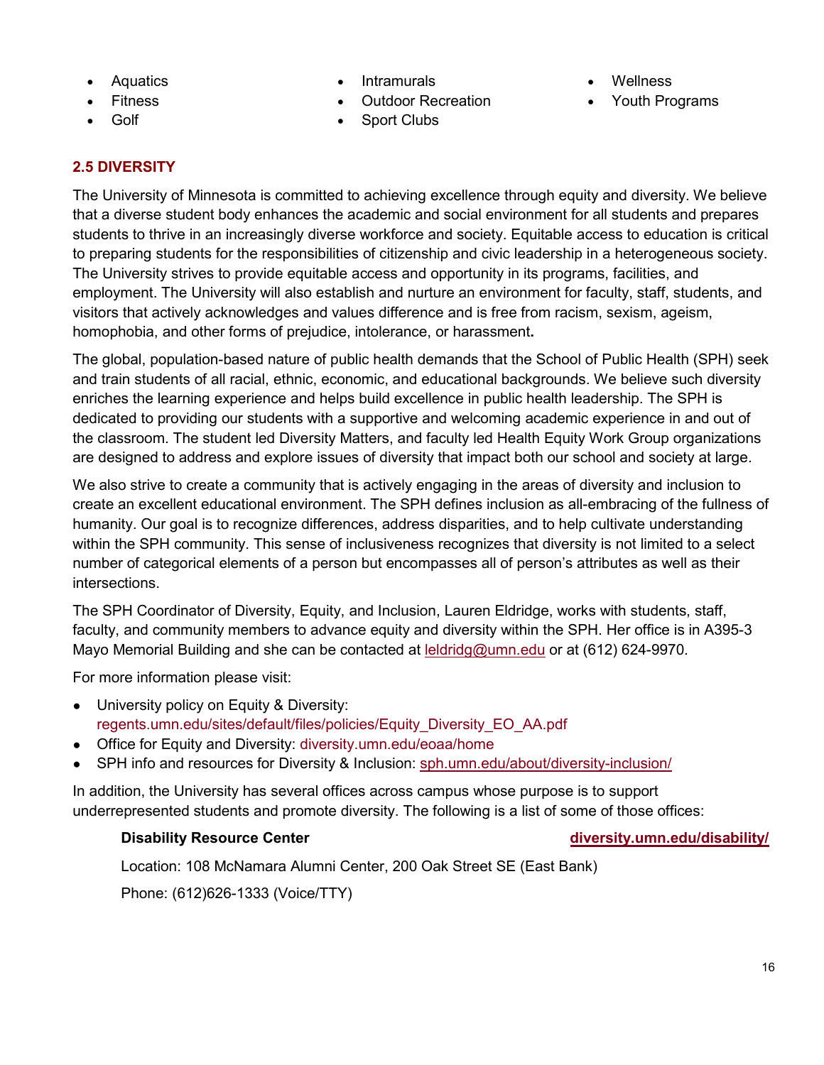- Aquatics
- Fitness
- Golf
- Intramurals
- Outdoor Recreation
- Sport Clubs
- Wellness
- Youth Programs

## 2.5 DIVERSITY

The University of Minnesota is committed to achieving excellence through equity and diversity. We believe that a diverse student body enhances the academic and social environment for all students and prepares students to thrive in an increasingly diverse workforce and society. Equitable access to education is critical to preparing students for the responsibilities of citizenship and civic leadership in a heterogeneous society. The University strives to provide equitable access and opportunity in its programs, facilities, and employment. The University will also establish and nurture an environment for faculty, staff, students, and visitors that actively acknowledges and values difference and is free from racism, sexism, ageism, homophobia, and other forms of prejudice, intolerance, or harassment**.**

The global, population-based nature of public health demands that the School of Public Health (SPH) seek and train students of all racial, ethnic, economic, and educational backgrounds. We believe such diversity enriches the learning experience and helps build excellence in public health leadership. The SPH is dedicated to providing our students with a supportive and welcoming academic experience in and out of the classroom. The student led Diversity Matters, and faculty led Health Equity Work Group organizations are designed to address and explore issues of diversity that impact both our school and society at large.

We also strive to create a community that is actively engaging in the areas of diversity and inclusion to create an excellent educational environment. The SPH defines inclusion as all-embracing of the fullness of humanity. Our goal is to recognize differences, address disparities, and to help cultivate understanding within the SPH community. This sense of inclusiveness recognizes that diversity is not limited to a select number of categorical elements of a person but encompasses all of person's attributes as well as their intersections.

The SPH Coordinator of Diversity, Equity, and Inclusion, Lauren Eldridge, works with students, staff, faculty, and community members to advance equity and diversity within the SPH. Her office is in A395-3 Mayo Memorial Building and she can be contacted at leldridg@umn.edu or at (612) 624-9970.

For more information please visit:

- University policy on Equity & Diversity: regents.umn.edu/sites/default/files/policies/Equity_Diversity_EO_AA.pdf
- Office for Equity and Diversity: diversity.umn.edu/eoaa/home
- SPH info and resources for Diversity & Inclusion: sph.umn.edu/about/diversity-inclusion/

In addition, the University has several offices across campus whose purpose is to support underrepresented students and promote diversity. The following is a list of some of those offices:

**Disability Resource Center** **diversity.umn.edu/disability/**

Location: 108 McNamara Alumni Center, 200 Oak Street SE (East Bank)

Phone: (612)626-1333 (Voice/TTY)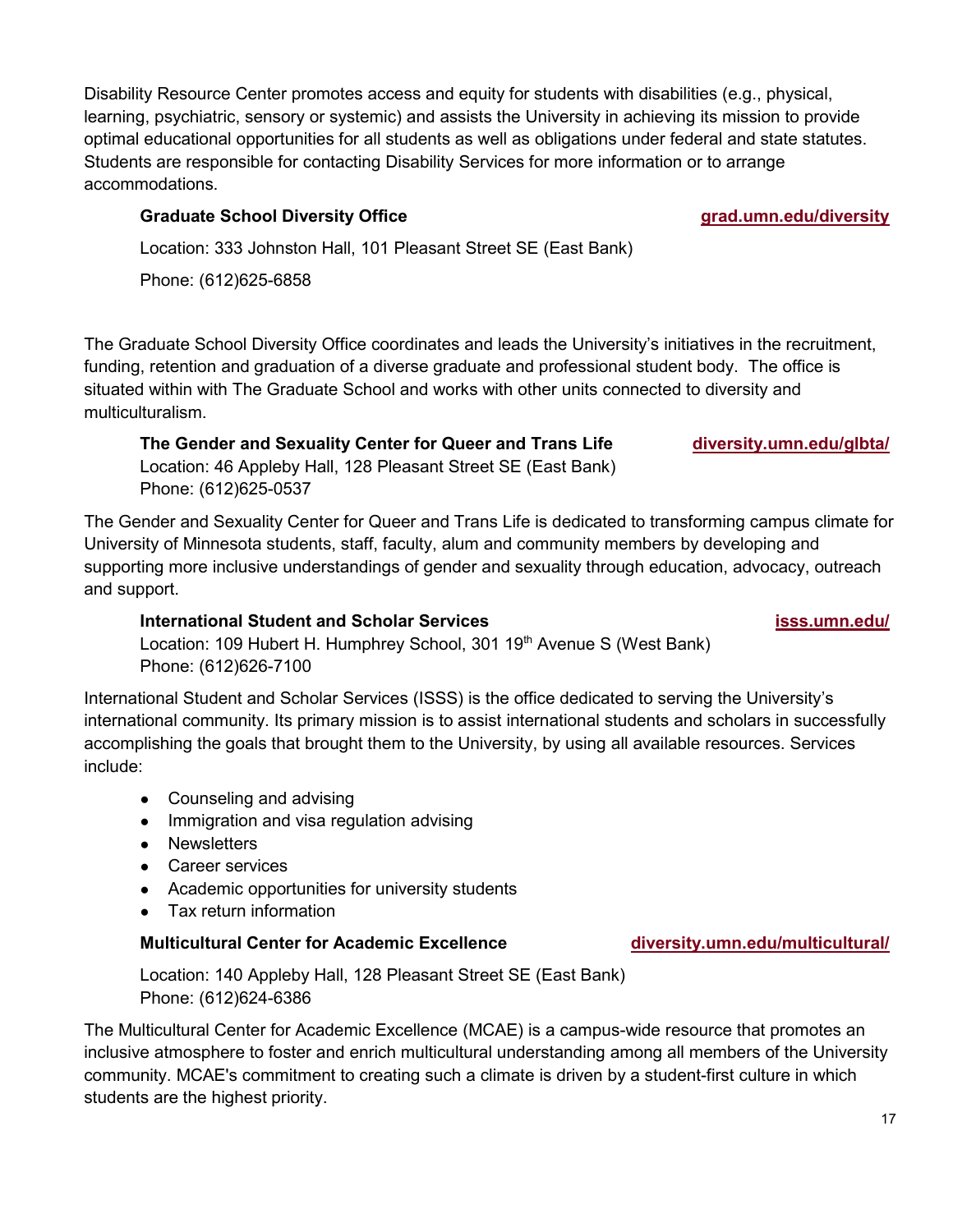Disability Resource Center promotes access and equity for students with disabilities (e.g., physical, learning, psychiatric, sensory or systemic) and assists the University in achieving its mission to provide optimal educational opportunities for all students as well as obligations under federal and state statutes. Students are responsible for contacting Disability Services for more information or to arrange accommodations.

**Graduate School Diversity Office** [grad.umn.edu/diversity](grad.umn.edu/diversity)

Location: 333 Johnston Hall, 101 Pleasant Street SE (East Bank)

Phone: (612)625-6858

The Graduate School Diversity Office coordinates and leads the University's initiatives in the recruitment, funding, retention and graduation of a diverse graduate and professional student body. The office is situated within with The Graduate School and works with other units connected to diversity and multiculturalism.

**The Gender and Sexuality Center for Queer and Trans Life** [diversity.umn.edu/glbta/](diversity.umn.edu/glbta/)

Location: 46 Appleby Hall, 128 Pleasant Street SE (East Bank)
Phone: (612)625-0537

The Gender and Sexuality Center for Queer and Trans Life is dedicated to transforming campus climate for University of Minnesota students, staff, faculty, alum and community members by developing and supporting more inclusive understandings of gender and sexuality through education, advocacy, outreach and support.

**International Student and Scholar Services** [isss.umn.edu/](isss.umn.edu/)

Location: 109 Hubert H. Humphrey School, 301 19th Avenue S (West Bank)
Phone: (612)626-7100

International Student and Scholar Services (ISSS) is the office dedicated to serving the University's international community. Its primary mission is to assist international students and scholars in successfully accomplishing the goals that brought them to the University, by using all available resources. Services include:

- Counseling and advising
- Immigration and visa regulation advising
- Newsletters
- Career services
- Academic opportunities for university students
- Tax return information

**Multicultural Center for Academic Excellence** [diversity.umn.edu/multicultural/](diversity.umn.edu/multicultural/)

Location: 140 Appleby Hall, 128 Pleasant Street SE (East Bank)
Phone: (612)624-6386

The Multicultural Center for Academic Excellence (MCAE) is a campus-wide resource that promotes an inclusive atmosphere to foster and enrich multicultural understanding among all members of the University community. MCAE's commitment to creating such a climate is driven by a student-first culture in which students are the highest priority.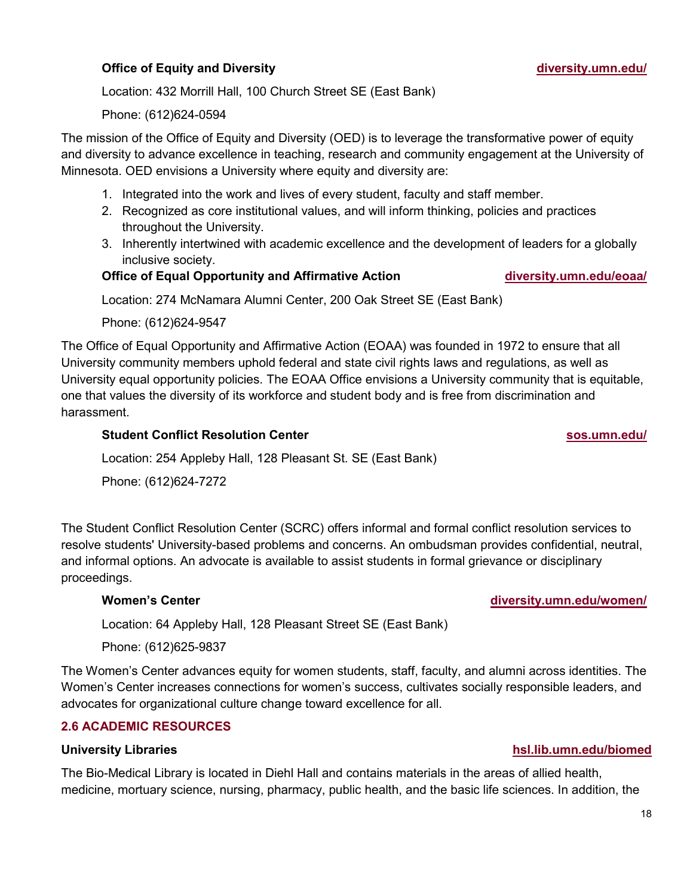**Office of Equity and Diversity** diversity.umn.edu/

Location: 432 Morrill Hall, 100 Church Street SE (East Bank)

Phone: (612)624-0594

The mission of the Office of Equity and Diversity (OED) is to leverage the transformative power of equity and diversity to advance excellence in teaching, research and community engagement at the University of Minnesota. OED envisions a University where equity and diversity are:

1. Integrated into the work and lives of every student, faculty and staff member.
2. Recognized as core institutional values, and will inform thinking, policies and practices throughout the University.
3. Inherently intertwined with academic excellence and the development of leaders for a globally inclusive society.

**Office of Equal Opportunity and Affirmative Action** diversity.umn.edu/eoaa/

Location: 274 McNamara Alumni Center, 200 Oak Street SE (East Bank)

Phone: (612)624-9547

The Office of Equal Opportunity and Affirmative Action (EOAA) was founded in 1972 to ensure that all University community members uphold federal and state civil rights laws and regulations, as well as University equal opportunity policies. The EOAA Office envisions a University community that is equitable, one that values the diversity of its workforce and student body and is free from discrimination and harassment.

**Student Conflict Resolution Center** sos.umn.edu/

Location: 254 Appleby Hall, 128 Pleasant St. SE (East Bank)

Phone: (612)624-7272

The Student Conflict Resolution Center (SCRC) offers informal and formal conflict resolution services to resolve students' University-based problems and concerns. An ombudsman provides confidential, neutral, and informal options. An advocate is available to assist students in formal grievance or disciplinary proceedings.

**Women's Center** diversity.umn.edu/women/

Location: 64 Appleby Hall, 128 Pleasant Street SE (East Bank)

Phone: (612)625-9837

The Women's Center advances equity for women students, staff, faculty, and alumni across identities. The Women's Center increases connections for women's success, cultivates socially responsible leaders, and advocates for organizational culture change toward excellence for all.

## 2.6 ACADEMIC RESOURCES

**University Libraries** hsl.lib.umn.edu/biomed

The Bio-Medical Library is located in Diehl Hall and contains materials in the areas of allied health, medicine, mortuary science, nursing, pharmacy, public health, and the basic life sciences. In addition, the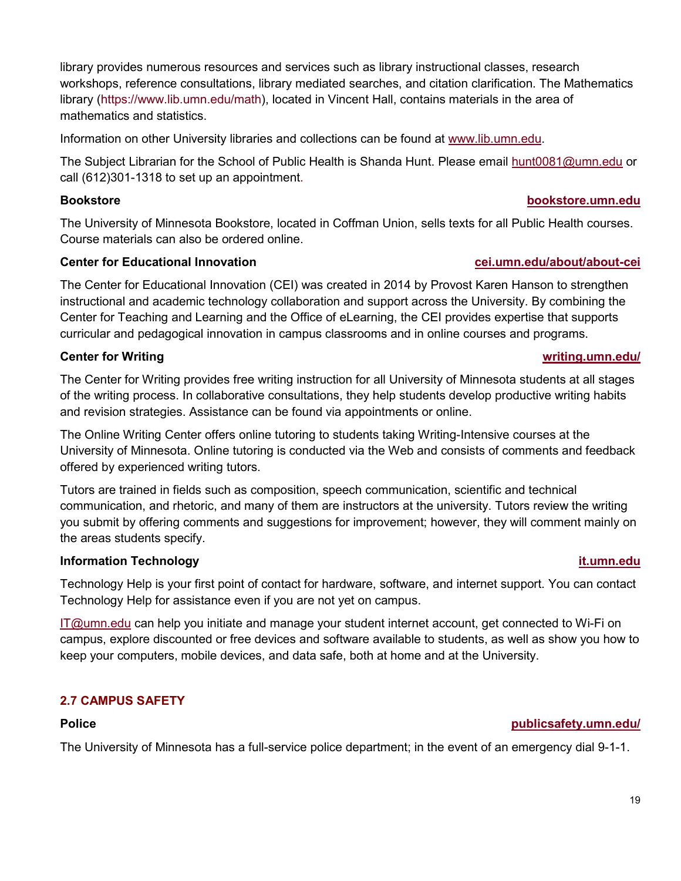library provides numerous resources and services such as library instructional classes, research workshops, reference consultations, library mediated searches, and citation clarification. The Mathematics library (https://www.lib.umn.edu/math), located in Vincent Hall, contains materials in the area of mathematics and statistics.

Information on other University libraries and collections can be found at www.lib.umn.edu.

The Subject Librarian for the School of Public Health is Shanda Hunt. Please email hunt0081@umn.edu or call (612)301-1318 to set up an appointment.

**Bookstore** **bookstore.umn.edu**

The University of Minnesota Bookstore, located in Coffman Union, sells texts for all Public Health courses. Course materials can also be ordered online.

**Center for Educational Innovation** **cei.umn.edu/about/about-cei**

The Center for Educational Innovation (CEI) was created in 2014 by Provost Karen Hanson to strengthen instructional and academic technology collaboration and support across the University. By combining the Center for Teaching and Learning and the Office of eLearning, the CEI provides expertise that supports curricular and pedagogical innovation in campus classrooms and in online courses and programs.

**Center for Writing** **writing.umn.edu/**

The Center for Writing provides free writing instruction for all University of Minnesota students at all stages of the writing process. In collaborative consultations, they help students develop productive writing habits and revision strategies. Assistance can be found via appointments or online.

The Online Writing Center offers online tutoring to students taking Writing-Intensive courses at the University of Minnesota. Online tutoring is conducted via the Web and consists of comments and feedback offered by experienced writing tutors.

Tutors are trained in fields such as composition, speech communication, scientific and technical communication, and rhetoric, and many of them are instructors at the university. Tutors review the writing you submit by offering comments and suggestions for improvement; however, they will comment mainly on the areas students specify.

**Information Technology** **it.umn.edu**

Technology Help is your first point of contact for hardware, software, and internet support. You can contact Technology Help for assistance even if you are not yet on campus.

IT@umn.edu can help you initiate and manage your student internet account, get connected to Wi-Fi on campus, explore discounted or free devices and software available to students, as well as show you how to keep your computers, mobile devices, and data safe, both at home and at the University.

## 2.7 CAMPUS SAFETY

**Police** **publicsafety.umn.edu/**

The University of Minnesota has a full-service police department; in the event of an emergency dial 9-1-1.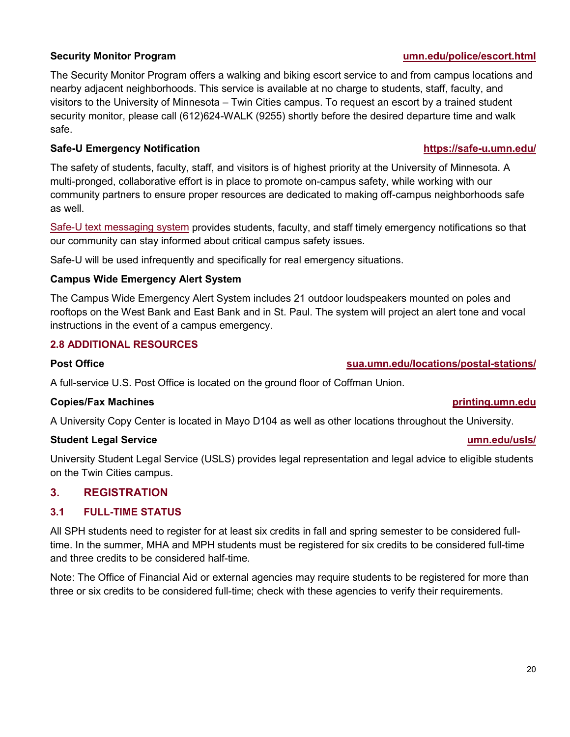**Security Monitor Program** **umn.edu/police/escort.html**

The Security Monitor Program offers a walking and biking escort service to and from campus locations and nearby adjacent neighborhoods. This service is available at no charge to students, staff, faculty, and visitors to the University of Minnesota – Twin Cities campus. To request an escort by a trained student security monitor, please call (612)624-WALK (9255) shortly before the desired departure time and walk safe.

**Safe-U Emergency Notification** **https://safe-u.umn.edu/**

The safety of students, faculty, staff, and visitors is of highest priority at the University of Minnesota. A multi-pronged, collaborative effort is in place to promote on-campus safety, while working with our community partners to ensure proper resources are dedicated to making off-campus neighborhoods safe as well.

Safe-U text messaging system provides students, faculty, and staff timely emergency notifications so that our community can stay informed about critical campus safety issues.

Safe-U will be used infrequently and specifically for real emergency situations.

**Campus Wide Emergency Alert System**

The Campus Wide Emergency Alert System includes 21 outdoor loudspeakers mounted on poles and rooftops on the West Bank and East Bank and in St. Paul. The system will project an alert tone and vocal instructions in the event of a campus emergency.

### 2.8 ADDITIONAL RESOURCES

**Post Office** **sua.umn.edu/locations/postal-stations/**

A full-service U.S. Post Office is located on the ground floor of Coffman Union.

**Copies/Fax Machines** **printing.umn.edu**

A University Copy Center is located in Mayo D104 as well as other locations throughout the University.

**Student Legal Service** **umn.edu/usls/**

University Student Legal Service (USLS) provides legal representation and legal advice to eligible students on the Twin Cities campus.

## 3. REGISTRATION

### 3.1 FULL-TIME STATUS

All SPH students need to register for at least six credits in fall and spring semester to be considered full-time. In the summer, MHA and MPH students must be registered for six credits to be considered full-time and three credits to be considered half-time.

Note: The Office of Financial Aid or external agencies may require students to be registered for more than three or six credits to be considered full-time; check with these agencies to verify their requirements.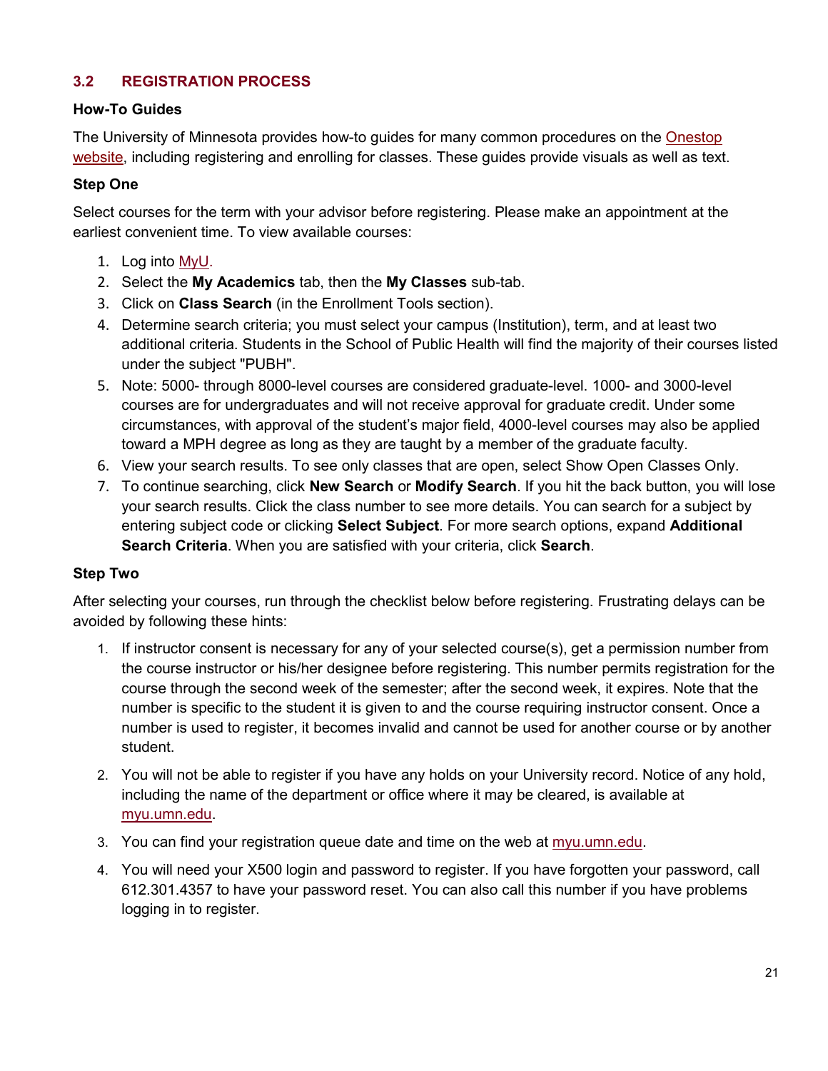## 3.2 REGISTRATION PROCESS

**How-To Guides**

The University of Minnesota provides how-to guides for many common procedures on the Onestop website, including registering and enrolling for classes. These guides provide visuals as well as text.

**Step One**

Select courses for the term with your advisor before registering. Please make an appointment at the earliest convenient time. To view available courses:

1. Log into MyU.
2. Select the **My Academics** tab, then the **My Classes** sub-tab.
3. Click on **Class Search** (in the Enrollment Tools section).
4. Determine search criteria; you must select your campus (Institution), term, and at least two additional criteria. Students in the School of Public Health will find the majority of their courses listed under the subject "PUBH".
5. Note: 5000- through 8000-level courses are considered graduate-level. 1000- and 3000-level courses are for undergraduates and will not receive approval for graduate credit. Under some circumstances, with approval of the student's major field, 4000-level courses may also be applied toward a MPH degree as long as they are taught by a member of the graduate faculty.
6. View your search results. To see only classes that are open, select Show Open Classes Only.
7. To continue searching, click **New Search** or **Modify Search**. If you hit the back button, you will lose your search results. Click the class number to see more details. You can search for a subject by entering subject code or clicking **Select Subject**. For more search options, expand **Additional Search Criteria**. When you are satisfied with your criteria, click **Search**.

**Step Two**

After selecting your courses, run through the checklist below before registering. Frustrating delays can be avoided by following these hints:

1. If instructor consent is necessary for any of your selected course(s), get a permission number from the course instructor or his/her designee before registering. This number permits registration for the course through the second week of the semester; after the second week, it expires. Note that the number is specific to the student it is given to and the course requiring instructor consent. Once a number is used to register, it becomes invalid and cannot be used for another course or by another student.

2. You will not be able to register if you have any holds on your University record. Notice of any hold, including the name of the department or office where it may be cleared, is available at myu.umn.edu.

3. You can find your registration queue date and time on the web at myu.umn.edu.

4. You will need your X500 login and password to register. If you have forgotten your password, call 612.301.4357 to have your password reset. You can also call this number if you have problems logging in to register.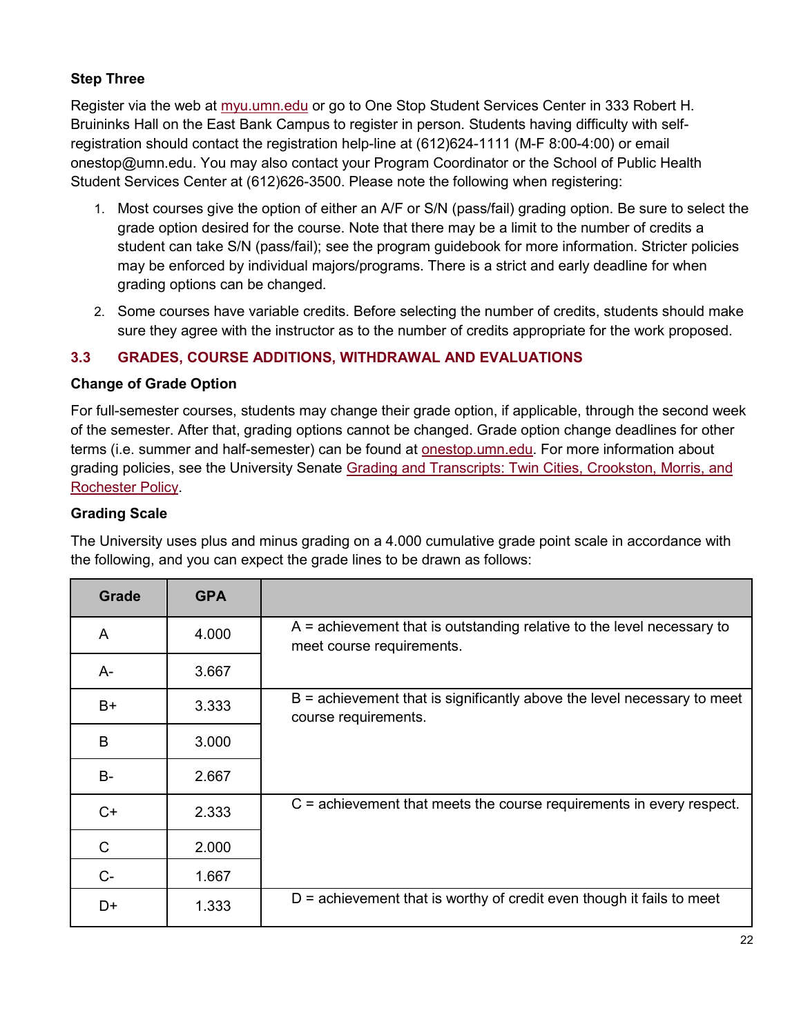**Step Three**

Register via the web at myu.umn.edu or go to One Stop Student Services Center in 333 Robert H. Bruininks Hall on the East Bank Campus to register in person. Students having difficulty with self-registration should contact the registration help-line at (612)624-1111 (M-F 8:00-4:00) or email onestop@umn.edu. You may also contact your Program Coordinator or the School of Public Health Student Services Center at (612)626-3500. Please note the following when registering:

1. Most courses give the option of either an A/F or S/N (pass/fail) grading option. Be sure to select the grade option desired for the course. Note that there may be a limit to the number of credits a student can take S/N (pass/fail); see the program guidebook for more information. Stricter policies may be enforced by individual majors/programs. There is a strict and early deadline for when grading options can be changed.
2. Some courses have variable credits. Before selecting the number of credits, students should make sure they agree with the instructor as to the number of credits appropriate for the work proposed.

## 3.3 GRADES, COURSE ADDITIONS, WITHDRAWAL AND EVALUATIONS

**Change of Grade Option**

For full-semester courses, students may change their grade option, if applicable, through the second week of the semester. After that, grading options cannot be changed. Grade option change deadlines for other terms (i.e. summer and half-semester) can be found at onestop.umn.edu. For more information about grading policies, see the University Senate Grading and Transcripts: Twin Cities, Crookston, Morris, and Rochester Policy.

**Grading Scale**

The University uses plus and minus grading on a 4.000 cumulative grade point scale in accordance with the following, and you can expect the grade lines to be drawn as follows:

| Grade | GPA | |
|---|---|---|
| A | 4.000 | A = achievement that is outstanding relative to the level necessary to meet course requirements. |
| A- | 3.667 | |
| B+ | 3.333 | B = achievement that is significantly above the level necessary to meet course requirements. |
| B | 3.000 | |
| B- | 2.667 | |
| C+ | 2.333 | C = achievement that meets the course requirements in every respect. |
| C | 2.000 | |
| C- | 1.667 | |
| D+ | 1.333 | D = achievement that is worthy of credit even though it fails to meet |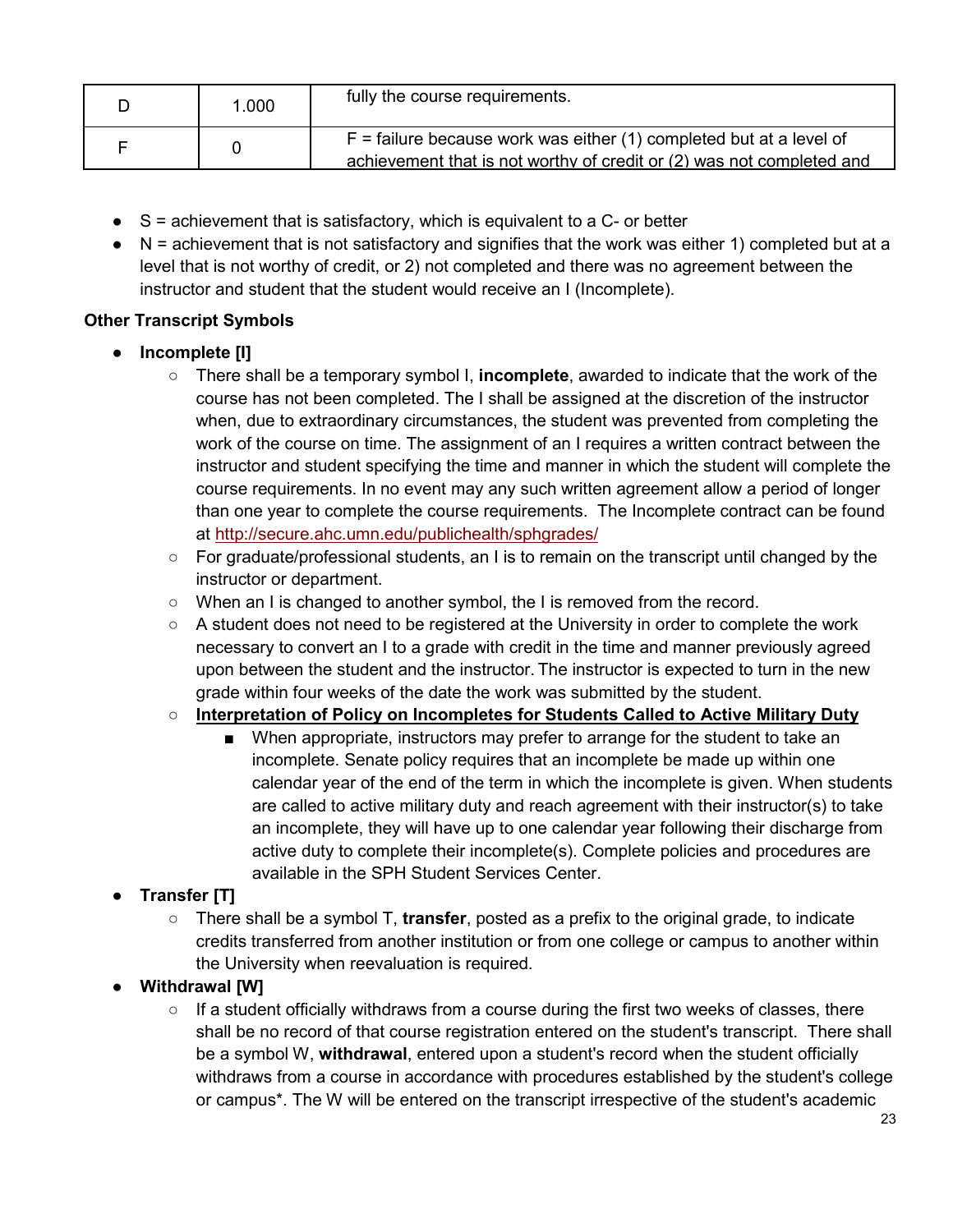| D | 1.000 | fully the course requirements. |
|---|---|---|
| F | 0 | F = failure because work was either (1) completed but at a level of achievement that is not worthy of credit or (2) was not completed and |

- S = achievement that is satisfactory, which is equivalent to a C- or better
- N = achievement that is not satisfactory and signifies that the work was either 1) completed but at a level that is not worthy of credit, or 2) not completed and there was no agreement between the instructor and student that the student would receive an I (Incomplete).

**Other Transcript Symbols**

- **Incomplete [I]**
  - There shall be a temporary symbol I, **incomplete**, awarded to indicate that the work of the course has not been completed. The I shall be assigned at the discretion of the instructor when, due to extraordinary circumstances, the student was prevented from completing the work of the course on time. The assignment of an I requires a written contract between the instructor and student specifying the time and manner in which the student will complete the course requirements. In no event may any such written agreement allow a period of longer than one year to complete the course requirements. The Incomplete contract can be found at http://secure.ahc.umn.edu/publichealth/sphgrades/
  - For graduate/professional students, an I is to remain on the transcript until changed by the instructor or department.
  - When an I is changed to another symbol, the I is removed from the record.
  - A student does not need to be registered at the University in order to complete the work necessary to convert an I to a grade with credit in the time and manner previously agreed upon between the student and the instructor. The instructor is expected to turn in the new grade within four weeks of the date the work was submitted by the student.
  - **Interpretation of Policy on Incompletes for Students Called to Active Military Duty**
    - When appropriate, instructors may prefer to arrange for the student to take an incomplete. Senate policy requires that an incomplete be made up within one calendar year of the end of the term in which the incomplete is given. When students are called to active military duty and reach agreement with their instructor(s) to take an incomplete, they will have up to one calendar year following their discharge from active duty to complete their incomplete(s). Complete policies and procedures are available in the SPH Student Services Center.
- **Transfer [T]**
  - There shall be a symbol T, **transfer**, posted as a prefix to the original grade, to indicate credits transferred from another institution or from one college or campus to another within the University when reevaluation is required.
- **Withdrawal [W]**
  - If a student officially withdraws from a course during the first two weeks of classes, there shall be no record of that course registration entered on the student's transcript. There shall be a symbol W, **withdrawal**, entered upon a student's record when the student officially withdraws from a course in accordance with procedures established by the student's college or campus*. The W will be entered on the transcript irrespective of the student's academic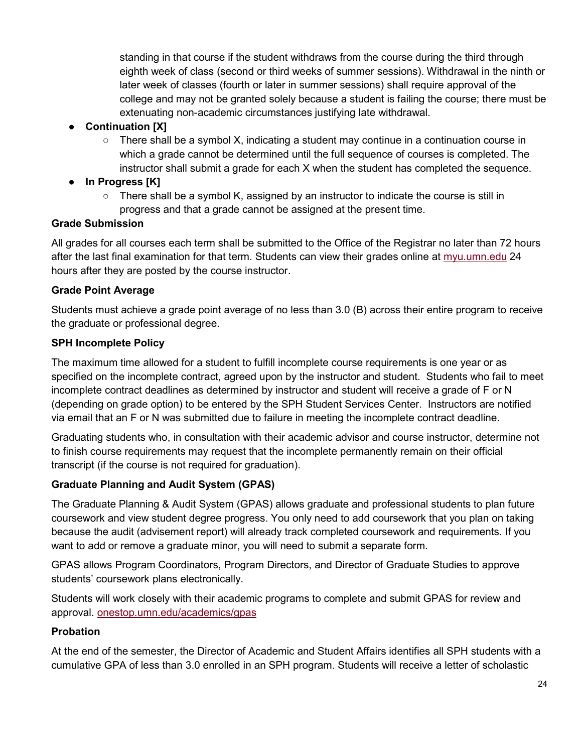standing in that course if the student withdraws from the course during the third through eighth week of class (second or third weeks of summer sessions). Withdrawal in the ninth or later week of classes (fourth or later in summer sessions) shall require approval of the college and may not be granted solely because a student is failing the course; there must be extenuating non-academic circumstances justifying late withdrawal.

- **Continuation [X]**
  - There shall be a symbol X, indicating a student may continue in a continuation course in which a grade cannot be determined until the full sequence of courses is completed. The instructor shall submit a grade for each X when the student has completed the sequence.
- **In Progress [K]**
  - There shall be a symbol K, assigned by an instructor to indicate the course is still in progress and that a grade cannot be assigned at the present time.

**Grade Submission**

All grades for all courses each term shall be submitted to the Office of the Registrar no later than 72 hours after the last final examination for that term. Students can view their grades online at myu.umn.edu 24 hours after they are posted by the course instructor.

**Grade Point Average**

Students must achieve a grade point average of no less than 3.0 (B) across their entire program to receive the graduate or professional degree.

**SPH Incomplete Policy**

The maximum time allowed for a student to fulfill incomplete course requirements is one year or as specified on the incomplete contract, agreed upon by the instructor and student. Students who fail to meet incomplete contract deadlines as determined by instructor and student will receive a grade of F or N (depending on grade option) to be entered by the SPH Student Services Center. Instructors are notified via email that an F or N was submitted due to failure in meeting the incomplete contract deadline.

Graduating students who, in consultation with their academic advisor and course instructor, determine not to finish course requirements may request that the incomplete permanently remain on their official transcript (if the course is not required for graduation).

**Graduate Planning and Audit System (GPAS)**

The Graduate Planning & Audit System (GPAS) allows graduate and professional students to plan future coursework and view student degree progress. You only need to add coursework that you plan on taking because the audit (advisement report) will already track completed coursework and requirements. If you want to add or remove a graduate minor, you will need to submit a separate form.

GPAS allows Program Coordinators, Program Directors, and Director of Graduate Studies to approve students' coursework plans electronically.

Students will work closely with their academic programs to complete and submit GPAS for review and approval. onestop.umn.edu/academics/gpas

**Probation**

At the end of the semester, the Director of Academic and Student Affairs identifies all SPH students with a cumulative GPA of less than 3.0 enrolled in an SPH program. Students will receive a letter of scholastic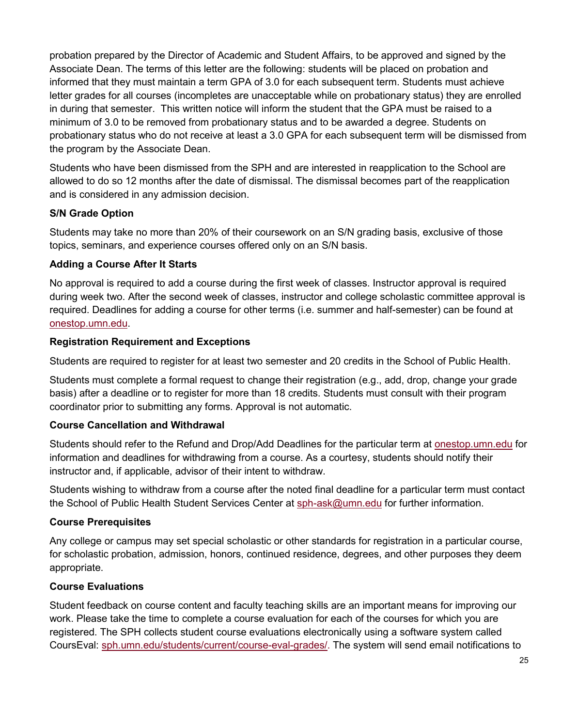probation prepared by the Director of Academic and Student Affairs, to be approved and signed by the Associate Dean. The terms of this letter are the following: students will be placed on probation and informed that they must maintain a term GPA of 3.0 for each subsequent term. Students must achieve letter grades for all courses (incompletes are unacceptable while on probationary status) they are enrolled in during that semester. This written notice will inform the student that the GPA must be raised to a minimum of 3.0 to be removed from probationary status and to be awarded a degree. Students on probationary status who do not receive at least a 3.0 GPA for each subsequent term will be dismissed from the program by the Associate Dean.

Students who have been dismissed from the SPH and are interested in reapplication to the School are allowed to do so 12 months after the date of dismissal. The dismissal becomes part of the reapplication and is considered in any admission decision.

### S/N Grade Option

Students may take no more than 20% of their coursework on an S/N grading basis, exclusive of those topics, seminars, and experience courses offered only on an S/N basis.

### Adding a Course After It Starts

No approval is required to add a course during the first week of classes. Instructor approval is required during week two. After the second week of classes, instructor and college scholastic committee approval is required. Deadlines for adding a course for other terms (i.e. summer and half-semester) can be found at onestop.umn.edu.

### Registration Requirement and Exceptions

Students are required to register for at least two semester and 20 credits in the School of Public Health.

Students must complete a formal request to change their registration (e.g., add, drop, change your grade basis) after a deadline or to register for more than 18 credits. Students must consult with their program coordinator prior to submitting any forms. Approval is not automatic.

### Course Cancellation and Withdrawal

Students should refer to the Refund and Drop/Add Deadlines for the particular term at onestop.umn.edu for information and deadlines for withdrawing from a course. As a courtesy, students should notify their instructor and, if applicable, advisor of their intent to withdraw.

Students wishing to withdraw from a course after the noted final deadline for a particular term must contact the School of Public Health Student Services Center at sph-ask@umn.edu for further information.

### Course Prerequisites

Any college or campus may set special scholastic or other standards for registration in a particular course, for scholastic probation, admission, honors, continued residence, degrees, and other purposes they deem appropriate.

### Course Evaluations

Student feedback on course content and faculty teaching skills are an important means for improving our work. Please take the time to complete a course evaluation for each of the courses for which you are registered. The SPH collects student course evaluations electronically using a software system called CoursEval: sph.umn.edu/students/current/course-eval-grades/. The system will send email notifications to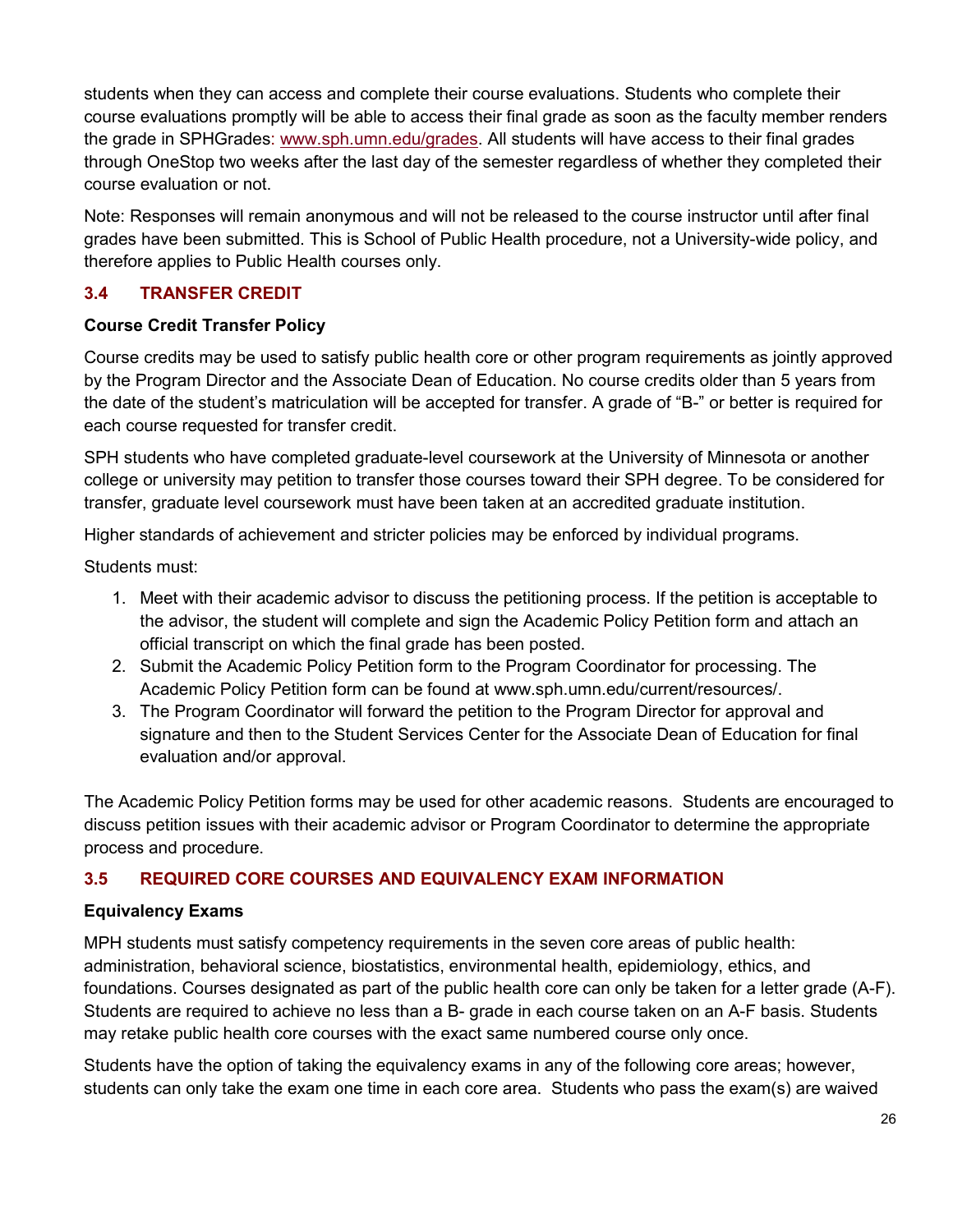students when they can access and complete their course evaluations. Students who complete their course evaluations promptly will be able to access their final grade as soon as the faculty member renders the grade in SPHGrades: [www.sph.umn.edu/grades](www.sph.umn.edu/grades). All students will have access to their final grades through OneStop two weeks after the last day of the semester regardless of whether they completed their course evaluation or not.

Note: Responses will remain anonymous and will not be released to the course instructor until after final grades have been submitted. This is School of Public Health procedure, not a University-wide policy, and therefore applies to Public Health courses only.

## 3.4 TRANSFER CREDIT

**Course Credit Transfer Policy**

Course credits may be used to satisfy public health core or other program requirements as jointly approved by the Program Director and the Associate Dean of Education. No course credits older than 5 years from the date of the student's matriculation will be accepted for transfer. A grade of "B-" or better is required for each course requested for transfer credit.

SPH students who have completed graduate-level coursework at the University of Minnesota or another college or university may petition to transfer those courses toward their SPH degree. To be considered for transfer, graduate level coursework must have been taken at an accredited graduate institution.

Higher standards of achievement and stricter policies may be enforced by individual programs.

Students must:

1. Meet with their academic advisor to discuss the petitioning process. If the petition is acceptable to the advisor, the student will complete and sign the Academic Policy Petition form and attach an official transcript on which the final grade has been posted.
2. Submit the Academic Policy Petition form to the Program Coordinator for processing. The Academic Policy Petition form can be found at www.sph.umn.edu/current/resources/.
3. The Program Coordinator will forward the petition to the Program Director for approval and signature and then to the Student Services Center for the Associate Dean of Education for final evaluation and/or approval.

The Academic Policy Petition forms may be used for other academic reasons. Students are encouraged to discuss petition issues with their academic advisor or Program Coordinator to determine the appropriate process and procedure.

## 3.5 REQUIRED CORE COURSES AND EQUIVALENCY EXAM INFORMATION

**Equivalency Exams**

MPH students must satisfy competency requirements in the seven core areas of public health: administration, behavioral science, biostatistics, environmental health, epidemiology, ethics, and foundations. Courses designated as part of the public health core can only be taken for a letter grade (A-F). Students are required to achieve no less than a B- grade in each course taken on an A-F basis. Students may retake public health core courses with the exact same numbered course only once.

Students have the option of taking the equivalency exams in any of the following core areas; however, students can only take the exam one time in each core area. Students who pass the exam(s) are waived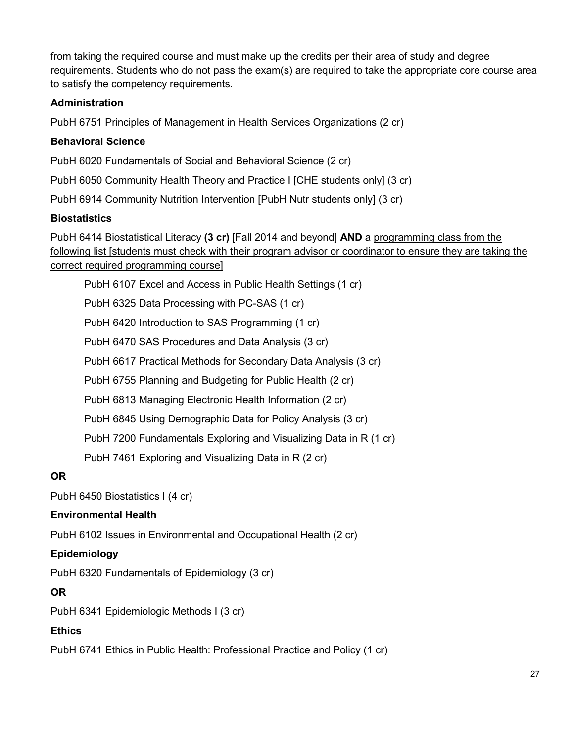from taking the required course and must make up the credits per their area of study and degree requirements. Students who do not pass the exam(s) are required to take the appropriate core course area to satisfy the competency requirements.

**Administration**

PubH 6751 Principles of Management in Health Services Organizations (2 cr)

**Behavioral Science**

PubH 6020 Fundamentals of Social and Behavioral Science (2 cr)

PubH 6050 Community Health Theory and Practice I [CHE students only] (3 cr)

PubH 6914 Community Nutrition Intervention [PubH Nutr students only] (3 cr)

**Biostatistics**

PubH 6414 Biostatistical Literacy **(3 cr)** [Fall 2014 and beyond] **AND** a programming class from the following list [students must check with their program advisor or coordinator to ensure they are taking the correct required programming course]

- PubH 6107 Excel and Access in Public Health Settings (1 cr)
- PubH 6325 Data Processing with PC-SAS (1 cr)
- PubH 6420 Introduction to SAS Programming (1 cr)
- PubH 6470 SAS Procedures and Data Analysis (3 cr)
- PubH 6617 Practical Methods for Secondary Data Analysis (3 cr)
- PubH 6755 Planning and Budgeting for Public Health (2 cr)
- PubH 6813 Managing Electronic Health Information (2 cr)
- PubH 6845 Using Demographic Data for Policy Analysis (3 cr)
- PubH 7200 Fundamentals Exploring and Visualizing Data in R (1 cr)
- PubH 7461 Exploring and Visualizing Data in R (2 cr)

**OR**

PubH 6450 Biostatistics I (4 cr)

**Environmental Health**

PubH 6102 Issues in Environmental and Occupational Health (2 cr)

**Epidemiology**

PubH 6320 Fundamentals of Epidemiology (3 cr)

**OR**

PubH 6341 Epidemiologic Methods I (3 cr)

**Ethics**

PubH 6741 Ethics in Public Health: Professional Practice and Policy (1 cr)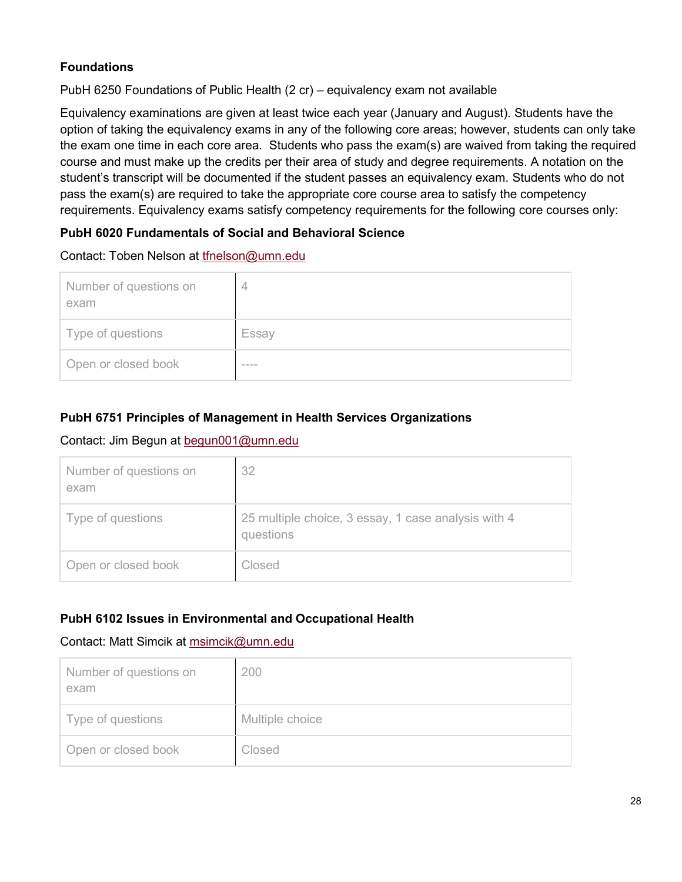**Foundations**

PubH 6250 Foundations of Public Health (2 cr) – equivalency exam not available

Equivalency examinations are given at least twice each year (January and August). Students have the option of taking the equivalency exams in any of the following core areas; however, students can only take the exam one time in each core area. Students who pass the exam(s) are waived from taking the required course and must make up the credits per their area of study and degree requirements. A notation on the student's transcript will be documented if the student passes an equivalency exam. Students who do not pass the exam(s) are required to take the appropriate core course area to satisfy the competency requirements. Equivalency exams satisfy competency requirements for the following core courses only:

**PubH 6020 Fundamentals of Social and Behavioral Science**

Contact: Toben Nelson at tfnelson@umn.edu

| | |
|---|---|
| Number of questions on exam | 4 |
| Type of questions | Essay |
| Open or closed book | ---- |

**PubH 6751 Principles of Management in Health Services Organizations**

Contact: Jim Begun at begun001@umn.edu

| | |
|---|---|
| Number of questions on exam | 32 |
| Type of questions | 25 multiple choice, 3 essay, 1 case analysis with 4 questions |
| Open or closed book | Closed |

**PubH 6102 Issues in Environmental and Occupational Health**

Contact: Matt Simcik at msimcik@umn.edu

| | |
|---|---|
| Number of questions on exam | 200 |
| Type of questions | Multiple choice |
| Open or closed book | Closed |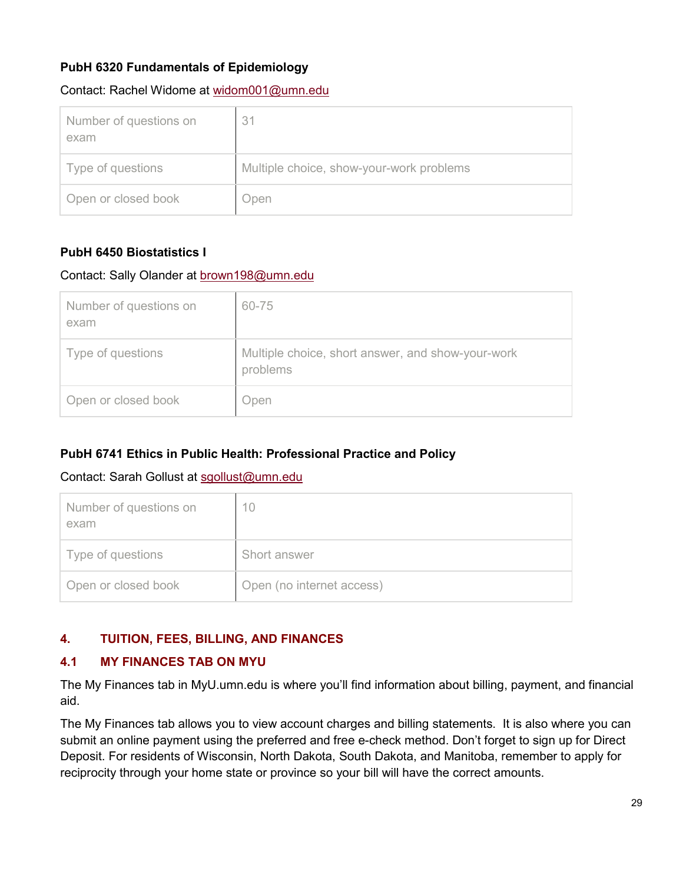**PubH 6320 Fundamentals of Epidemiology**

Contact: Rachel Widome at widom001@umn.edu

| | |
|---|---|
| Number of questions on exam | 31 |
| Type of questions | Multiple choice, show-your-work problems |
| Open or closed book | Open |

**PubH 6450 Biostatistics I**

Contact: Sally Olander at brown198@umn.edu

| | |
|---|---|
| Number of questions on exam | 60-75 |
| Type of questions | Multiple choice, short answer, and show-your-work problems |
| Open or closed book | Open |

**PubH 6741 Ethics in Public Health: Professional Practice and Policy**

Contact: Sarah Gollust at sgollust@umn.edu

| | |
|---|---|
| Number of questions on exam | 10 |
| Type of questions | Short answer |
| Open or closed book | Open (no internet access) |

## 4. TUITION, FEES, BILLING, AND FINANCES

### 4.1 MY FINANCES TAB ON MYU

The My Finances tab in MyU.umn.edu is where you'll find information about billing, payment, and financial aid.

The My Finances tab allows you to view account charges and billing statements. It is also where you can submit an online payment using the preferred and free e-check method. Don't forget to sign up for Direct Deposit. For residents of Wisconsin, North Dakota, South Dakota, and Manitoba, remember to apply for reciprocity through your home state or province so your bill will have the correct amounts.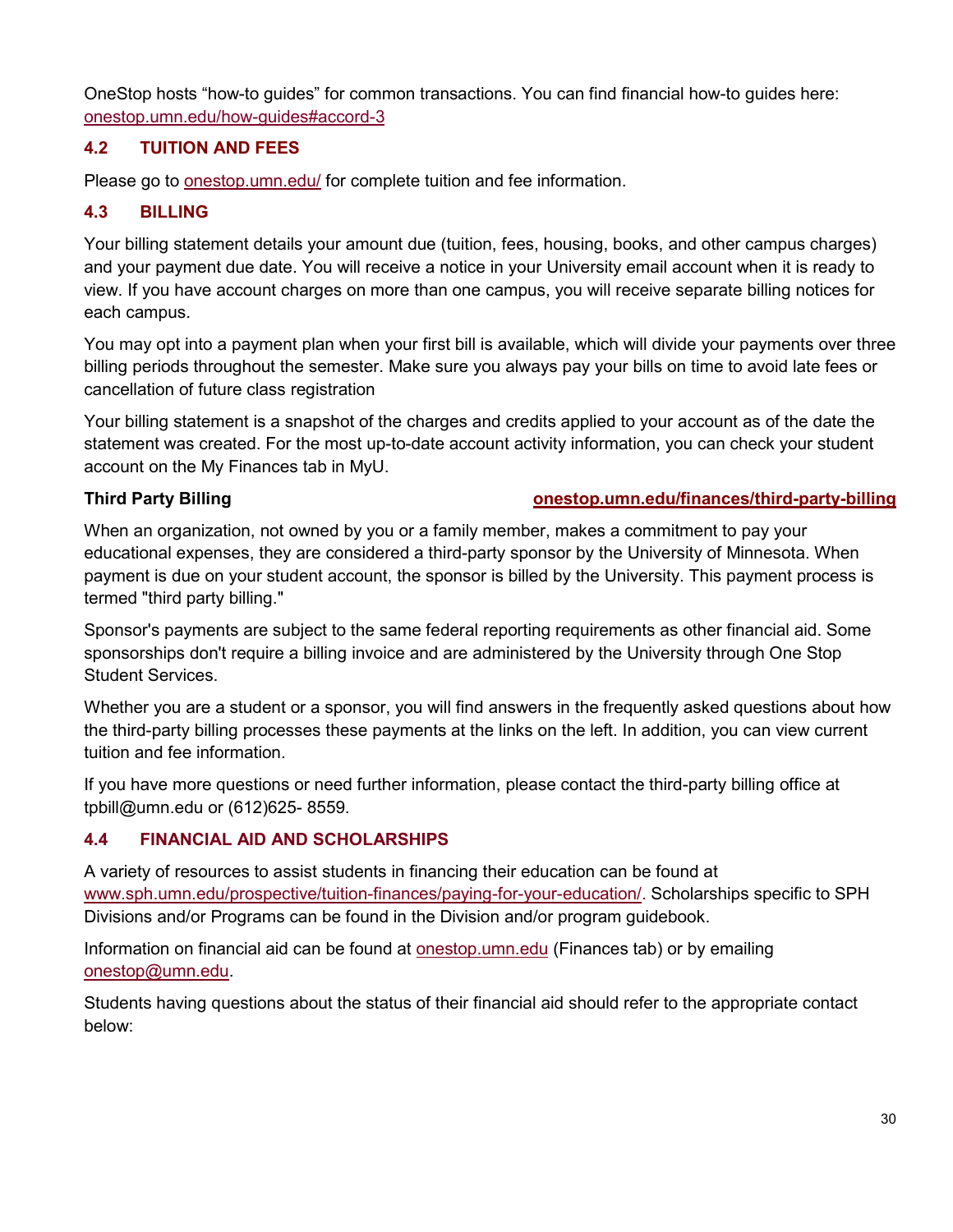OneStop hosts “how-to guides” for common transactions. You can find financial how-to guides here: [onestop.umn.edu/how-guides#accord-3](onestop.umn.edu/how-guides#accord-3)

### 4.2 TUITION AND FEES

Please go to [onestop.umn.edu/](onestop.umn.edu/) for complete tuition and fee information.

### 4.3 BILLING

Your billing statement details your amount due (tuition, fees, housing, books, and other campus charges) and your payment due date. You will receive a notice in your University email account when it is ready to view. If you have account charges on more than one campus, you will receive separate billing notices for each campus.

You may opt into a payment plan when your first bill is available, which will divide your payments over three billing periods throughout the semester. Make sure you always pay your bills on time to avoid late fees or cancellation of future class registration

Your billing statement is a snapshot of the charges and credits applied to your account as of the date the statement was created. For the most up-to-date account activity information, you can check your student account on the My Finances tab in MyU.

**Third Party Billing** **[onestop.umn.edu/finances/third-party-billing](onestop.umn.edu/finances/third-party-billing)**

When an organization, not owned by you or a family member, makes a commitment to pay your educational expenses, they are considered a third-party sponsor by the University of Minnesota. When payment is due on your student account, the sponsor is billed by the University. This payment process is termed "third party billing."

Sponsor's payments are subject to the same federal reporting requirements as other financial aid. Some sponsorships don't require a billing invoice and are administered by the University through One Stop Student Services.

Whether you are a student or a sponsor, you will find answers in the frequently asked questions about how the third-party billing processes these payments at the links on the left. In addition, you can view current tuition and fee information.

If you have more questions or need further information, please contact the third-party billing office at tpbill@umn.edu or (612)625- 8559.

### 4.4 FINANCIAL AID AND SCHOLARSHIPS

A variety of resources to assist students in financing their education can be found at [www.sph.umn.edu/prospective/tuition-finances/paying-for-your-education/](www.sph.umn.edu/prospective/tuition-finances/paying-for-your-education/). Scholarships specific to SPH Divisions and/or Programs can be found in the Division and/or program guidebook.

Information on financial aid can be found at [onestop.umn.edu](onestop.umn.edu) (Finances tab) or by emailing [onestop@umn.edu](mailto:onestop@umn.edu).

Students having questions about the status of their financial aid should refer to the appropriate contact below: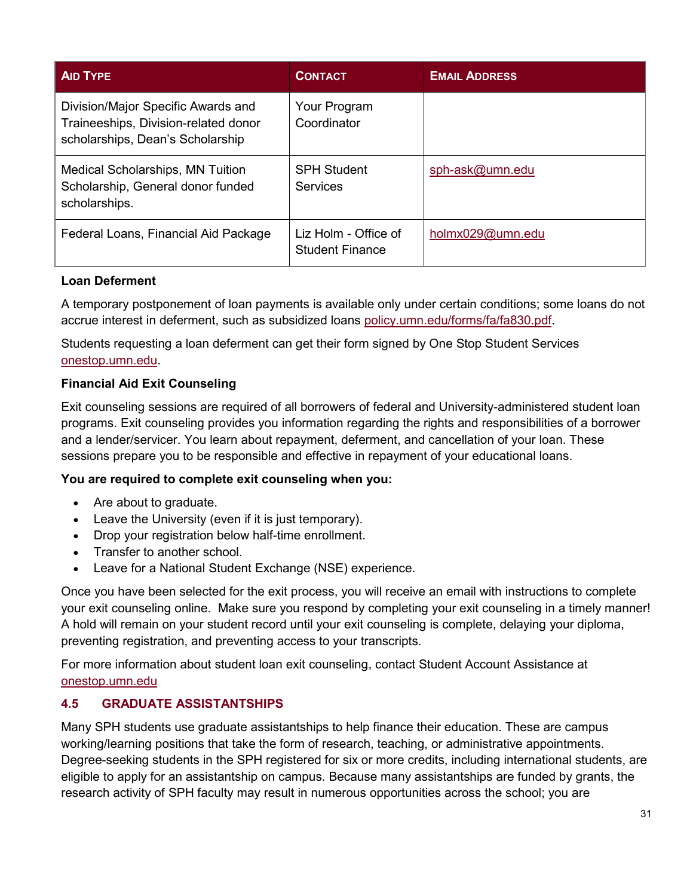| Aid Type | Contact | Email Address |
| --- | --- | --- |
| Division/Major Specific Awards and Traineeships, Division-related donor scholarships, Dean's Scholarship | Your Program Coordinator | |
| Medical Scholarships, MN Tuition Scholarship, General donor funded scholarships. | SPH Student Services | sph-ask@umn.edu |
| Federal Loans, Financial Aid Package | Liz Holm - Office of Student Finance | holmx029@umn.edu |

**Loan Deferment**

A temporary postponement of loan payments is available only under certain conditions; some loans do not accrue interest in deferment, such as subsidized loans policy.umn.edu/forms/fa/fa830.pdf.

Students requesting a loan deferment can get their form signed by One Stop Student Services onestop.umn.edu.

**Financial Aid Exit Counseling**

Exit counseling sessions are required of all borrowers of federal and University-administered student loan programs. Exit counseling provides you information regarding the rights and responsibilities of a borrower and a lender/servicer. You learn about repayment, deferment, and cancellation of your loan. These sessions prepare you to be responsible and effective in repayment of your educational loans.

**You are required to complete exit counseling when you:**

- Are about to graduate.
- Leave the University (even if it is just temporary).
- Drop your registration below half-time enrollment.
- Transfer to another school.
- Leave for a National Student Exchange (NSE) experience.

Once you have been selected for the exit process, you will receive an email with instructions to complete your exit counseling online. Make sure you respond by completing your exit counseling in a timely manner! A hold will remain on your student record until your exit counseling is complete, delaying your diploma, preventing registration, and preventing access to your transcripts.

For more information about student loan exit counseling, contact Student Account Assistance at onestop.umn.edu

## 4.5 GRADUATE ASSISTANTSHIPS

Many SPH students use graduate assistantships to help finance their education. These are campus working/learning positions that take the form of research, teaching, or administrative appointments. Degree-seeking students in the SPH registered for six or more credits, including international students, are eligible to apply for an assistantship on campus. Because many assistantships are funded by grants, the research activity of SPH faculty may result in numerous opportunities across the school; you are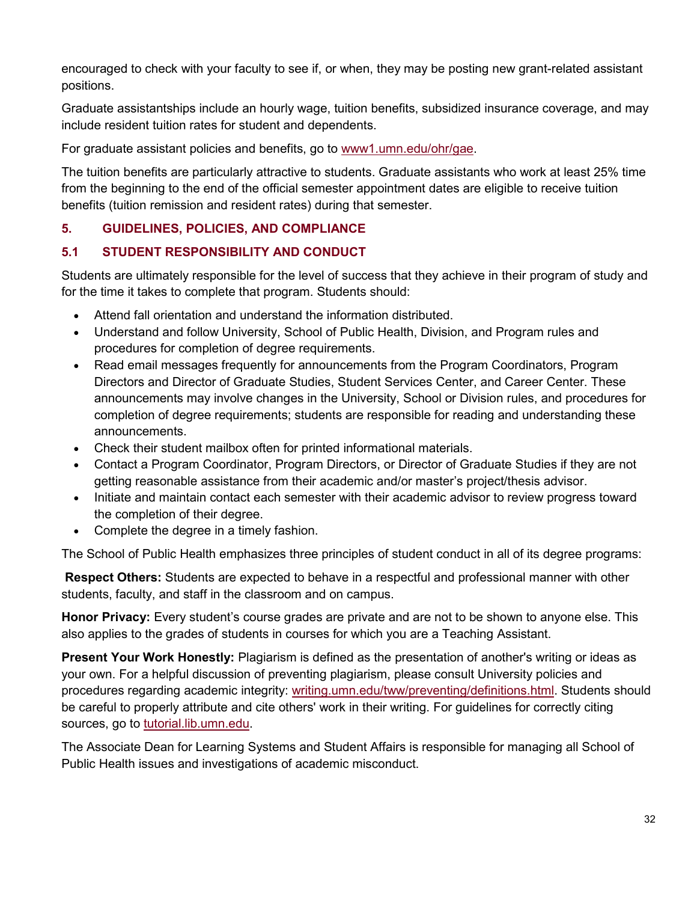encouraged to check with your faculty to see if, or when, they may be posting new grant-related assistant positions.

Graduate assistantships include an hourly wage, tuition benefits, subsidized insurance coverage, and may include resident tuition rates for student and dependents.

For graduate assistant policies and benefits, go to [www1.umn.edu/ohr/gae](www1.umn.edu/ohr/gae).

The tuition benefits are particularly attractive to students. Graduate assistants who work at least 25% time from the beginning to the end of the official semester appointment dates are eligible to receive tuition benefits (tuition remission and resident rates) during that semester.

## 5. GUIDELINES, POLICIES, AND COMPLIANCE

### 5.1 STUDENT RESPONSIBILITY AND CONDUCT

Students are ultimately responsible for the level of success that they achieve in their program of study and for the time it takes to complete that program. Students should:

- Attend fall orientation and understand the information distributed.
- Understand and follow University, School of Public Health, Division, and Program rules and procedures for completion of degree requirements.
- Read email messages frequently for announcements from the Program Coordinators, Program Directors and Director of Graduate Studies, Student Services Center, and Career Center. These announcements may involve changes in the University, School or Division rules, and procedures for completion of degree requirements; students are responsible for reading and understanding these announcements.
- Check their student mailbox often for printed informational materials.
- Contact a Program Coordinator, Program Directors, or Director of Graduate Studies if they are not getting reasonable assistance from their academic and/or master's project/thesis advisor.
- Initiate and maintain contact each semester with their academic advisor to review progress toward the completion of their degree.
- Complete the degree in a timely fashion.

The School of Public Health emphasizes three principles of student conduct in all of its degree programs:

**Respect Others:** Students are expected to behave in a respectful and professional manner with other students, faculty, and staff in the classroom and on campus.

**Honor Privacy:** Every student's course grades are private and are not to be shown to anyone else. This also applies to the grades of students in courses for which you are a Teaching Assistant.

**Present Your Work Honestly:** Plagiarism is defined as the presentation of another's writing or ideas as your own. For a helpful discussion of preventing plagiarism, please consult University policies and procedures regarding academic integrity: [writing.umn.edu/tww/preventing/definitions.html](writing.umn.edu/tww/preventing/definitions.html). Students should be careful to properly attribute and cite others' work in their writing. For guidelines for correctly citing sources, go to [tutorial.lib.umn.edu](tutorial.lib.umn.edu).

The Associate Dean for Learning Systems and Student Affairs is responsible for managing all School of Public Health issues and investigations of academic misconduct.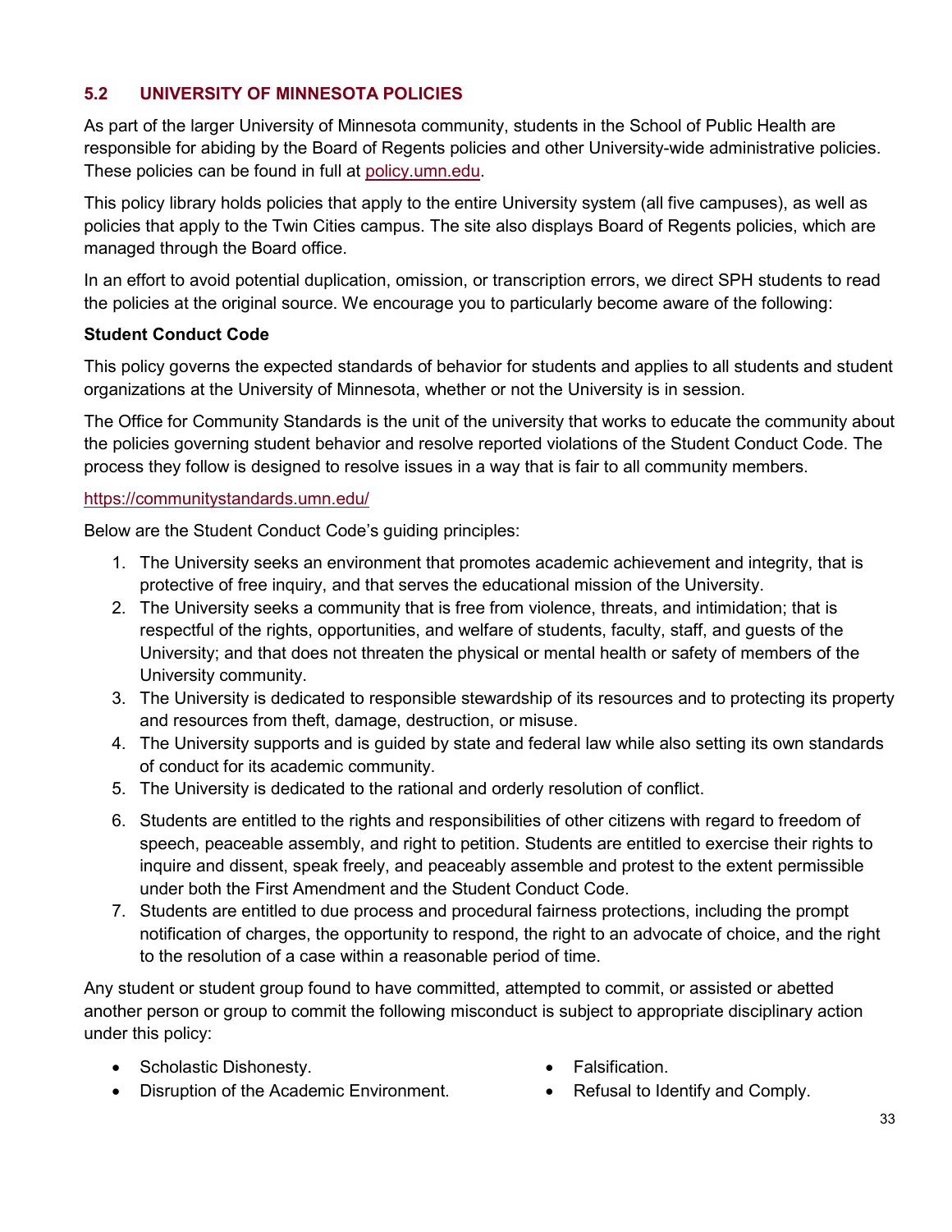## 5.2 UNIVERSITY OF MINNESOTA POLICIES

As part of the larger University of Minnesota community, students in the School of Public Health are responsible for abiding by the Board of Regents policies and other University-wide administrative policies. These policies can be found in full at policy.umn.edu.

This policy library holds policies that apply to the entire University system (all five campuses), as well as policies that apply to the Twin Cities campus. The site also displays Board of Regents policies, which are managed through the Board office.

In an effort to avoid potential duplication, omission, or transcription errors, we direct SPH students to read the policies at the original source. We encourage you to particularly become aware of the following:

**Student Conduct Code**

This policy governs the expected standards of behavior for students and applies to all students and student organizations at the University of Minnesota, whether or not the University is in session.

The Office for Community Standards is the unit of the university that works to educate the community about the policies governing student behavior and resolve reported violations of the Student Conduct Code. The process they follow is designed to resolve issues in a way that is fair to all community members.

https://communitystandards.umn.edu/

Below are the Student Conduct Code's guiding principles:

1. The University seeks an environment that promotes academic achievement and integrity, that is protective of free inquiry, and that serves the educational mission of the University.
2. The University seeks a community that is free from violence, threats, and intimidation; that is respectful of the rights, opportunities, and welfare of students, faculty, staff, and guests of the University; and that does not threaten the physical or mental health or safety of members of the University community.
3. The University is dedicated to responsible stewardship of its resources and to protecting its property and resources from theft, damage, destruction, or misuse.
4. The University supports and is guided by state and federal law while also setting its own standards of conduct for its academic community.
5. The University is dedicated to the rational and orderly resolution of conflict.
6. Students are entitled to the rights and responsibilities of other citizens with regard to freedom of speech, peaceable assembly, and right to petition. Students are entitled to exercise their rights to inquire and dissent, speak freely, and peaceably assemble and protest to the extent permissible under both the First Amendment and the Student Conduct Code.
7. Students are entitled to due process and procedural fairness protections, including the prompt notification of charges, the opportunity to respond, the right to an advocate of choice, and the right to the resolution of a case within a reasonable period of time.

Any student or student group found to have committed, attempted to commit, or assisted or abetted another person or group to commit the following misconduct is subject to appropriate disciplinary action under this policy:

- Scholastic Dishonesty.
- Disruption of the Academic Environment.
- Falsification.
- Refusal to Identify and Comply.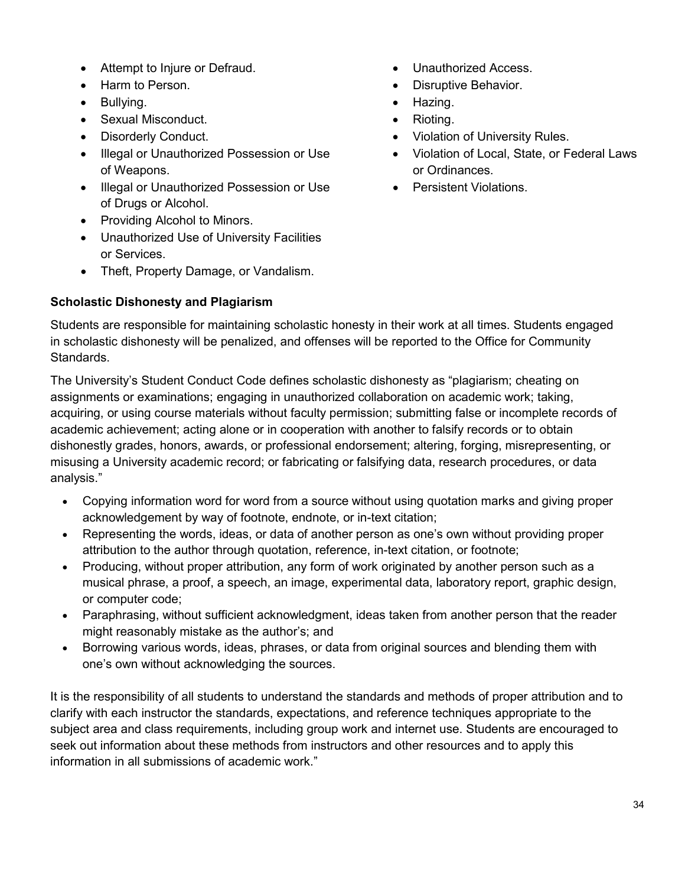- Attempt to Injure or Defraud.
- Harm to Person.
- Bullying.
- Sexual Misconduct.
- Disorderly Conduct.
- Illegal or Unauthorized Possession or Use of Weapons.
- Illegal or Unauthorized Possession or Use of Drugs or Alcohol.
- Providing Alcohol to Minors.
- Unauthorized Use of University Facilities or Services.
- Theft, Property Damage, or Vandalism.
- Unauthorized Access.
- Disruptive Behavior.
- Hazing.
- Rioting.
- Violation of University Rules.
- Violation of Local, State, or Federal Laws or Ordinances.
- Persistent Violations.

**Scholastic Dishonesty and Plagiarism**

Students are responsible for maintaining scholastic honesty in their work at all times. Students engaged in scholastic dishonesty will be penalized, and offenses will be reported to the Office for Community Standards.

The University's Student Conduct Code defines scholastic dishonesty as "plagiarism; cheating on assignments or examinations; engaging in unauthorized collaboration on academic work; taking, acquiring, or using course materials without faculty permission; submitting false or incomplete records of academic achievement; acting alone or in cooperation with another to falsify records or to obtain dishonestly grades, honors, awards, or professional endorsement; altering, forging, misrepresenting, or misusing a University academic record; or fabricating or falsifying data, research procedures, or data analysis."

- Copying information word for word from a source without using quotation marks and giving proper acknowledgement by way of footnote, endnote, or in-text citation;
- Representing the words, ideas, or data of another person as one's own without providing proper attribution to the author through quotation, reference, in-text citation, or footnote;
- Producing, without proper attribution, any form of work originated by another person such as a musical phrase, a proof, a speech, an image, experimental data, laboratory report, graphic design, or computer code;
- Paraphrasing, without sufficient acknowledgment, ideas taken from another person that the reader might reasonably mistake as the author's; and
- Borrowing various words, ideas, phrases, or data from original sources and blending them with one's own without acknowledging the sources.

It is the responsibility of all students to understand the standards and methods of proper attribution and to clarify with each instructor the standards, expectations, and reference techniques appropriate to the subject area and class requirements, including group work and internet use. Students are encouraged to seek out information about these methods from instructors and other resources and to apply this information in all submissions of academic work."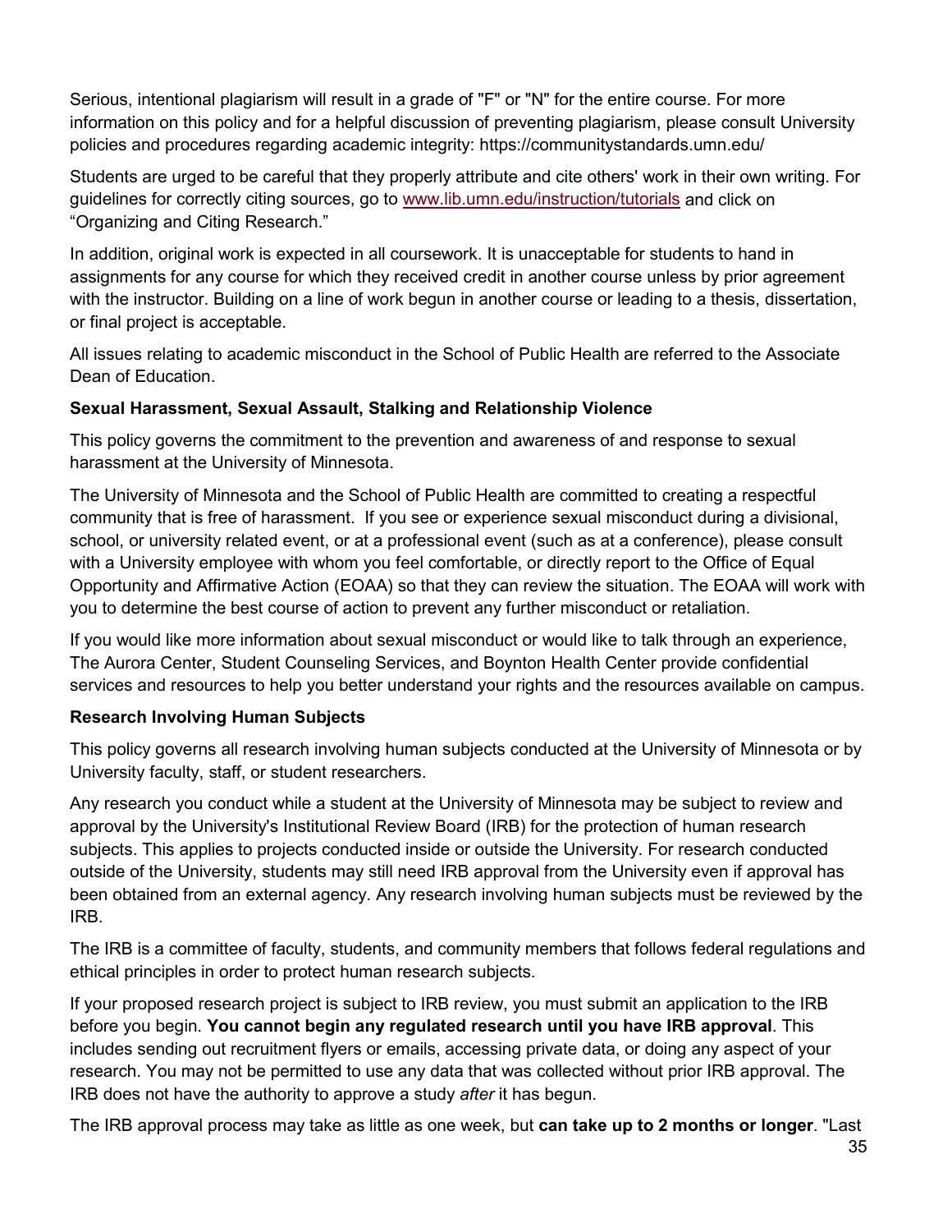Serious, intentional plagiarism will result in a grade of "F" or "N" for the entire course. For more information on this policy and for a helpful discussion of preventing plagiarism, please consult University policies and procedures regarding academic integrity: https://communitystandards.umn.edu/

Students are urged to be careful that they properly attribute and cite others' work in their own writing. For guidelines for correctly citing sources, go to [www.lib.umn.edu/instruction/tutorials](www.lib.umn.edu/instruction/tutorials) and click on "Organizing and Citing Research."

In addition, original work is expected in all coursework. It is unacceptable for students to hand in assignments for any course for which they received credit in another course unless by prior agreement with the instructor. Building on a line of work begun in another course or leading to a thesis, dissertation, or final project is acceptable.

All issues relating to academic misconduct in the School of Public Health are referred to the Associate Dean of Education.

**Sexual Harassment, Sexual Assault, Stalking and Relationship Violence**

This policy governs the commitment to the prevention and awareness of and response to sexual harassment at the University of Minnesota.

The University of Minnesota and the School of Public Health are committed to creating a respectful community that is free of harassment. If you see or experience sexual misconduct during a divisional, school, or university related event, or at a professional event (such as at a conference), please consult with a University employee with whom you feel comfortable, or directly report to the Office of Equal Opportunity and Affirmative Action (EOAA) so that they can review the situation. The EOAA will work with you to determine the best course of action to prevent any further misconduct or retaliation.

If you would like more information about sexual misconduct or would like to talk through an experience, The Aurora Center, Student Counseling Services, and Boynton Health Center provide confidential services and resources to help you better understand your rights and the resources available on campus.

**Research Involving Human Subjects**

This policy governs all research involving human subjects conducted at the University of Minnesota or by University faculty, staff, or student researchers.

Any research you conduct while a student at the University of Minnesota may be subject to review and approval by the University's Institutional Review Board (IRB) for the protection of human research subjects. This applies to projects conducted inside or outside the University. For research conducted outside of the University, students may still need IRB approval from the University even if approval has been obtained from an external agency. Any research involving human subjects must be reviewed by the IRB.

The IRB is a committee of faculty, students, and community members that follows federal regulations and ethical principles in order to protect human research subjects.

If your proposed research project is subject to IRB review, you must submit an application to the IRB before you begin. **You cannot begin any regulated research until you have IRB approval**. This includes sending out recruitment flyers or emails, accessing private data, or doing any aspect of your research. You may not be permitted to use any data that was collected without prior IRB approval. The IRB does not have the authority to approve a study *after* it has begun.

The IRB approval process may take as little as one week, but **can take up to 2 months or longer**. "Last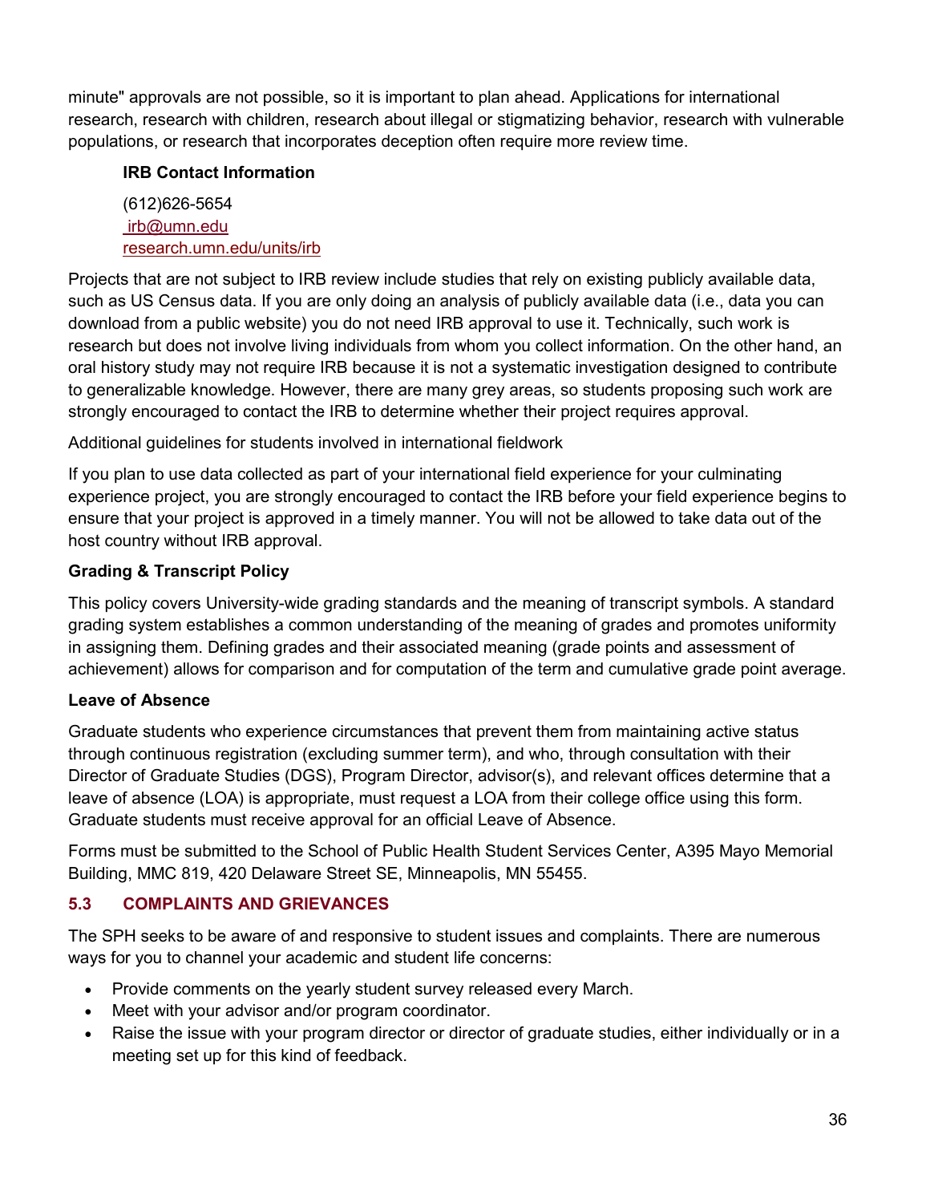minute" approvals are not possible, so it is important to plan ahead. Applications for international research, research with children, research about illegal or stigmatizing behavior, research with vulnerable populations, or research that incorporates deception often require more review time.

**IRB Contact Information**

(612)626-5654
irb@umn.edu
research.umn.edu/units/irb

Projects that are not subject to IRB review include studies that rely on existing publicly available data, such as US Census data. If you are only doing an analysis of publicly available data (i.e., data you can download from a public website) you do not need IRB approval to use it. Technically, such work is research but does not involve living individuals from whom you collect information. On the other hand, an oral history study may not require IRB because it is not a systematic investigation designed to contribute to generalizable knowledge. However, there are many grey areas, so students proposing such work are strongly encouraged to contact the IRB to determine whether their project requires approval.

Additional guidelines for students involved in international fieldwork

If you plan to use data collected as part of your international field experience for your culminating experience project, you are strongly encouraged to contact the IRB before your field experience begins to ensure that your project is approved in a timely manner. You will not be allowed to take data out of the host country without IRB approval.

**Grading & Transcript Policy**

This policy covers University-wide grading standards and the meaning of transcript symbols. A standard grading system establishes a common understanding of the meaning of grades and promotes uniformity in assigning them. Defining grades and their associated meaning (grade points and assessment of achievement) allows for comparison and for computation of the term and cumulative grade point average.

**Leave of Absence**

Graduate students who experience circumstances that prevent them from maintaining active status through continuous registration (excluding summer term), and who, through consultation with their Director of Graduate Studies (DGS), Program Director, advisor(s), and relevant offices determine that a leave of absence (LOA) is appropriate, must request a LOA from their college office using this form. Graduate students must receive approval for an official Leave of Absence.

Forms must be submitted to the School of Public Health Student Services Center, A395 Mayo Memorial Building, MMC 819, 420 Delaware Street SE, Minneapolis, MN 55455.

## 5.3 COMPLAINTS AND GRIEVANCES

The SPH seeks to be aware of and responsive to student issues and complaints. There are numerous ways for you to channel your academic and student life concerns:

- Provide comments on the yearly student survey released every March.
- Meet with your advisor and/or program coordinator.
- Raise the issue with your program director or director of graduate studies, either individually or in a meeting set up for this kind of feedback.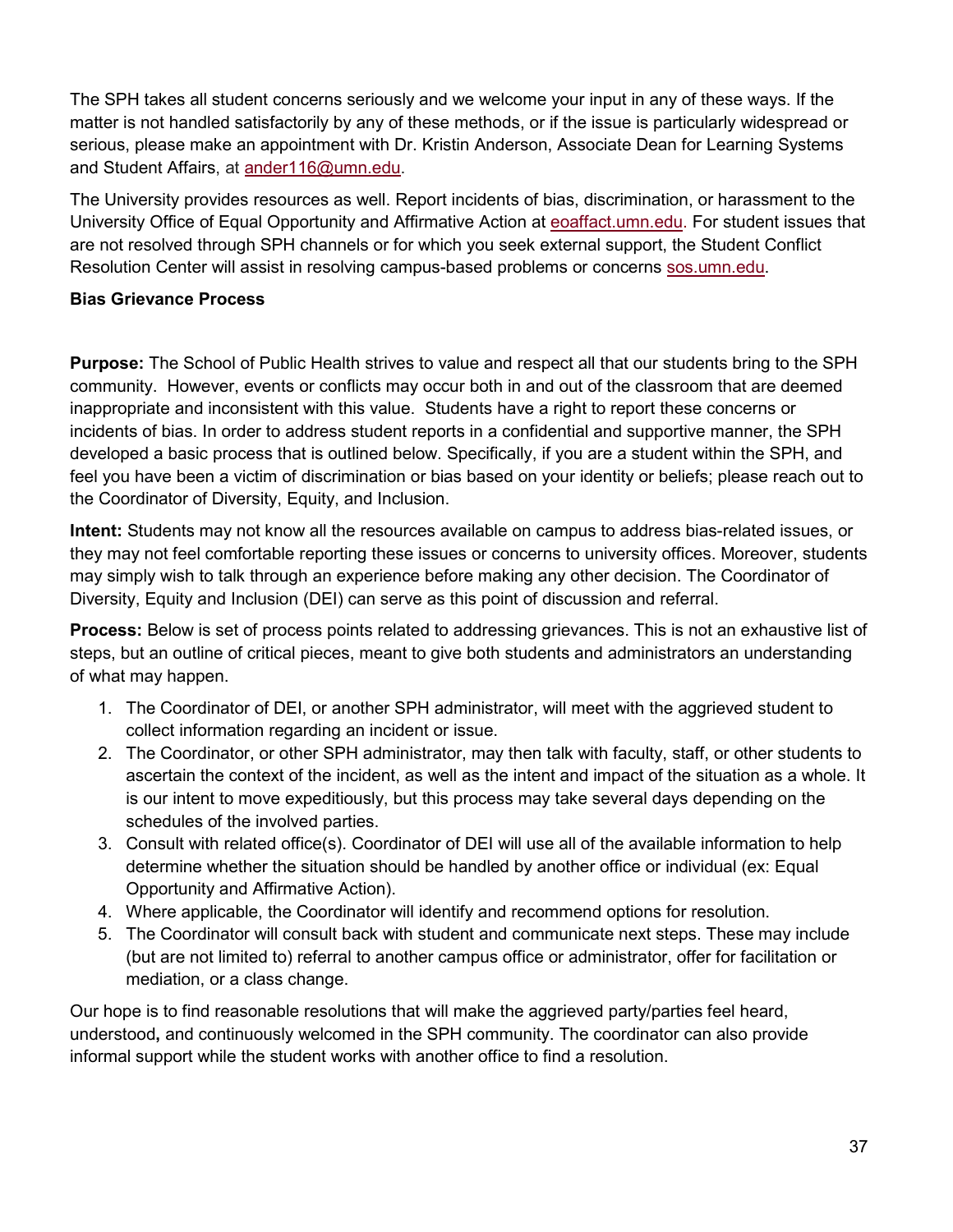The SPH takes all student concerns seriously and we welcome your input in any of these ways. If the matter is not handled satisfactorily by any of these methods, or if the issue is particularly widespread or serious, please make an appointment with Dr. Kristin Anderson, Associate Dean for Learning Systems and Student Affairs, at [ander116@umn.edu](mailto:ander116@umn.edu).

The University provides resources as well. Report incidents of bias, discrimination, or harassment to the University Office of Equal Opportunity and Affirmative Action at [eoaffact.umn.edu](http://eoaffact.umn.edu). For student issues that are not resolved through SPH channels or for which you seek external support, the Student Conflict Resolution Center will assist in resolving campus-based problems or concerns [sos.umn.edu](http://sos.umn.edu).

**Bias Grievance Process**

**Purpose:** The School of Public Health strives to value and respect all that our students bring to the SPH community. However, events or conflicts may occur both in and out of the classroom that are deemed inappropriate and inconsistent with this value. Students have a right to report these concerns or incidents of bias. In order to address student reports in a confidential and supportive manner, the SPH developed a basic process that is outlined below. Specifically, if you are a student within the SPH, and feel you have been a victim of discrimination or bias based on your identity or beliefs; please reach out to the Coordinator of Diversity, Equity, and Inclusion.

**Intent:** Students may not know all the resources available on campus to address bias-related issues, or they may not feel comfortable reporting these issues or concerns to university offices. Moreover, students may simply wish to talk through an experience before making any other decision. The Coordinator of Diversity, Equity and Inclusion (DEI) can serve as this point of discussion and referral.

**Process:** Below is set of process points related to addressing grievances. This is not an exhaustive list of steps, but an outline of critical pieces, meant to give both students and administrators an understanding of what may happen.

1. The Coordinator of DEI, or another SPH administrator, will meet with the aggrieved student to collect information regarding an incident or issue.
2. The Coordinator, or other SPH administrator, may then talk with faculty, staff, or other students to ascertain the context of the incident, as well as the intent and impact of the situation as a whole. It is our intent to move expeditiously, but this process may take several days depending on the schedules of the involved parties.
3. Consult with related office(s). Coordinator of DEI will use all of the available information to help determine whether the situation should be handled by another office or individual (ex: Equal Opportunity and Affirmative Action).
4. Where applicable, the Coordinator will identify and recommend options for resolution.
5. The Coordinator will consult back with student and communicate next steps. These may include (but are not limited to) referral to another campus office or administrator, offer for facilitation or mediation, or a class change.

Our hope is to find reasonable resolutions that will make the aggrieved party/parties feel heard, understood**,** and continuously welcomed in the SPH community. The coordinator can also provide informal support while the student works with another office to find a resolution.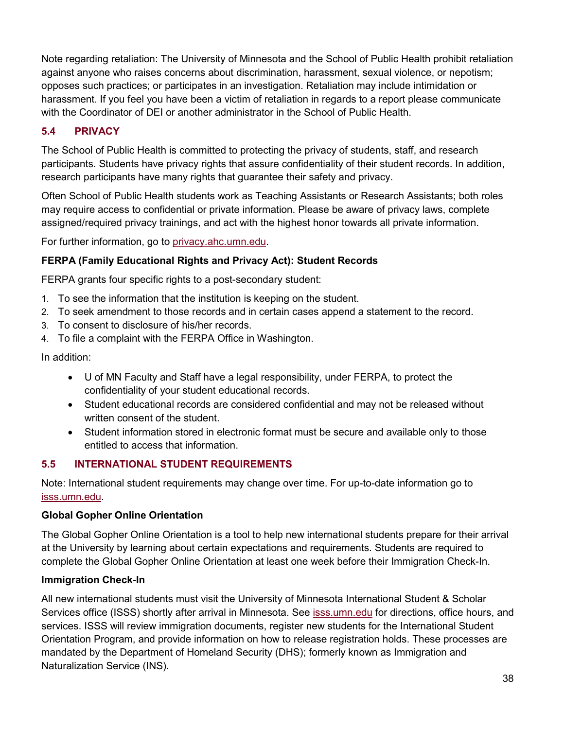Note regarding retaliation: The University of Minnesota and the School of Public Health prohibit retaliation against anyone who raises concerns about discrimination, harassment, sexual violence, or nepotism; opposes such practices; or participates in an investigation. Retaliation may include intimidation or harassment. If you feel you have been a victim of retaliation in regards to a report please communicate with the Coordinator of DEI or another administrator in the School of Public Health.

## 5.4 PRIVACY

The School of Public Health is committed to protecting the privacy of students, staff, and research participants. Students have privacy rights that assure confidentiality of their student records. In addition, research participants have many rights that guarantee their safety and privacy.

Often School of Public Health students work as Teaching Assistants or Research Assistants; both roles may require access to confidential or private information. Please be aware of privacy laws, complete assigned/required privacy trainings, and act with the highest honor towards all private information.

For further information, go to [privacy.ahc.umn.edu](privacy.ahc.umn.edu).

**FERPA (Family Educational Rights and Privacy Act): Student Records**

FERPA grants four specific rights to a post-secondary student:

1. To see the information that the institution is keeping on the student.
2. To seek amendment to those records and in certain cases append a statement to the record.
3. To consent to disclosure of his/her records.
4. To file a complaint with the FERPA Office in Washington.

In addition:

- U of MN Faculty and Staff have a legal responsibility, under FERPA, to protect the confidentiality of your student educational records.
- Student educational records are considered confidential and may not be released without written consent of the student.
- Student information stored in electronic format must be secure and available only to those entitled to access that information.

## 5.5 INTERNATIONAL STUDENT REQUIREMENTS

Note: International student requirements may change over time. For up-to-date information go to [isss.umn.edu](isss.umn.edu).

**Global Gopher Online Orientation**

The Global Gopher Online Orientation is a tool to help new international students prepare for their arrival at the University by learning about certain expectations and requirements. Students are required to complete the Global Gopher Online Orientation at least one week before their Immigration Check-In.

**Immigration Check-In**

All new international students must visit the University of Minnesota International Student & Scholar Services office (ISSS) shortly after arrival in Minnesota. See [isss.umn.edu](isss.umn.edu) for directions, office hours, and services. ISSS will review immigration documents, register new students for the International Student Orientation Program, and provide information on how to release registration holds. These processes are mandated by the Department of Homeland Security (DHS); formerly known as Immigration and Naturalization Service (INS).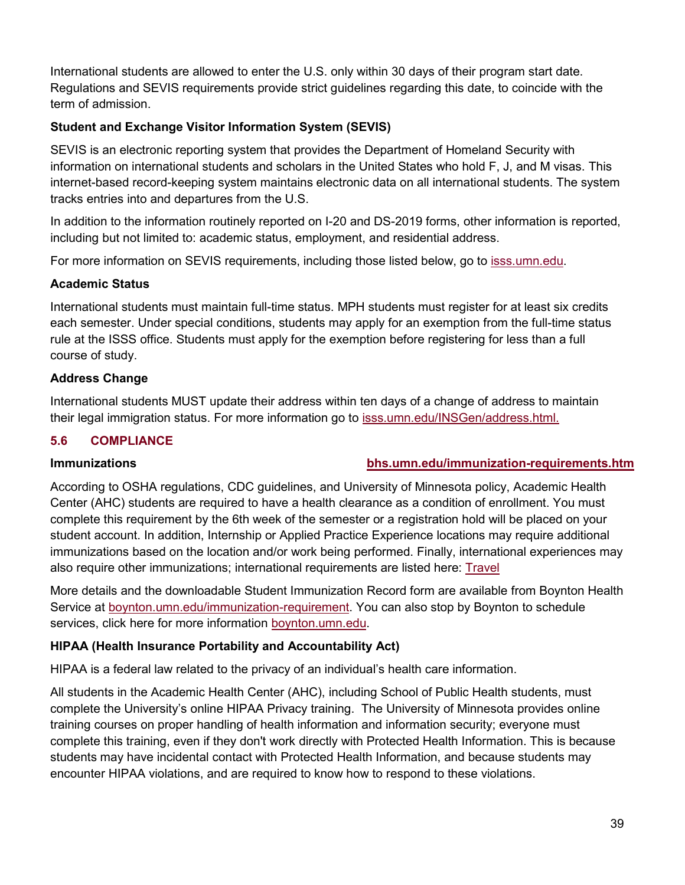International students are allowed to enter the U.S. only within 30 days of their program start date. Regulations and SEVIS requirements provide strict guidelines regarding this date, to coincide with the term of admission.

**Student and Exchange Visitor Information System (SEVIS)**

SEVIS is an electronic reporting system that provides the Department of Homeland Security with information on international students and scholars in the United States who hold F, J, and M visas. This internet-based record-keeping system maintains electronic data on all international students. The system tracks entries into and departures from the U.S.

In addition to the information routinely reported on I-20 and DS-2019 forms, other information is reported, including but not limited to: academic status, employment, and residential address.

For more information on SEVIS requirements, including those listed below, go to isss.umn.edu.

**Academic Status**

International students must maintain full-time status. MPH students must register for at least six credits each semester. Under special conditions, students may apply for an exemption from the full-time status rule at the ISSS office. Students must apply for the exemption before registering for less than a full course of study.

**Address Change**

International students MUST update their address within ten days of a change of address to maintain their legal immigration status. For more information go to isss.umn.edu/INSGen/address.html.

## 5.6 COMPLIANCE

**Immunizations** **bhs.umn.edu/immunization-requirements.htm**

According to OSHA regulations, CDC guidelines, and University of Minnesota policy, Academic Health Center (AHC) students are required to have a health clearance as a condition of enrollment. You must complete this requirement by the 6th week of the semester or a registration hold will be placed on your student account. In addition, Internship or Applied Practice Experience locations may require additional immunizations based on the location and/or work being performed. Finally, international experiences may also require other immunizations; international requirements are listed here: Travel

More details and the downloadable Student Immunization Record form are available from Boynton Health Service at boynton.umn.edu/immunization-requirement. You can also stop by Boynton to schedule services, click here for more information boynton.umn.edu.

**HIPAA (Health Insurance Portability and Accountability Act)**

HIPAA is a federal law related to the privacy of an individual's health care information.

All students in the Academic Health Center (AHC), including School of Public Health students, must complete the University's online HIPAA Privacy training. The University of Minnesota provides online training courses on proper handling of health information and information security; everyone must complete this training, even if they don't work directly with Protected Health Information. This is because students may have incidental contact with Protected Health Information, and because students may encounter HIPAA violations, and are required to know how to respond to these violations.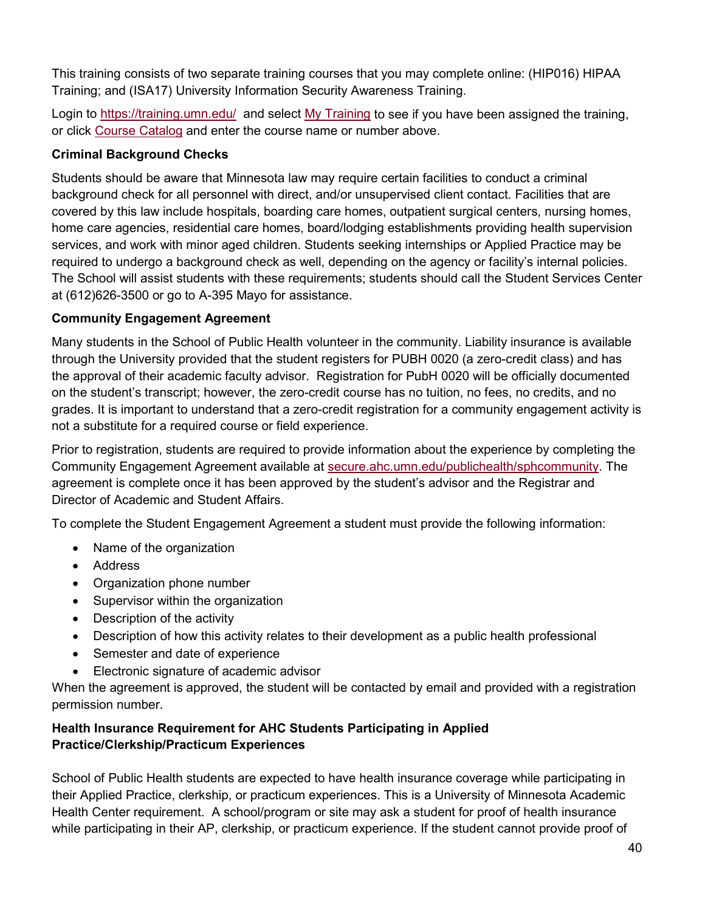This training consists of two separate training courses that you may complete online: (HIP016) HIPAA Training; and (ISA17) University Information Security Awareness Training.

Login to [https://training.umn.edu/](https://training.umn.edu/) and select My Training to see if you have been assigned the training, or click Course Catalog and enter the course name or number above.

**Criminal Background Checks**

Students should be aware that Minnesota law may require certain facilities to conduct a criminal background check for all personnel with direct, and/or unsupervised client contact. Facilities that are covered by this law include hospitals, boarding care homes, outpatient surgical centers, nursing homes, home care agencies, residential care homes, board/lodging establishments providing health supervision services, and work with minor aged children. Students seeking internships or Applied Practice may be required to undergo a background check as well, depending on the agency or facility's internal policies. The School will assist students with these requirements; students should call the Student Services Center at (612)626-3500 or go to A-395 Mayo for assistance.

**Community Engagement Agreement**

Many students in the School of Public Health volunteer in the community. Liability insurance is available through the University provided that the student registers for PUBH 0020 (a zero-credit class) and has the approval of their academic faculty advisor. Registration for PubH 0020 will be officially documented on the student's transcript; however, the zero-credit course has no tuition, no fees, no credits, and no grades. It is important to understand that a zero-credit registration for a community engagement activity is not a substitute for a required course or field experience.

Prior to registration, students are required to provide information about the experience by completing the Community Engagement Agreement available at secure.ahc.umn.edu/publichealth/sphcommunity. The agreement is complete once it has been approved by the student's advisor and the Registrar and Director of Academic and Student Affairs.

To complete the Student Engagement Agreement a student must provide the following information:

- Name of the organization
- Address
- Organization phone number
- Supervisor within the organization
- Description of the activity
- Description of how this activity relates to their development as a public health professional
- Semester and date of experience
- Electronic signature of academic advisor

When the agreement is approved, the student will be contacted by email and provided with a registration permission number.

**Health Insurance Requirement for AHC Students Participating in Applied Practice/Clerkship/Practicum Experiences**

School of Public Health students are expected to have health insurance coverage while participating in their Applied Practice, clerkship, or practicum experiences. This is a University of Minnesota Academic Health Center requirement. A school/program or site may ask a student for proof of health insurance while participating in their AP, clerkship, or practicum experience. If the student cannot provide proof of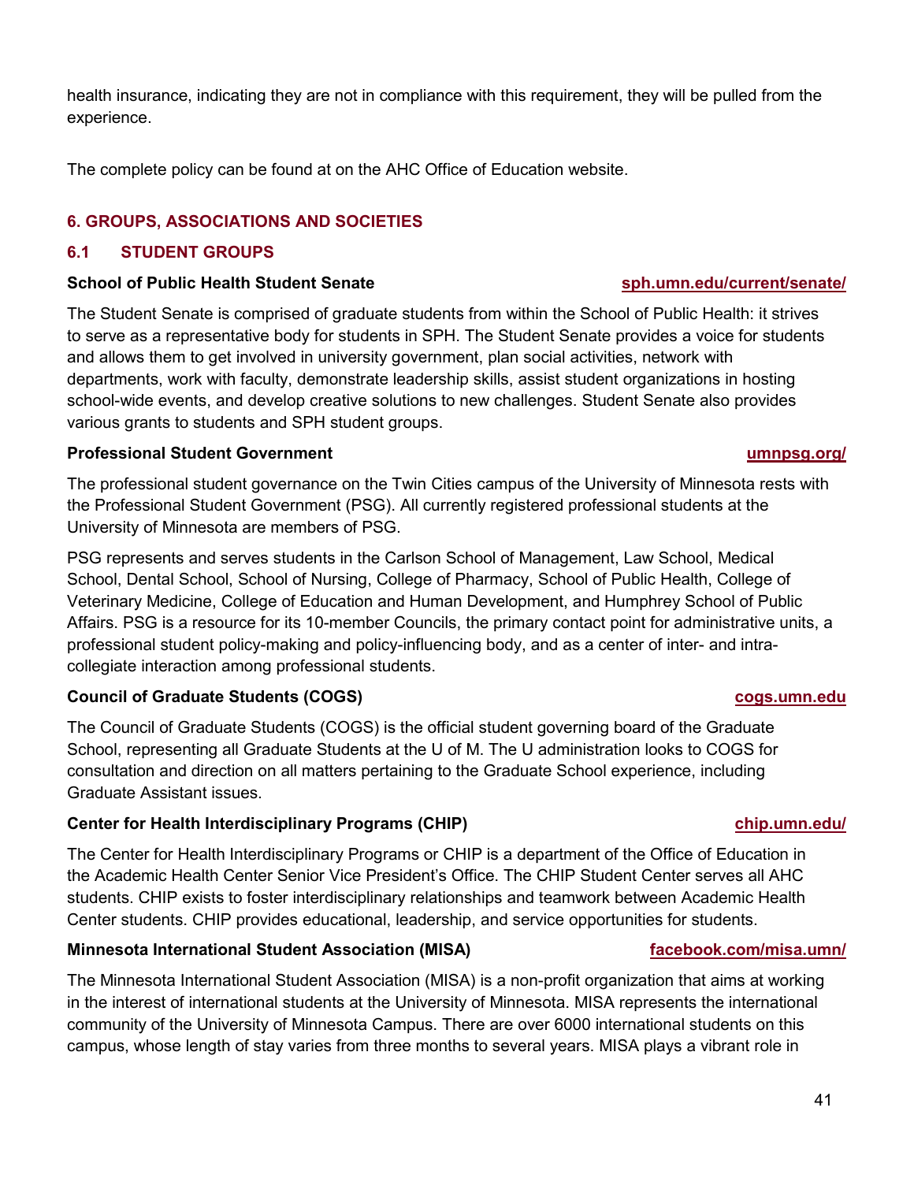health insurance, indicating they are not in compliance with this requirement, they will be pulled from the experience.

The complete policy can be found at on the AHC Office of Education website.

## 6. GROUPS, ASSOCIATIONS AND SOCIETIES

### 6.1 STUDENT GROUPS

**School of Public Health Student Senate** **sph.umn.edu/current/senate/**

The Student Senate is comprised of graduate students from within the School of Public Health: it strives to serve as a representative body for students in SPH. The Student Senate provides a voice for students and allows them to get involved in university government, plan social activities, network with departments, work with faculty, demonstrate leadership skills, assist student organizations in hosting school-wide events, and develop creative solutions to new challenges. Student Senate also provides various grants to students and SPH student groups.

**Professional Student Government** **umnpsg.org/**

The professional student governance on the Twin Cities campus of the University of Minnesota rests with the Professional Student Government (PSG). All currently registered professional students at the University of Minnesota are members of PSG.

PSG represents and serves students in the Carlson School of Management, Law School, Medical School, Dental School, School of Nursing, College of Pharmacy, School of Public Health, College of Veterinary Medicine, College of Education and Human Development, and Humphrey School of Public Affairs. PSG is a resource for its 10-member Councils, the primary contact point for administrative units, a professional student policy-making and policy-influencing body, and as a center of inter- and intra-collegiate interaction among professional students.

**Council of Graduate Students (COGS)** **cogs.umn.edu**

The Council of Graduate Students (COGS) is the official student governing board of the Graduate School, representing all Graduate Students at the U of M. The U administration looks to COGS for consultation and direction on all matters pertaining to the Graduate School experience, including Graduate Assistant issues.

**Center for Health Interdisciplinary Programs (CHIP)** **chip.umn.edu/**

The Center for Health Interdisciplinary Programs or CHIP is a department of the Office of Education in the Academic Health Center Senior Vice President's Office. The CHIP Student Center serves all AHC students. CHIP exists to foster interdisciplinary relationships and teamwork between Academic Health Center students. CHIP provides educational, leadership, and service opportunities for students.

**Minnesota International Student Association (MISA)** **facebook.com/misa.umn/**

The Minnesota International Student Association (MISA) is a non-profit organization that aims at working in the interest of international students at the University of Minnesota. MISA represents the international community of the University of Minnesota Campus. There are over 6000 international students on this campus, whose length of stay varies from three months to several years. MISA plays a vibrant role in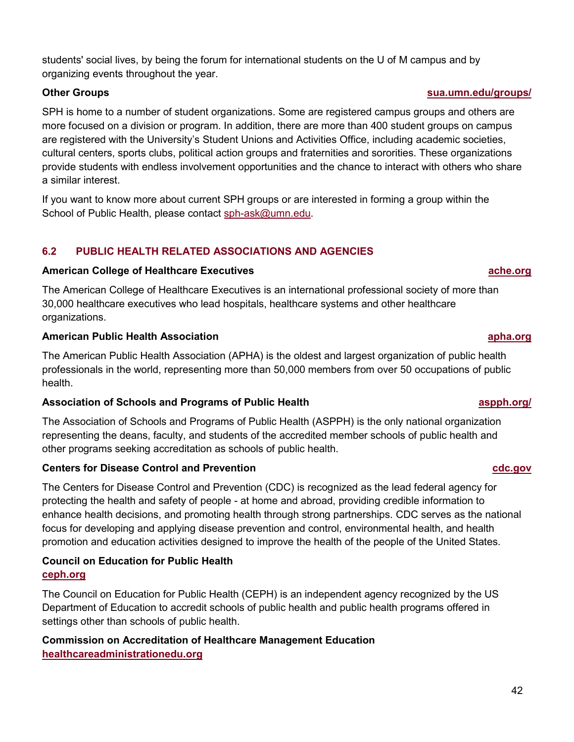students' social lives, by being the forum for international students on the U of M campus and by organizing events throughout the year.

**Other Groups** **sua.umn.edu/groups/**

SPH is home to a number of student organizations. Some are registered campus groups and others are more focused on a division or program. In addition, there are more than 400 student groups on campus are registered with the University's Student Unions and Activities Office, including academic societies, cultural centers, sports clubs, political action groups and fraternities and sororities. These organizations provide students with endless involvement opportunities and the chance to interact with others who share a similar interest.

If you want to know more about current SPH groups or are interested in forming a group within the School of Public Health, please contact sph-ask@umn.edu.

## 6.2 PUBLIC HEALTH RELATED ASSOCIATIONS AND AGENCIES

**American College of Healthcare Executives** **ache.org**

The American College of Healthcare Executives is an international professional society of more than 30,000 healthcare executives who lead hospitals, healthcare systems and other healthcare organizations.

**American Public Health Association** **apha.org**

The American Public Health Association (APHA) is the oldest and largest organization of public health professionals in the world, representing more than 50,000 members from over 50 occupations of public health.

**Association of Schools and Programs of Public Health** **aspph.org/**

The Association of Schools and Programs of Public Health (ASPPH) is the only national organization representing the deans, faculty, and students of the accredited member schools of public health and other programs seeking accreditation as schools of public health.

**Centers for Disease Control and Prevention** **cdc.gov**

The Centers for Disease Control and Prevention (CDC) is recognized as the lead federal agency for protecting the health and safety of people - at home and abroad, providing credible information to enhance health decisions, and promoting health through strong partnerships. CDC serves as the national focus for developing and applying disease prevention and control, environmental health, and health promotion and education activities designed to improve the health of the people of the United States.

**Council on Education for Public Health**
**ceph.org**

The Council on Education for Public Health (CEPH) is an independent agency recognized by the US Department of Education to accredit schools of public health and public health programs offered in settings other than schools of public health.

**Commission on Accreditation of Healthcare Management Education**
**healthcareadministrationedu.org**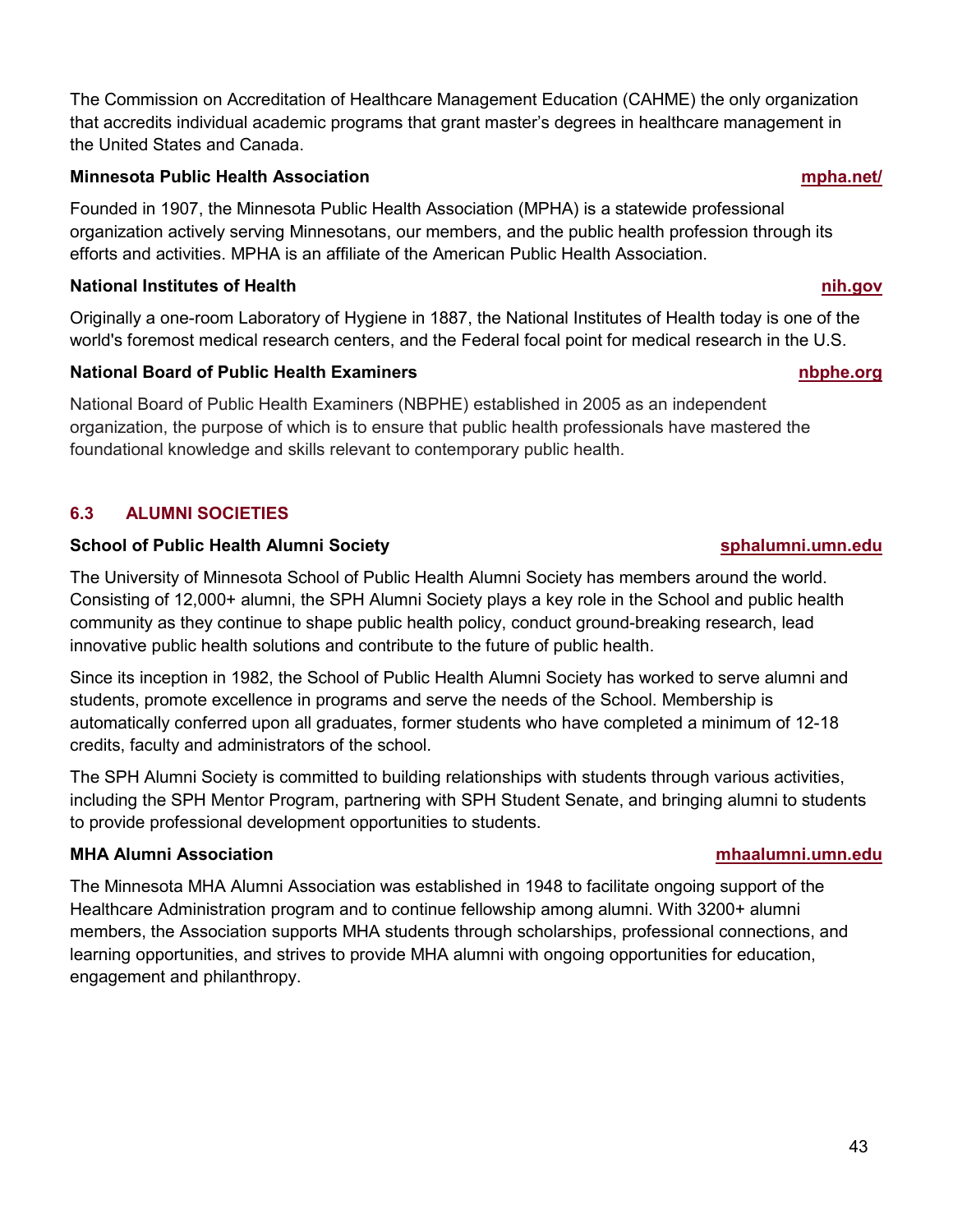The Commission on Accreditation of Healthcare Management Education (CAHME) the only organization that accredits individual academic programs that grant master's degrees in healthcare management in the United States and Canada.

**Minnesota Public Health Association** **mpha.net/**

Founded in 1907, the Minnesota Public Health Association (MPHA) is a statewide professional organization actively serving Minnesotans, our members, and the public health profession through its efforts and activities. MPHA is an affiliate of the American Public Health Association.

**National Institutes of Health** **nih.gov**

Originally a one-room Laboratory of Hygiene in 1887, the National Institutes of Health today is one of the world's foremost medical research centers, and the Federal focal point for medical research in the U.S.

**National Board of Public Health Examiners** **nbphe.org**

National Board of Public Health Examiners (NBPHE) established in 2005 as an independent organization, the purpose of which is to ensure that public health professionals have mastered the foundational knowledge and skills relevant to contemporary public health.

## 6.3 ALUMNI SOCIETIES

**School of Public Health Alumni Society** **sphalumni.umn.edu**

The University of Minnesota School of Public Health Alumni Society has members around the world. Consisting of 12,000+ alumni, the SPH Alumni Society plays a key role in the School and public health community as they continue to shape public health policy, conduct ground-breaking research, lead innovative public health solutions and contribute to the future of public health.

Since its inception in 1982, the School of Public Health Alumni Society has worked to serve alumni and students, promote excellence in programs and serve the needs of the School. Membership is automatically conferred upon all graduates, former students who have completed a minimum of 12-18 credits, faculty and administrators of the school.

The SPH Alumni Society is committed to building relationships with students through various activities, including the SPH Mentor Program, partnering with SPH Student Senate, and bringing alumni to students to provide professional development opportunities to students.

**MHA Alumni Association** **mhaalumni.umn.edu**

The Minnesota MHA Alumni Association was established in 1948 to facilitate ongoing support of the Healthcare Administration program and to continue fellowship among alumni. With 3200+ alumni members, the Association supports MHA students through scholarships, professional connections, and learning opportunities, and strives to provide MHA alumni with ongoing opportunities for education, engagement and philanthropy.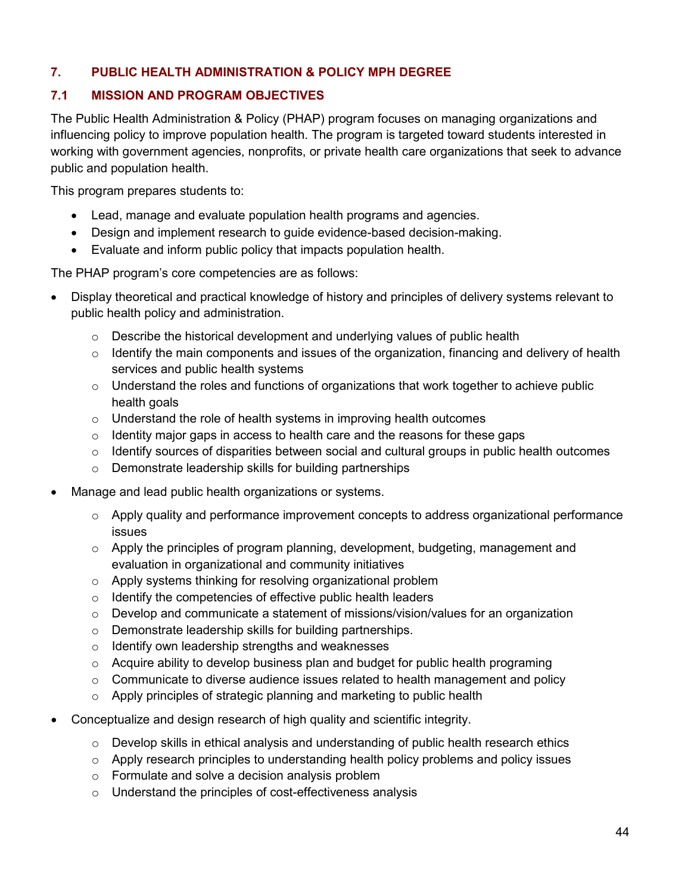## 7. PUBLIC HEALTH ADMINISTRATION & POLICY MPH DEGREE

### 7.1 MISSION AND PROGRAM OBJECTIVES

The Public Health Administration & Policy (PHAP) program focuses on managing organizations and influencing policy to improve population health. The program is targeted toward students interested in working with government agencies, nonprofits, or private health care organizations that seek to advance public and population health.

This program prepares students to:

- Lead, manage and evaluate population health programs and agencies.
- Design and implement research to guide evidence-based decision-making.
- Evaluate and inform public policy that impacts population health.

The PHAP program's core competencies are as follows:

- Display theoretical and practical knowledge of history and principles of delivery systems relevant to public health policy and administration.
  - Describe the historical development and underlying values of public health
  - Identify the main components and issues of the organization, financing and delivery of health services and public health systems
  - Understand the roles and functions of organizations that work together to achieve public health goals
  - Understand the role of health systems in improving health outcomes
  - Identity major gaps in access to health care and the reasons for these gaps
  - Identify sources of disparities between social and cultural groups in public health outcomes
  - Demonstrate leadership skills for building partnerships
- Manage and lead public health organizations or systems.
  - Apply quality and performance improvement concepts to address organizational performance issues
  - Apply the principles of program planning, development, budgeting, management and evaluation in organizational and community initiatives
  - Apply systems thinking for resolving organizational problem
  - Identify the competencies of effective public health leaders
  - Develop and communicate a statement of missions/vision/values for an organization
  - Demonstrate leadership skills for building partnerships.
  - Identify own leadership strengths and weaknesses
  - Acquire ability to develop business plan and budget for public health programing
  - Communicate to diverse audience issues related to health management and policy
  - Apply principles of strategic planning and marketing to public health
- Conceptualize and design research of high quality and scientific integrity.
  - Develop skills in ethical analysis and understanding of public health research ethics
  - Apply research principles to understanding health policy problems and policy issues
  - Formulate and solve a decision analysis problem
  - Understand the principles of cost-effectiveness analysis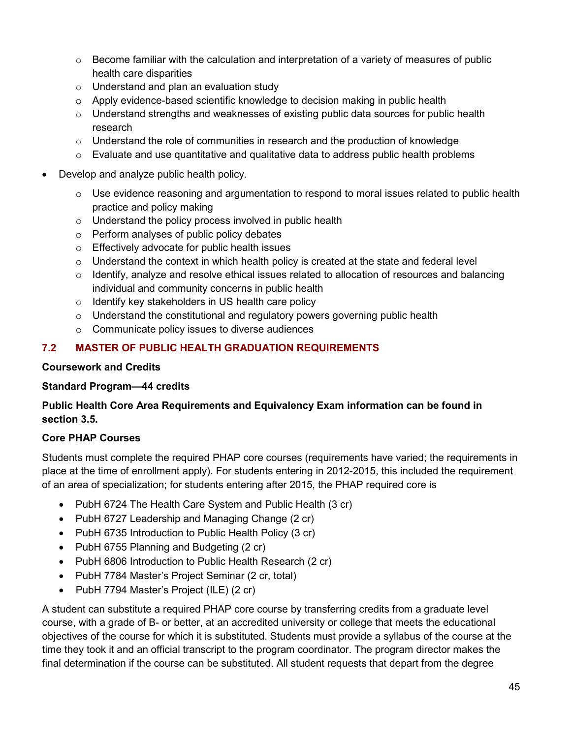- Become familiar with the calculation and interpretation of a variety of measures of public health care disparities
  - Understand and plan an evaluation study
  - Apply evidence-based scientific knowledge to decision making in public health
  - Understand strengths and weaknesses of existing public data sources for public health research
  - Understand the role of communities in research and the production of knowledge
  - Evaluate and use quantitative and qualitative data to address public health problems

- Develop and analyze public health policy.
  - Use evidence reasoning and argumentation to respond to moral issues related to public health practice and policy making
  - Understand the policy process involved in public health
  - Perform analyses of public policy debates
  - Effectively advocate for public health issues
  - Understand the context in which health policy is created at the state and federal level
  - Identify, analyze and resolve ethical issues related to allocation of resources and balancing individual and community concerns in public health
  - Identify key stakeholders in US health care policy
  - Understand the constitutional and regulatory powers governing public health
  - Communicate policy issues to diverse audiences

## 7.2 MASTER OF PUBLIC HEALTH GRADUATION REQUIREMENTS

**Coursework and Credits**

**Standard Program—44 credits**

**Public Health Core Area Requirements and Equivalency Exam information can be found in section 3.5.**

**Core PHAP Courses**

Students must complete the required PHAP core courses (requirements have varied; the requirements in place at the time of enrollment apply). For students entering in 2012-2015, this included the requirement of an area of specialization; for students entering after 2015, the PHAP required core is

- PubH 6724 The Health Care System and Public Health (3 cr)
- PubH 6727 Leadership and Managing Change (2 cr)
- PubH 6735 Introduction to Public Health Policy (3 cr)
- PubH 6755 Planning and Budgeting (2 cr)
- PubH 6806 Introduction to Public Health Research (2 cr)
- PubH 7784 Master's Project Seminar (2 cr, total)
- PubH 7794 Master's Project (ILE) (2 cr)

A student can substitute a required PHAP core course by transferring credits from a graduate level course, with a grade of B- or better, at an accredited university or college that meets the educational objectives of the course for which it is substituted. Students must provide a syllabus of the course at the time they took it and an official transcript to the program coordinator. The program director makes the final determination if the course can be substituted. All student requests that depart from the degree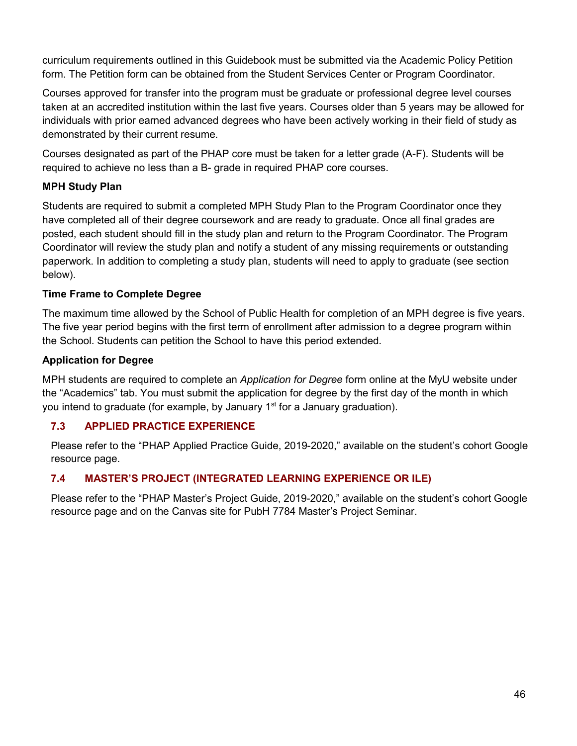curriculum requirements outlined in this Guidebook must be submitted via the Academic Policy Petition form. The Petition form can be obtained from the Student Services Center or Program Coordinator.

Courses approved for transfer into the program must be graduate or professional degree level courses taken at an accredited institution within the last five years. Courses older than 5 years may be allowed for individuals with prior earned advanced degrees who have been actively working in their field of study as demonstrated by their current resume.

Courses designated as part of the PHAP core must be taken for a letter grade (A-F). Students will be required to achieve no less than a B- grade in required PHAP core courses.

**MPH Study Plan**

Students are required to submit a completed MPH Study Plan to the Program Coordinator once they have completed all of their degree coursework and are ready to graduate. Once all final grades are posted, each student should fill in the study plan and return to the Program Coordinator. The Program Coordinator will review the study plan and notify a student of any missing requirements or outstanding paperwork. In addition to completing a study plan, students will need to apply to graduate (see section below).

**Time Frame to Complete Degree**

The maximum time allowed by the School of Public Health for completion of an MPH degree is five years. The five year period begins with the first term of enrollment after admission to a degree program within the School. Students can petition the School to have this period extended.

**Application for Degree**

MPH students are required to complete an *Application for Degree* form online at the MyU website under the "Academics" tab. You must submit the application for degree by the first day of the month in which you intend to graduate (for example, by January 1st for a January graduation).

## 7.3 APPLIED PRACTICE EXPERIENCE

Please refer to the "PHAP Applied Practice Guide, 2019-2020," available on the student's cohort Google resource page.

## 7.4 MASTER'S PROJECT (INTEGRATED LEARNING EXPERIENCE OR ILE)

Please refer to the "PHAP Master's Project Guide, 2019-2020," available on the student's cohort Google resource page and on the Canvas site for PubH 7784 Master's Project Seminar.